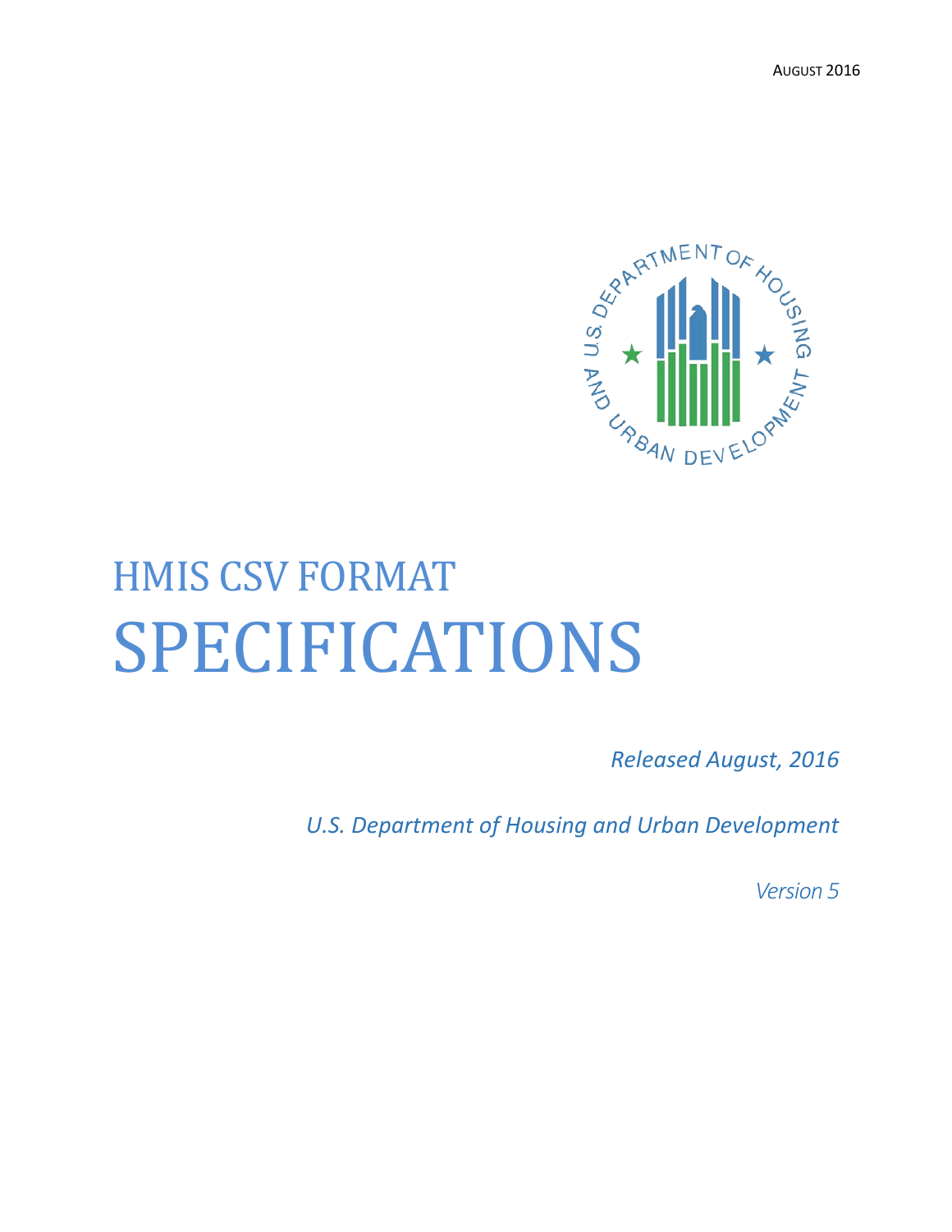AUGUST 2016

# HMIS CSV FORMAT

# SPECIFICATIONS

*Released August, 2016*

*U.S. Department of Housing and Urban Development*

*Version 5*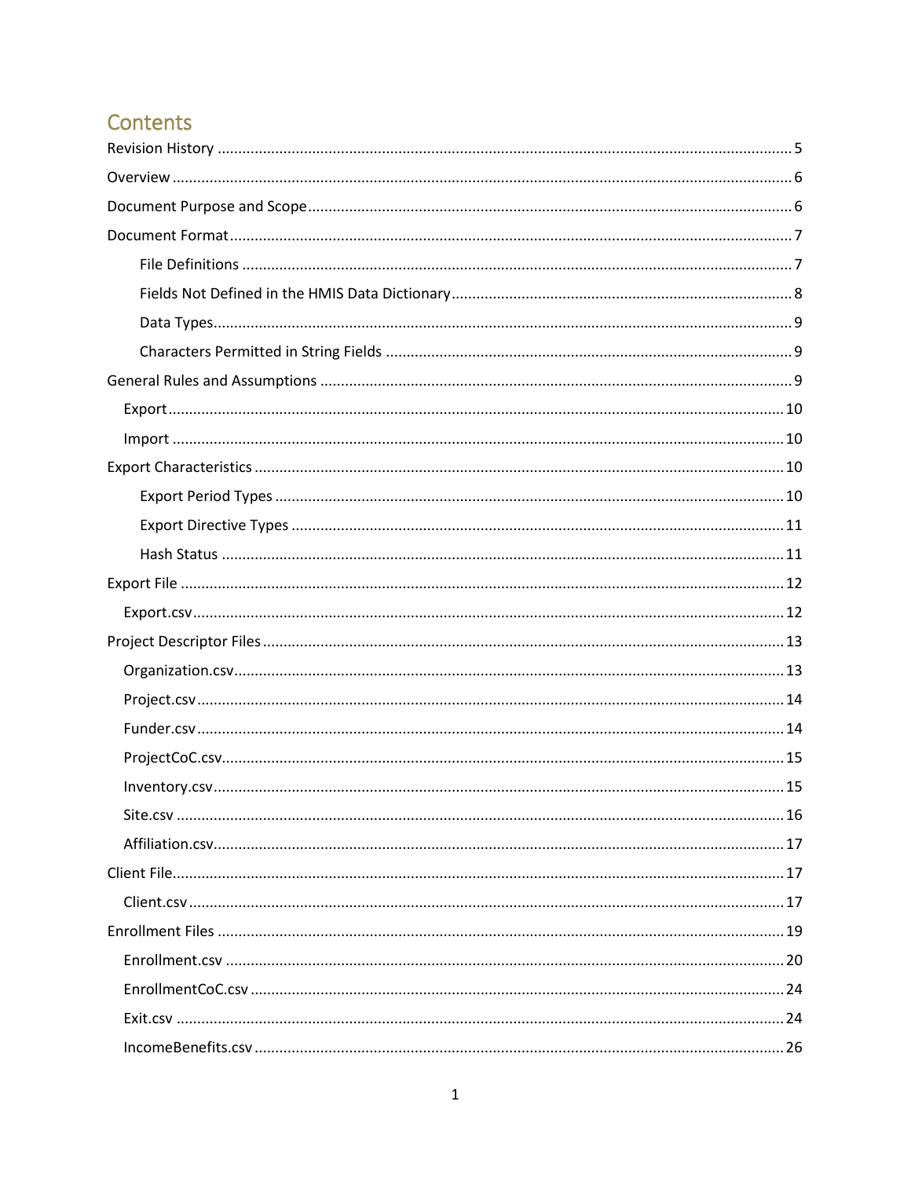# Contents

Revision History ........................................................ 5

Overview ........................................................ 6

Document Purpose and Scope ........................................................ 6

Document Format ........................................................ 7

- File Definitions ........................................................ 7
- Fields Not Defined in the HMIS Data Dictionary ........................................................ 8
- Data Types ........................................................ 9
- Characters Permitted in String Fields ........................................................ 9

General Rules and Assumptions ........................................................ 9

- Export ........................................................ 10
- Import ........................................................ 10

Export Characteristics ........................................................ 10

- Export Period Types ........................................................ 10
- Export Directive Types ........................................................ 11
- Hash Status ........................................................ 11

Export File ........................................................ 12

- Export.csv ........................................................ 12

Project Descriptor Files ........................................................ 13

- Organization.csv ........................................................ 13
- Project.csv ........................................................ 14
- Funder.csv ........................................................ 14
- ProjectCoC.csv ........................................................ 15
- Inventory.csv ........................................................ 15
- Site.csv ........................................................ 16
- Affiliation.csv ........................................................ 17

Client File ........................................................ 17

- Client.csv ........................................................ 17

Enrollment Files ........................................................ 19

- Enrollment.csv ........................................................ 20
- EnrollmentCoC.csv ........................................................ 24
- Exit.csv ........................................................ 24
- IncomeBenefits.csv ........................................................ 26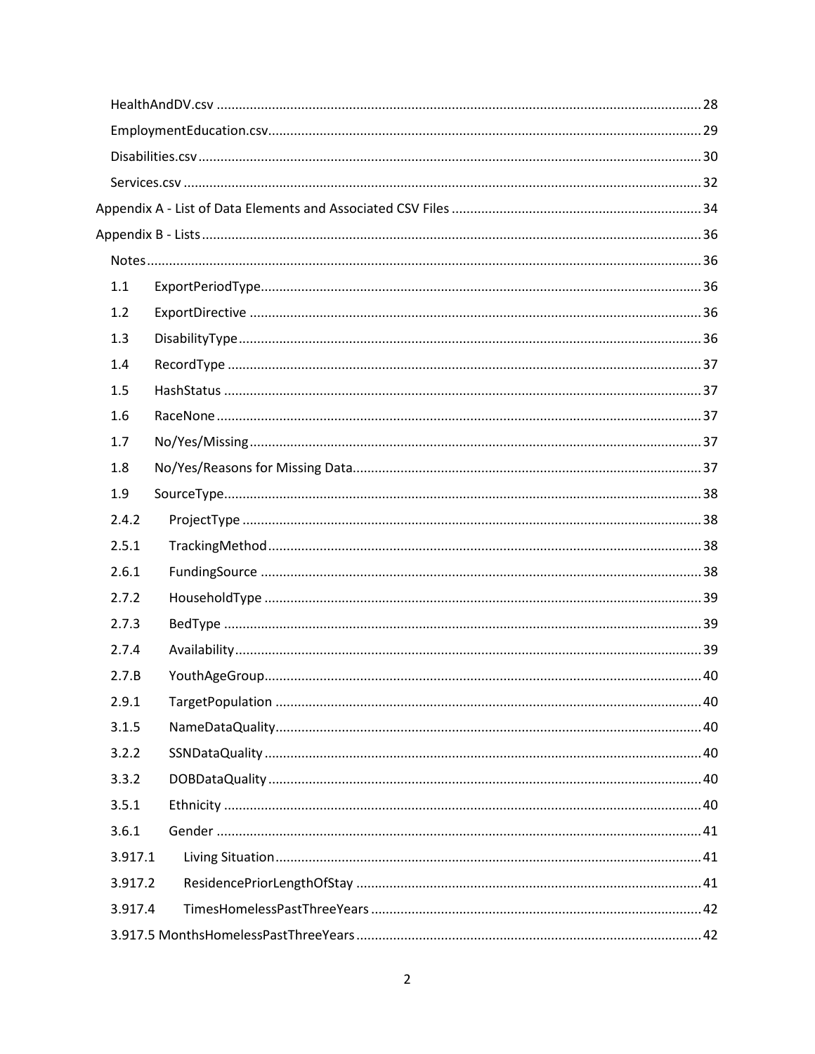HealthAndDV.csv ..... 28

EmploymentEducation.csv ..... 29

Disabilities.csv ..... 30

Services.csv ..... 32

Appendix A - List of Data Elements and Associated CSV Files ..... 34

Appendix B - Lists ..... 36

Notes ..... 36

1.1 ExportPeriodType ..... 36

1.2 ExportDirective ..... 36

1.3 DisabilityType ..... 36

1.4 RecordType ..... 37

1.5 HashStatus ..... 37

1.6 RaceNone ..... 37

1.7 No/Yes/Missing ..... 37

1.8 No/Yes/Reasons for Missing Data ..... 37

1.9 SourceType ..... 38

2.4.2 ProjectType ..... 38

2.5.1 TrackingMethod ..... 38

2.6.1 FundingSource ..... 38

2.7.2 HouseholdType ..... 39

2.7.3 BedType ..... 39

2.7.4 Availability ..... 39

2.7.B YouthAgeGroup ..... 40

2.9.1 TargetPopulation ..... 40

3.1.5 NameDataQuality ..... 40

3.2.2 SSNDataQuality ..... 40

3.3.2 DOBDataQuality ..... 40

3.5.1 Ethnicity ..... 40

3.6.1 Gender ..... 41

3.917.1 Living Situation ..... 41

3.917.2 ResidencePriorLengthOfStay ..... 41

3.917.4 TimesHomelessPastThreeYears ..... 42

3.917.5 MonthsHomelessPastThreeYears ..... 42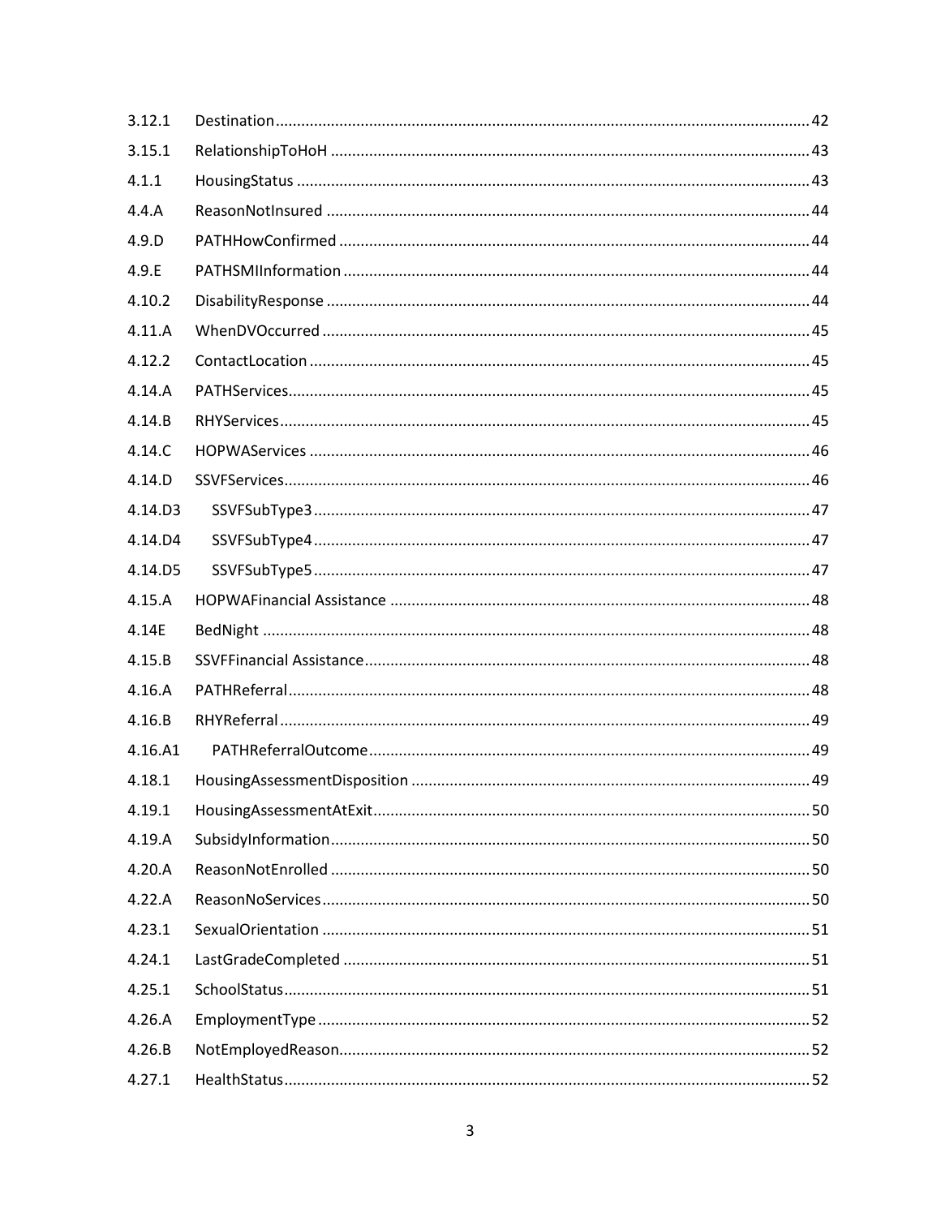| | | |
|---|---|---|
| 3.12.1 | Destination | 42 |
| 3.15.1 | RelationshipToHoH | 43 |
| 4.1.1 | HousingStatus | 43 |
| 4.4.A | ReasonNotInsured | 44 |
| 4.9.D | PATHHowConfirmed | 44 |
| 4.9.E | PATHSMIInformation | 44 |
| 4.10.2 | DisabilityResponse | 44 |
| 4.11.A | WhenDVOccurred | 45 |
| 4.12.2 | ContactLocation | 45 |
| 4.14.A | PATHServices | 45 |
| 4.14.B | RHYServices | 45 |
| 4.14.C | HOPWAServices | 46 |
| 4.14.D | SSVFServices | 46 |
| 4.14.D3 | SSVFSubType3 | 47 |
| 4.14.D4 | SSVFSubType4 | 47 |
| 4.14.D5 | SSVFSubType5 | 47 |
| 4.15.A | HOPWAFinancial Assistance | 48 |
| 4.14E | BedNight | 48 |
| 4.15.B | SSVFFinancial Assistance | 48 |
| 4.16.A | PATHReferral | 48 |
| 4.16.B | RHYReferral | 49 |
| 4.16.A1 | PATHReferralOutcome | 49 |
| 4.18.1 | HousingAssessmentDisposition | 49 |
| 4.19.1 | HousingAssessmentAtExit | 50 |
| 4.19.A | SubsidyInformation | 50 |
| 4.20.A | ReasonNotEnrolled | 50 |
| 4.22.A | ReasonNoServices | 50 |
| 4.23.1 | SexualOrientation | 51 |
| 4.24.1 | LastGradeCompleted | 51 |
| 4.25.1 | SchoolStatus | 51 |
| 4.26.A | EmploymentType | 52 |
| 4.26.B | NotEmployedReason | 52 |
| 4.27.1 | HealthStatus | 52 |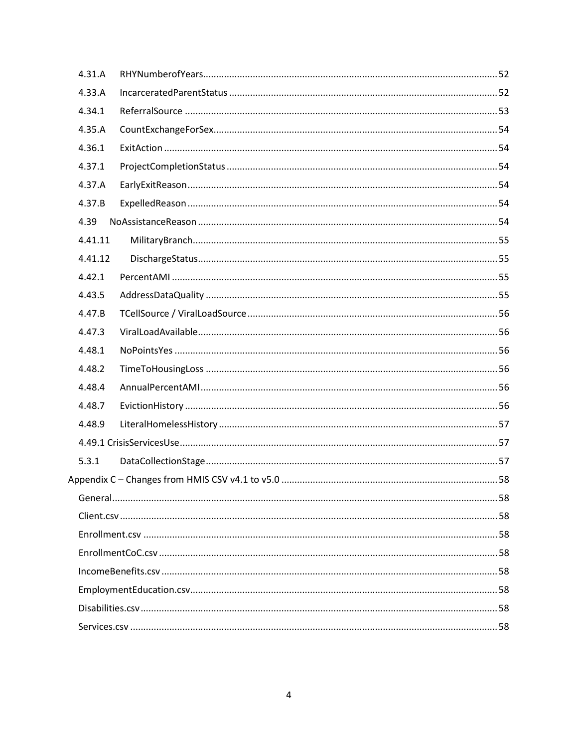4.31.A RHYNumberofYears ........ 52
4.33.A IncarceratedParentStatus ........ 52
4.34.1 ReferralSource ........ 53
4.35.A CountExchangeForSex ........ 54
4.36.1 ExitAction ........ 54
4.37.1 ProjectCompletionStatus ........ 54
4.37.A EarlyExitReason ........ 54
4.37.B ExpelledReason ........ 54
4.39 NoAssistanceReason ........ 54
4.41.11 MilitaryBranch ........ 55
4.41.12 DischargeStatus ........ 55
4.42.1 PercentAMI ........ 55
4.43.5 AddressDataQuality ........ 55
4.47.B TCellSource / ViralLoadSource ........ 56
4.47.3 ViralLoadAvailable ........ 56
4.48.1 NoPointsYes ........ 56
4.48.2 TimeToHousingLoss ........ 56
4.48.4 AnnualPercentAMI ........ 56
4.48.7 EvictionHistory ........ 56
4.48.9 LiteralHomelessHistory ........ 57
4.49.1 CrisisServicesUse ........ 57
5.3.1 DataCollectionStage ........ 57

Appendix C – Changes from HMIS CSV v4.1 to v5.0 ........ 58
General ........ 58
Client.csv ........ 58
Enrollment.csv ........ 58
EnrollmentCoC.csv ........ 58
IncomeBenefits.csv ........ 58
EmploymentEducation.csv ........ 58
Disabilities.csv ........ 58
Services.csv ........ 58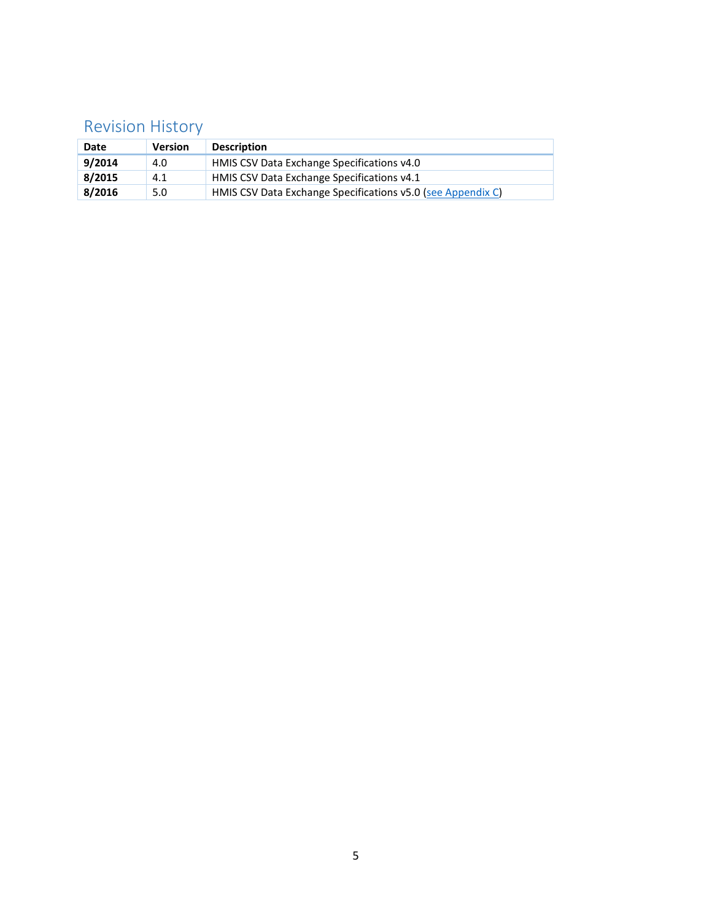## Revision History

| Date | Version | Description |
| --- | --- | --- |
| **9/2014** | 4.0 | HMIS CSV Data Exchange Specifications v4.0 |
| **8/2015** | 4.1 | HMIS CSV Data Exchange Specifications v4.1 |
| **8/2016** | 5.0 | HMIS CSV Data Exchange Specifications v5.0 (see Appendix C) |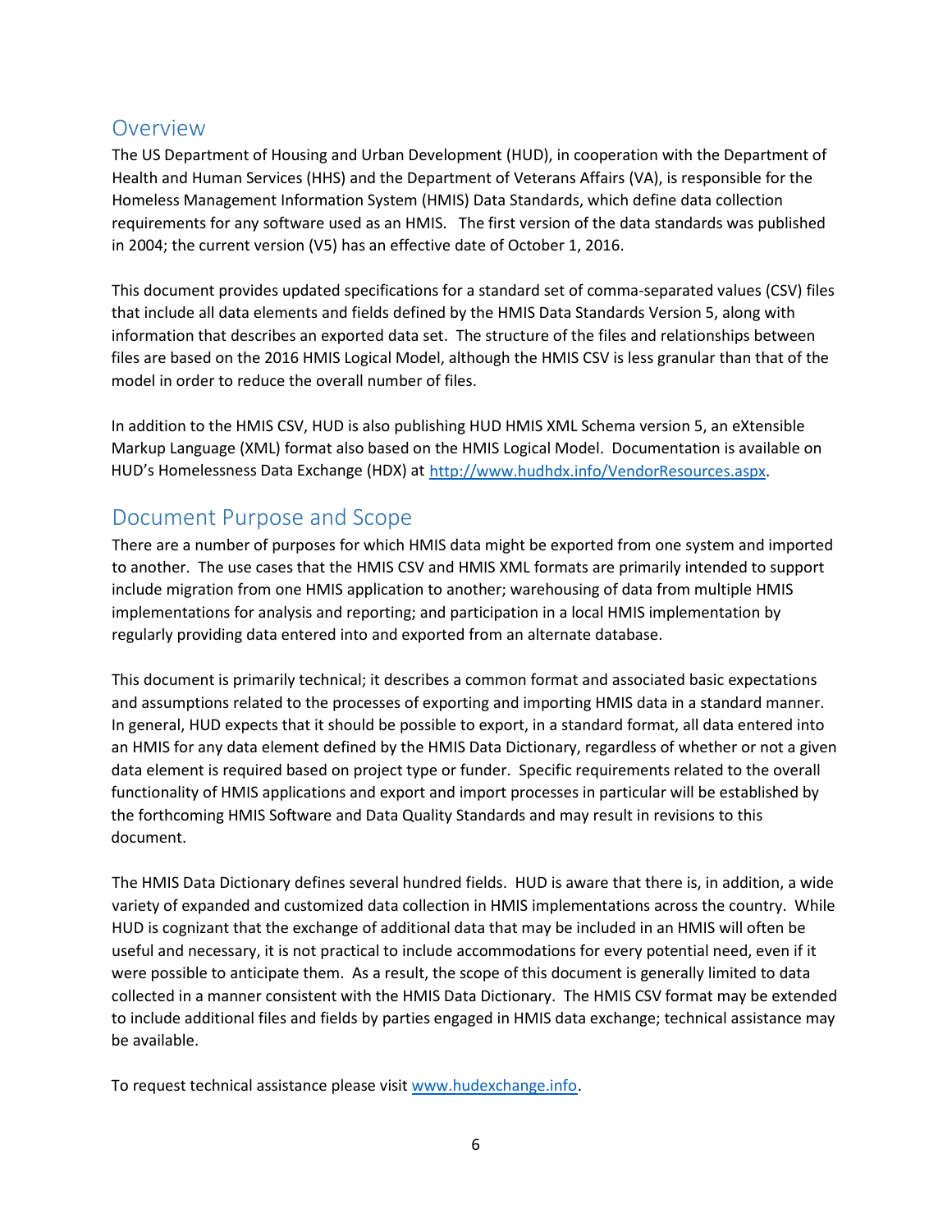## Overview

The US Department of Housing and Urban Development (HUD), in cooperation with the Department of Health and Human Services (HHS) and the Department of Veterans Affairs (VA), is responsible for the Homeless Management Information System (HMIS) Data Standards, which define data collection requirements for any software used as an HMIS. The first version of the data standards was published in 2004; the current version (V5) has an effective date of October 1, 2016.

This document provides updated specifications for a standard set of comma-separated values (CSV) files that include all data elements and fields defined by the HMIS Data Standards Version 5, along with information that describes an exported data set. The structure of the files and relationships between files are based on the 2016 HMIS Logical Model, although the HMIS CSV is less granular than that of the model in order to reduce the overall number of files.

In addition to the HMIS CSV, HUD is also publishing HUD HMIS XML Schema version 5, an eXtensible Markup Language (XML) format also based on the HMIS Logical Model. Documentation is available on HUD's Homelessness Data Exchange (HDX) at [http://www.hudhdx.info/VendorResources.aspx](http://www.hudhdx.info/VendorResources.aspx).

## Document Purpose and Scope

There are a number of purposes for which HMIS data might be exported from one system and imported to another. The use cases that the HMIS CSV and HMIS XML formats are primarily intended to support include migration from one HMIS application to another; warehousing of data from multiple HMIS implementations for analysis and reporting; and participation in a local HMIS implementation by regularly providing data entered into and exported from an alternate database.

This document is primarily technical; it describes a common format and associated basic expectations and assumptions related to the processes of exporting and importing HMIS data in a standard manner. In general, HUD expects that it should be possible to export, in a standard format, all data entered into an HMIS for any data element defined by the HMIS Data Dictionary, regardless of whether or not a given data element is required based on project type or funder. Specific requirements related to the overall functionality of HMIS applications and export and import processes in particular will be established by the forthcoming HMIS Software and Data Quality Standards and may result in revisions to this document.

The HMIS Data Dictionary defines several hundred fields. HUD is aware that there is, in addition, a wide variety of expanded and customized data collection in HMIS implementations across the country. While HUD is cognizant that the exchange of additional data that may be included in an HMIS will often be useful and necessary, it is not practical to include accommodations for every potential need, even if it were possible to anticipate them. As a result, the scope of this document is generally limited to data collected in a manner consistent with the HMIS Data Dictionary. The HMIS CSV format may be extended to include additional files and fields by parties engaged in HMIS data exchange; technical assistance may be available.

To request technical assistance please visit [www.hudexchange.info](www.hudexchange.info).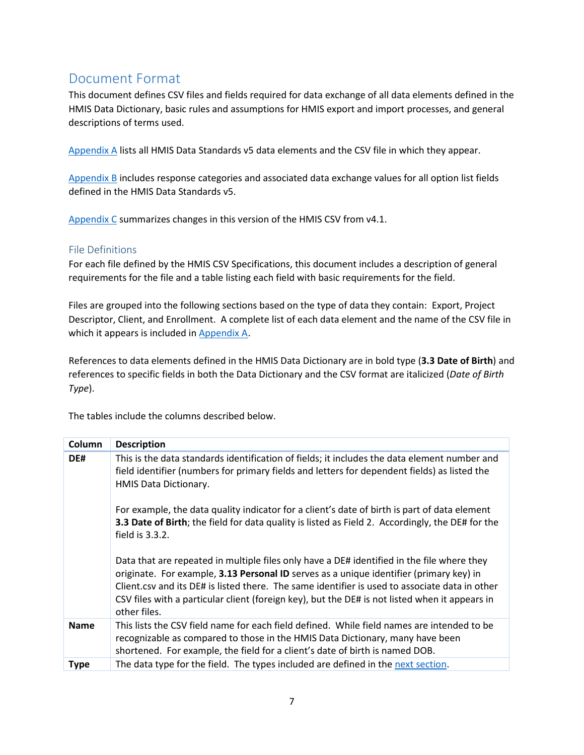## Document Format

This document defines CSV files and fields required for data exchange of all data elements defined in the HMIS Data Dictionary, basic rules and assumptions for HMIS export and import processes, and general descriptions of terms used.

Appendix A lists all HMIS Data Standards v5 data elements and the CSV file in which they appear.

Appendix B includes response categories and associated data exchange values for all option list fields defined in the HMIS Data Standards v5.

Appendix C summarizes changes in this version of the HMIS CSV from v4.1.

### File Definitions

For each file defined by the HMIS CSV Specifications, this document includes a description of general requirements for the file and a table listing each field with basic requirements for the field.

Files are grouped into the following sections based on the type of data they contain: Export, Project Descriptor, Client, and Enrollment. A complete list of each data element and the name of the CSV file in which it appears is included in Appendix A.

References to data elements defined in the HMIS Data Dictionary are in bold type (**3.3 Date of Birth**) and references to specific fields in both the Data Dictionary and the CSV format are italicized (*Date of Birth Type*).

The tables include the columns described below.

| Column | Description |
|---|---|
| **DE#** | This is the data standards identification of fields; it includes the data element number and field identifier (numbers for primary fields and letters for dependent fields) as listed the HMIS Data Dictionary.<br><br>For example, the data quality indicator for a client's date of birth is part of data element **3.3 Date of Birth**; the field for data quality is listed as Field 2. Accordingly, the DE# for the field is 3.3.2.<br><br>Data that are repeated in multiple files only have a DE# identified in the file where they originate. For example, **3.13 Personal ID** serves as a unique identifier (primary key) in Client.csv and its DE# is listed there. The same identifier is used to associate data in other CSV files with a particular client (foreign key), but the DE# is not listed when it appears in other files. |
| **Name** | This lists the CSV field name for each field defined. While field names are intended to be recognizable as compared to those in the HMIS Data Dictionary, many have been shortened. For example, the field for a client's date of birth is named DOB. |
| **Type** | The data type for the field. The types included are defined in the next section. |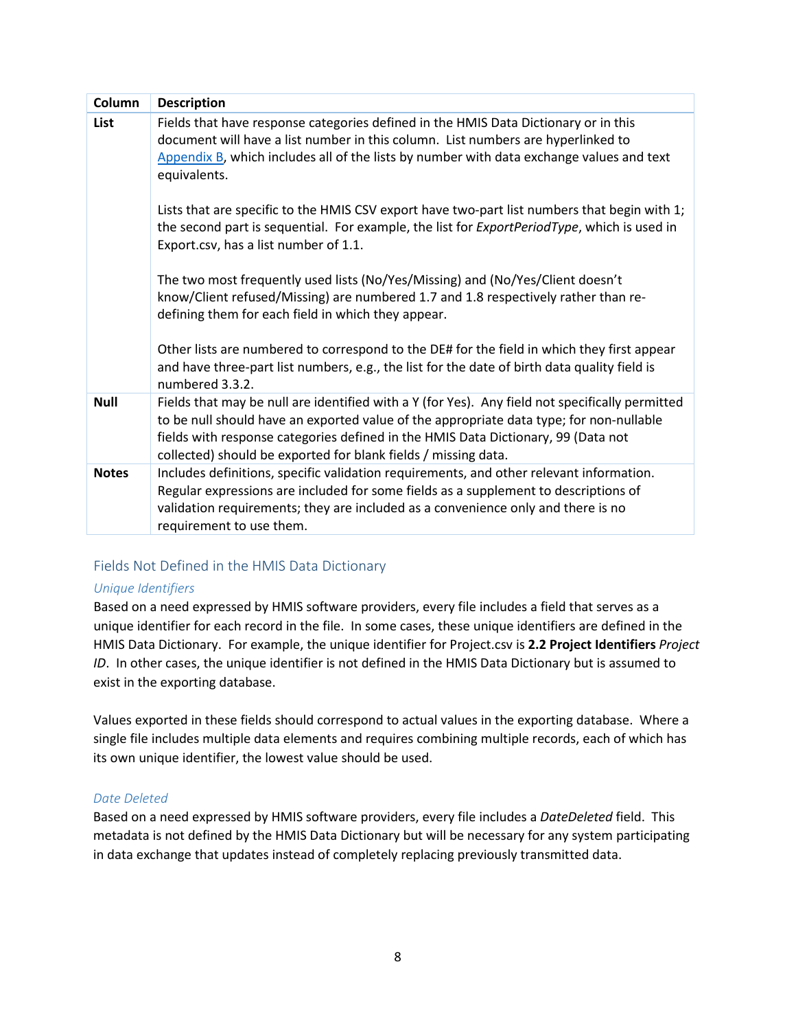| Column | Description |
|---|---|
| **List** | Fields that have response categories defined in the HMIS Data Dictionary or in this document will have a list number in this column. List numbers are hyperlinked to Appendix B, which includes all of the lists by number with data exchange values and text equivalents.<br><br>Lists that are specific to the HMIS CSV export have two-part list numbers that begin with 1; the second part is sequential. For example, the list for *ExportPeriodType*, which is used in Export.csv, has a list number of 1.1.<br><br>The two most frequently used lists (No/Yes/Missing) and (No/Yes/Client doesn't know/Client refused/Missing) are numbered 1.7 and 1.8 respectively rather than re-defining them for each field in which they appear.<br><br>Other lists are numbered to correspond to the DE# for the field in which they first appear and have three-part list numbers, e.g., the list for the date of birth data quality field is numbered 3.3.2. |
| **Null** | Fields that may be null are identified with a Y (for Yes). Any field not specifically permitted to be null should have an exported value of the appropriate data type; for non-nullable fields with response categories defined in the HMIS Data Dictionary, 99 (Data not collected) should be exported for blank fields / missing data. |
| **Notes** | Includes definitions, specific validation requirements, and other relevant information. Regular expressions are included for some fields as a supplement to descriptions of validation requirements; they are included as a convenience only and there is no requirement to use them. |

## Fields Not Defined in the HMIS Data Dictionary

### *Unique Identifiers*

Based on a need expressed by HMIS software providers, every file includes a field that serves as a unique identifier for each record in the file. In some cases, these unique identifiers are defined in the HMIS Data Dictionary. For example, the unique identifier for Project.csv is **2.2 Project Identifiers** *Project ID*. In other cases, the unique identifier is not defined in the HMIS Data Dictionary but is assumed to exist in the exporting database.

Values exported in these fields should correspond to actual values in the exporting database. Where a single file includes multiple data elements and requires combining multiple records, each of which has its own unique identifier, the lowest value should be used.

### *Date Deleted*

Based on a need expressed by HMIS software providers, every file includes a *DateDeleted* field. This metadata is not defined by the HMIS Data Dictionary but will be necessary for any system participating in data exchange that updates instead of completely replacing previously transmitted data.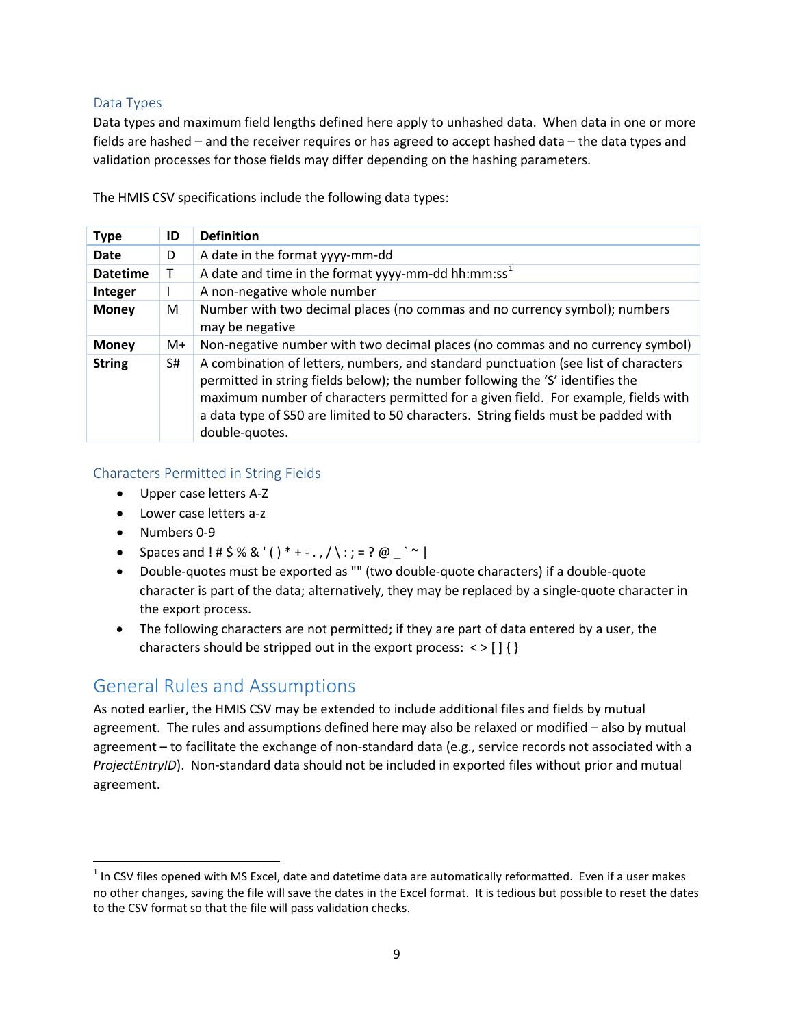### Data Types

Data types and maximum field lengths defined here apply to unhashed data. When data in one or more fields are hashed – and the receiver requires or has agreed to accept hashed data – the data types and validation processes for those fields may differ depending on the hashing parameters.

The HMIS CSV specifications include the following data types:

| Type | ID | Definition |
|---|---|---|
| **Date** | D | A date in the format yyyy-mm-dd |
| **Datetime** | T | A date and time in the format yyyy-mm-dd hh:mm:ss[1] |
| **Integer** | I | A non-negative whole number |
| **Money** | M | Number with two decimal places (no commas and no currency symbol); numbers may be negative |
| **Money** | M+ | Non-negative number with two decimal places (no commas and no currency symbol) |
| **String** | S# | A combination of letters, numbers, and standard punctuation (see list of characters permitted in string fields below); the number following the 'S' identifies the maximum number of characters permitted for a given field. For example, fields with a data type of S50 are limited to 50 characters. String fields must be padded with double-quotes. |

### Characters Permitted in String Fields

- Upper case letters A-Z
- Lower case letters a-z
- Numbers 0-9
- Spaces and ! # $ % & ' ( ) * + - . , / \ : ; = ? @ _ ` ~ |
- Double-quotes must be exported as "" (two double-quote characters) if a double-quote character is part of the data; alternatively, they may be replaced by a single-quote character in the export process.
- The following characters are not permitted; if they are part of data entered by a user, the characters should be stripped out in the export process: < > [ ] { }

## General Rules and Assumptions

As noted earlier, the HMIS CSV may be extended to include additional files and fields by mutual agreement. The rules and assumptions defined here may also be relaxed or modified – also by mutual agreement – to facilitate the exchange of non-standard data (e.g., service records not associated with a *ProjectEntryID*). Non-standard data should not be included in exported files without prior and mutual agreement.

[1] In CSV files opened with MS Excel, date and datetime data are automatically reformatted. Even if a user makes no other changes, saving the file will save the dates in the Excel format. It is tedious but possible to reset the dates to the CSV format so that the file will pass validation checks.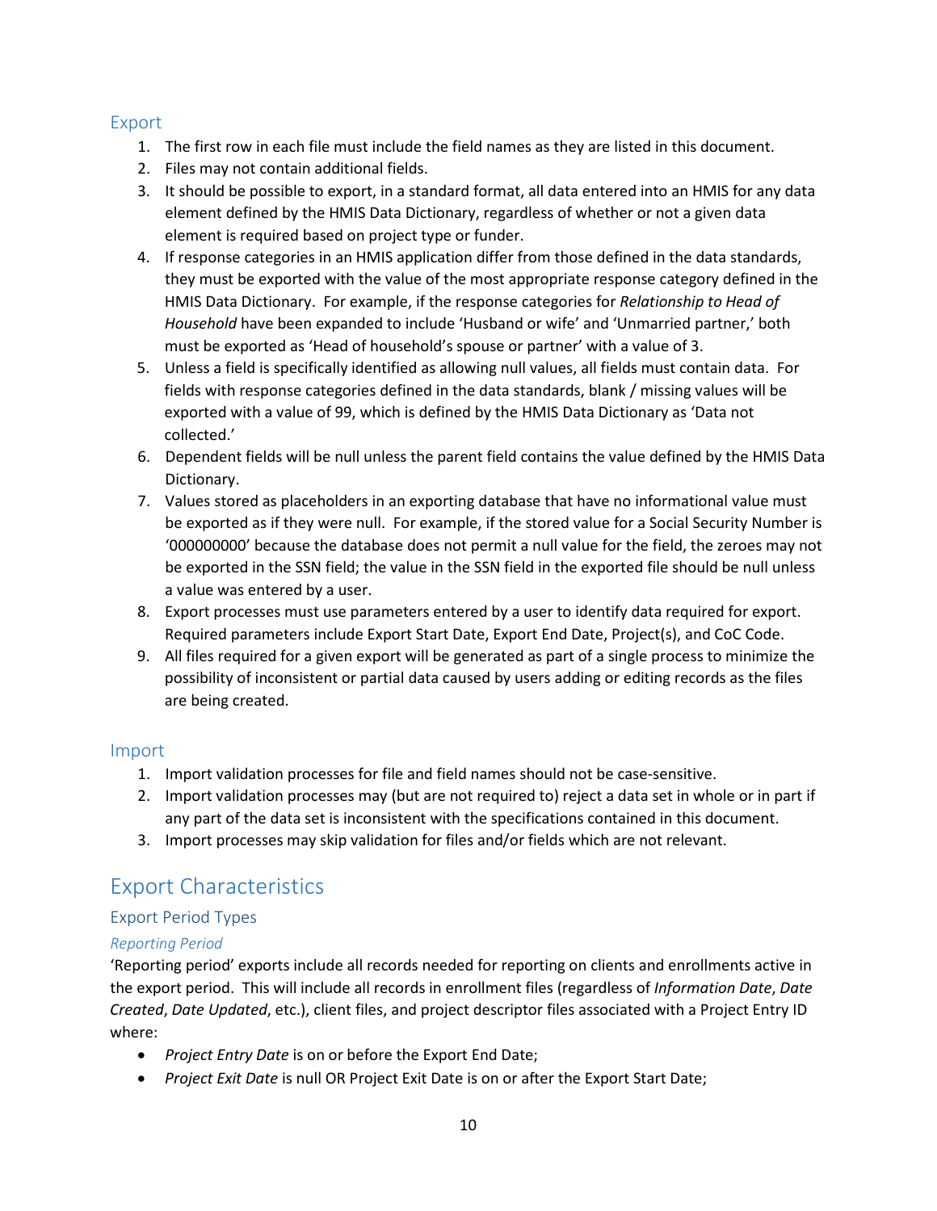### Export

1. The first row in each file must include the field names as they are listed in this document.
2. Files may not contain additional fields.
3. It should be possible to export, in a standard format, all data entered into an HMIS for any data element defined by the HMIS Data Dictionary, regardless of whether or not a given data element is required based on project type or funder.
4. If response categories in an HMIS application differ from those defined in the data standards, they must be exported with the value of the most appropriate response category defined in the HMIS Data Dictionary. For example, if the response categories for *Relationship to Head of Household* have been expanded to include 'Husband or wife' and 'Unmarried partner,' both must be exported as 'Head of household's spouse or partner' with a value of 3.
5. Unless a field is specifically identified as allowing null values, all fields must contain data. For fields with response categories defined in the data standards, blank / missing values will be exported with a value of 99, which is defined by the HMIS Data Dictionary as 'Data not collected.'
6. Dependent fields will be null unless the parent field contains the value defined by the HMIS Data Dictionary.
7. Values stored as placeholders in an exporting database that have no informational value must be exported as if they were null. For example, if the stored value for a Social Security Number is '000000000' because the database does not permit a null value for the field, the zeroes may not be exported in the SSN field; the value in the SSN field in the exported file should be null unless a value was entered by a user.
8. Export processes must use parameters entered by a user to identify data required for export. Required parameters include Export Start Date, Export End Date, Project(s), and CoC Code.
9. All files required for a given export will be generated as part of a single process to minimize the possibility of inconsistent or partial data caused by users adding or editing records as the files are being created.

### Import

1. Import validation processes for file and field names should not be case-sensitive.
2. Import validation processes may (but are not required to) reject a data set in whole or in part if any part of the data set is inconsistent with the specifications contained in this document.
3. Import processes may skip validation for files and/or fields which are not relevant.

## Export Characteristics

### Export Period Types

#### *Reporting Period*

'Reporting period' exports include all records needed for reporting on clients and enrollments active in the export period. This will include all records in enrollment files (regardless of *Information Date*, *Date Created*, *Date Updated*, etc.), client files, and project descriptor files associated with a Project Entry ID where:

- *Project Entry Date* is on or before the Export End Date;
- *Project Exit Date* is null OR Project Exit Date is on or after the Export Start Date;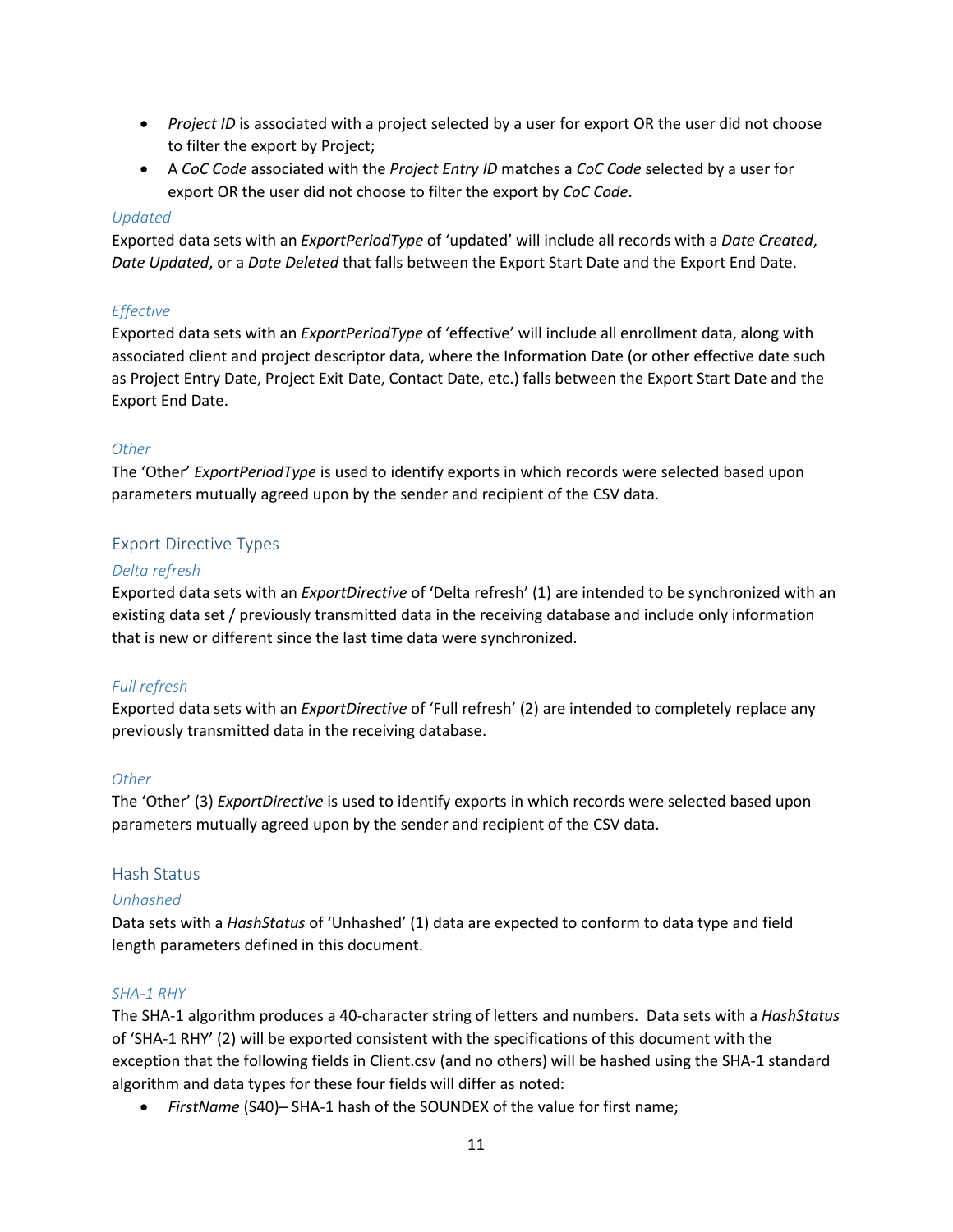- *Project ID* is associated with a project selected by a user for export OR the user did not choose to filter the export by Project;
- A *CoC Code* associated with the *Project Entry ID* matches a *CoC Code* selected by a user for export OR the user did not choose to filter the export by *CoC Code*.

#### *Updated*

Exported data sets with an *ExportPeriodType* of 'updated' will include all records with a *Date Created*, *Date Updated*, or a *Date Deleted* that falls between the Export Start Date and the Export End Date.

#### *Effective*

Exported data sets with an *ExportPeriodType* of 'effective' will include all enrollment data, along with associated client and project descriptor data, where the Information Date (or other effective date such as Project Entry Date, Project Exit Date, Contact Date, etc.) falls between the Export Start Date and the Export End Date.

#### *Other*

The 'Other' *ExportPeriodType* is used to identify exports in which records were selected based upon parameters mutually agreed upon by the sender and recipient of the CSV data.

### Export Directive Types

#### *Delta refresh*

Exported data sets with an *ExportDirective* of 'Delta refresh' (1) are intended to be synchronized with an existing data set / previously transmitted data in the receiving database and include only information that is new or different since the last time data were synchronized.

#### *Full refresh*

Exported data sets with an *ExportDirective* of 'Full refresh' (2) are intended to completely replace any previously transmitted data in the receiving database.

#### *Other*

The 'Other' (3) *ExportDirective* is used to identify exports in which records were selected based upon parameters mutually agreed upon by the sender and recipient of the CSV data.

### Hash Status

#### *Unhashed*

Data sets with a *HashStatus* of 'Unhashed' (1) data are expected to conform to data type and field length parameters defined in this document.

#### *SHA-1 RHY*

The SHA-1 algorithm produces a 40-character string of letters and numbers. Data sets with a *HashStatus* of 'SHA-1 RHY' (2) will be exported consistent with the specifications of this document with the exception that the following fields in Client.csv (and no others) will be hashed using the SHA-1 standard algorithm and data types for these four fields will differ as noted:

- *FirstName* (S40)– SHA-1 hash of the SOUNDEX of the value for first name;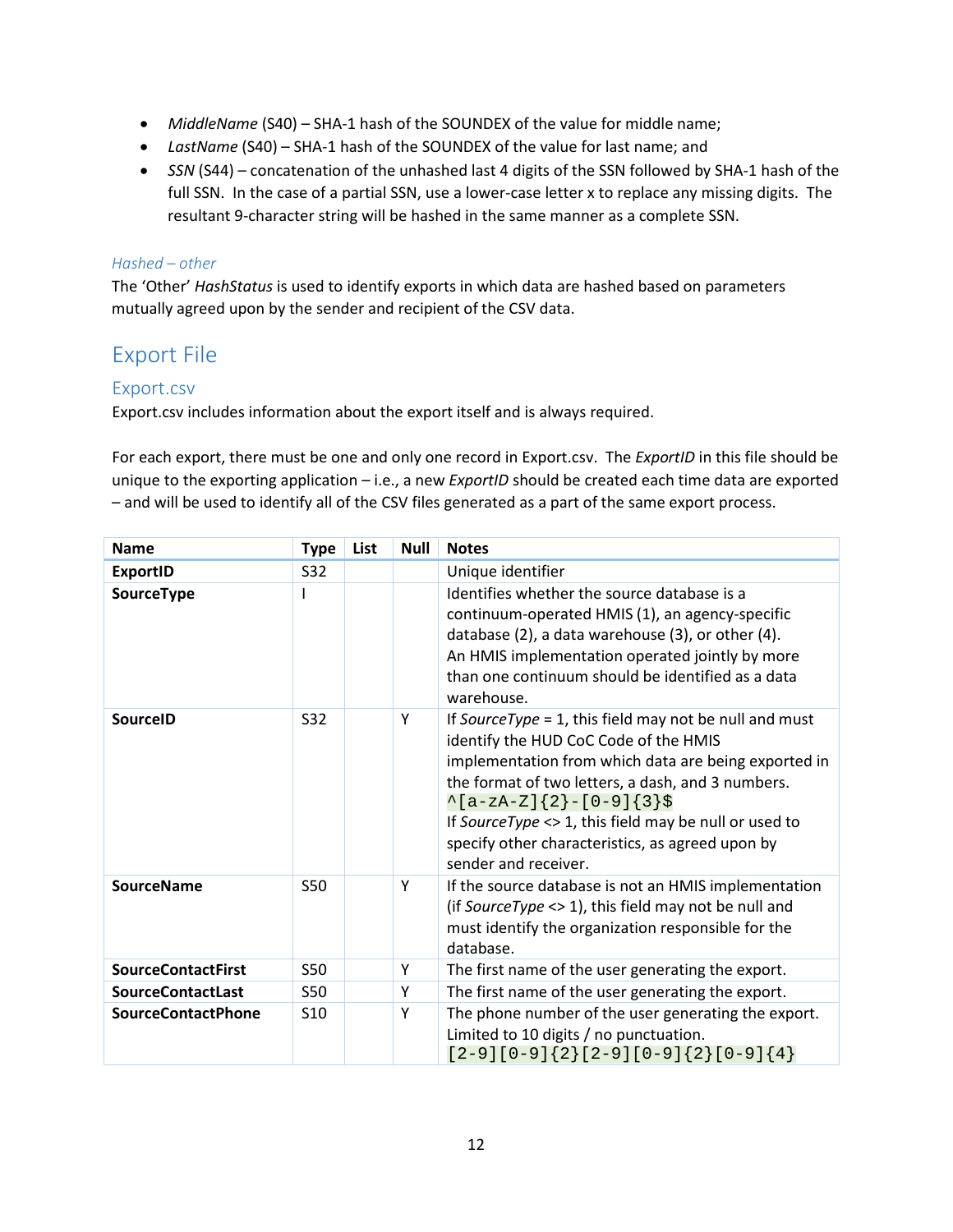- *MiddleName* (S40) – SHA-1 hash of the SOUNDEX of the value for middle name;
- *LastName* (S40) – SHA-1 hash of the SOUNDEX of the value for last name; and
- *SSN* (S44) – concatenation of the unhashed last 4 digits of the SSN followed by SHA-1 hash of the full SSN. In the case of a partial SSN, use a lower-case letter x to replace any missing digits. The resultant 9-character string will be hashed in the same manner as a complete SSN.

#### *Hashed – other*

The 'Other' *HashStatus* is used to identify exports in which data are hashed based on parameters mutually agreed upon by the sender and recipient of the CSV data.

## Export File

### Export.csv

Export.csv includes information about the export itself and is always required.

For each export, there must be one and only one record in Export.csv. The *ExportID* in this file should be unique to the exporting application – i.e., a new *ExportID* should be created each time data are exported – and will be used to identify all of the CSV files generated as a part of the same export process.

| Name | Type | List | Null | Notes |
|---|---|---|---|---|
| **ExportID** | S32 | | | Unique identifier |
| **SourceType** | I | | | Identifies whether the source database is a continuum-operated HMIS (1), an agency-specific database (2), a data warehouse (3), or other (4). An HMIS implementation operated jointly by more than one continuum should be identified as a data warehouse. |
| **SourceID** | S32 | | Y | If *SourceType* = 1, this field may not be null and must identify the HUD CoC Code of the HMIS implementation from which data are being exported in the format of two letters, a dash, and 3 numbers. `^[a-zA-Z]{2}-[0-9]{3}$` If *SourceType* <> 1, this field may be null or used to specify other characteristics, as agreed upon by sender and receiver. |
| **SourceName** | S50 | | Y | If the source database is not an HMIS implementation (if *SourceType* <> 1), this field may not be null and must identify the organization responsible for the database. |
| **SourceContactFirst** | S50 | | Y | The first name of the user generating the export. |
| **SourceContactLast** | S50 | | Y | The first name of the user generating the export. |
| **SourceContactPhone** | S10 | | Y | The phone number of the user generating the export. Limited to 10 digits / no punctuation. `[2-9][0-9]{2}[2-9][0-9]{2}[0-9]{4}` |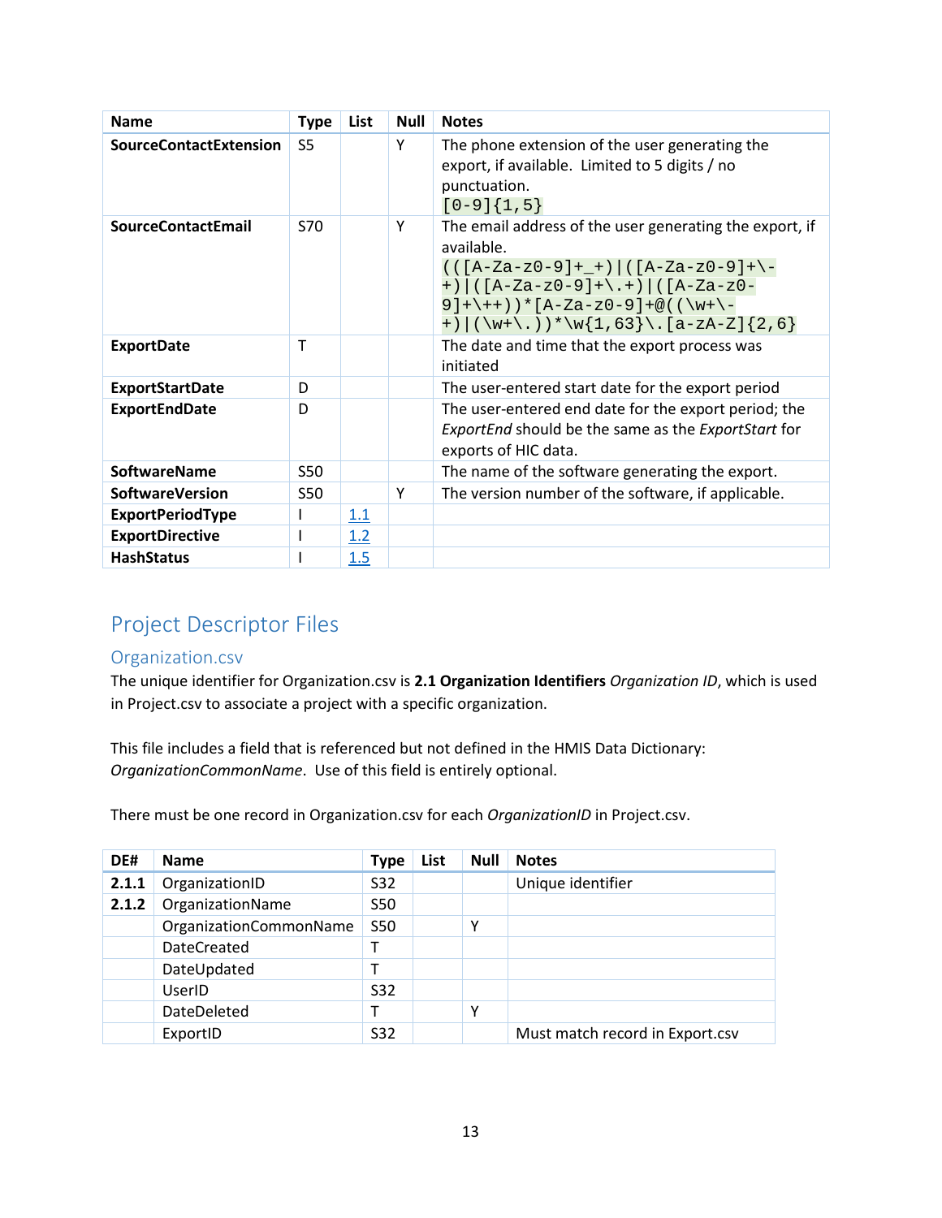| Name | Type | List | Null | Notes |
|---|---|---|---|---|
| **SourceContactExtension** | S5 | | Y | The phone extension of the user generating the export, if available. Limited to 5 digits / no punctuation. `[0-9]{1,5}` |
| **SourceContactEmail** | S70 | | Y | The email address of the user generating the export, if available. `(([A-Za-z0-9]+_+)|([A-Za-z0-9]+\-+)|([A-Za-z0-9]+\.+)|([A-Za-z0-9]+\++))*[A-Za-z0-9]+@((\w+\-+)|(\w+\.))*\w{1,63}\.[a-zA-Z]{2,6}` |
| **ExportDate** | T | | | The date and time that the export process was initiated |
| **ExportStartDate** | D | | | The user-entered start date for the export period |
| **ExportEndDate** | D | | | The user-entered end date for the export period; the *ExportEnd* should be the same as the *ExportStart* for exports of HIC data. |
| **SoftwareName** | S50 | | | The name of the software generating the export. |
| **SoftwareVersion** | S50 | | Y | The version number of the software, if applicable. |
| **ExportPeriodType** | I | 1.1 | | |
| **ExportDirective** | I | 1.2 | | |
| **HashStatus** | I | 1.5 | | |

# Project Descriptor Files

## Organization.csv

The unique identifier for Organization.csv is **2.1 Organization Identifiers** *Organization ID*, which is used in Project.csv to associate a project with a specific organization.

This file includes a field that is referenced but not defined in the HMIS Data Dictionary: *OrganizationCommonName*. Use of this field is entirely optional.

There must be one record in Organization.csv for each *OrganizationID* in Project.csv.

| DE# | Name | Type | List | Null | Notes |
|---|---|---|---|---|---|
| **2.1.1** | OrganizationID | S32 | | | Unique identifier |
| **2.1.2** | OrganizationName | S50 | | | |
| | OrganizationCommonName | S50 | | Y | |
| | DateCreated | T | | | |
| | DateUpdated | T | | | |
| | UserID | S32 | | | |
| | DateDeleted | T | | Y | |
| | ExportID | S32 | | | Must match record in Export.csv |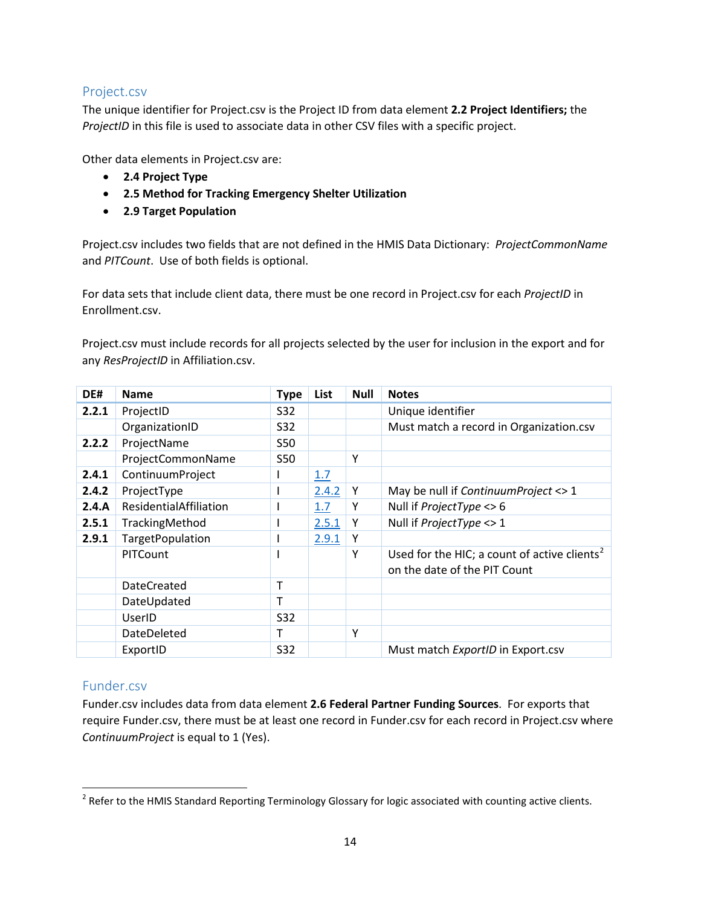## Project.csv

The unique identifier for Project.csv is the Project ID from data element **2.2 Project Identifiers;** the *ProjectID* in this file is used to associate data in other CSV files with a specific project.

Other data elements in Project.csv are:

- **2.4 Project Type**
- **2.5 Method for Tracking Emergency Shelter Utilization**
- **2.9 Target Population**

Project.csv includes two fields that are not defined in the HMIS Data Dictionary: *ProjectCommonName* and *PITCount*. Use of both fields is optional.

For data sets that include client data, there must be one record in Project.csv for each *ProjectID* in Enrollment.csv.

Project.csv must include records for all projects selected by the user for inclusion in the export and for any *ResProjectID* in Affiliation.csv.

| DE# | Name | Type | List | Null | Notes |
|---|---|---|---|---|---|
| **2.2.1** | ProjectID | S32 | | | Unique identifier |
| | OrganizationID | S32 | | | Must match a record in Organization.csv |
| **2.2.2** | ProjectName | S50 | | | |
| | ProjectCommonName | S50 | | Y | |
| **2.4.1** | ContinuumProject | I | 1.7 | | |
| **2.4.2** | ProjectType | I | 2.4.2 | Y | May be null if *ContinuumProject* <> 1 |
| **2.4.A** | ResidentialAffiliation | I | 1.7 | Y | Null if *ProjectType* <> 6 |
| **2.5.1** | TrackingMethod | I | 2.5.1 | Y | Null if *ProjectType* <> 1 |
| **2.9.1** | TargetPopulation | I | 2.9.1 | Y | |
| | PITCount | I | | Y | Used for the HIC; a count of active clients[2] on the date of the PIT Count |
| | DateCreated | T | | | |
| | DateUpdated | T | | | |
| | UserID | S32 | | | |
| | DateDeleted | T | | Y | |
| | ExportID | S32 | | | Must match *ExportID* in Export.csv |

## Funder.csv

Funder.csv includes data from data element **2.6 Federal Partner Funding Sources**. For exports that require Funder.csv, there must be at least one record in Funder.csv for each record in Project.csv where *ContinuumProject* is equal to 1 (Yes).

[2] Refer to the HMIS Standard Reporting Terminology Glossary for logic associated with counting active clients.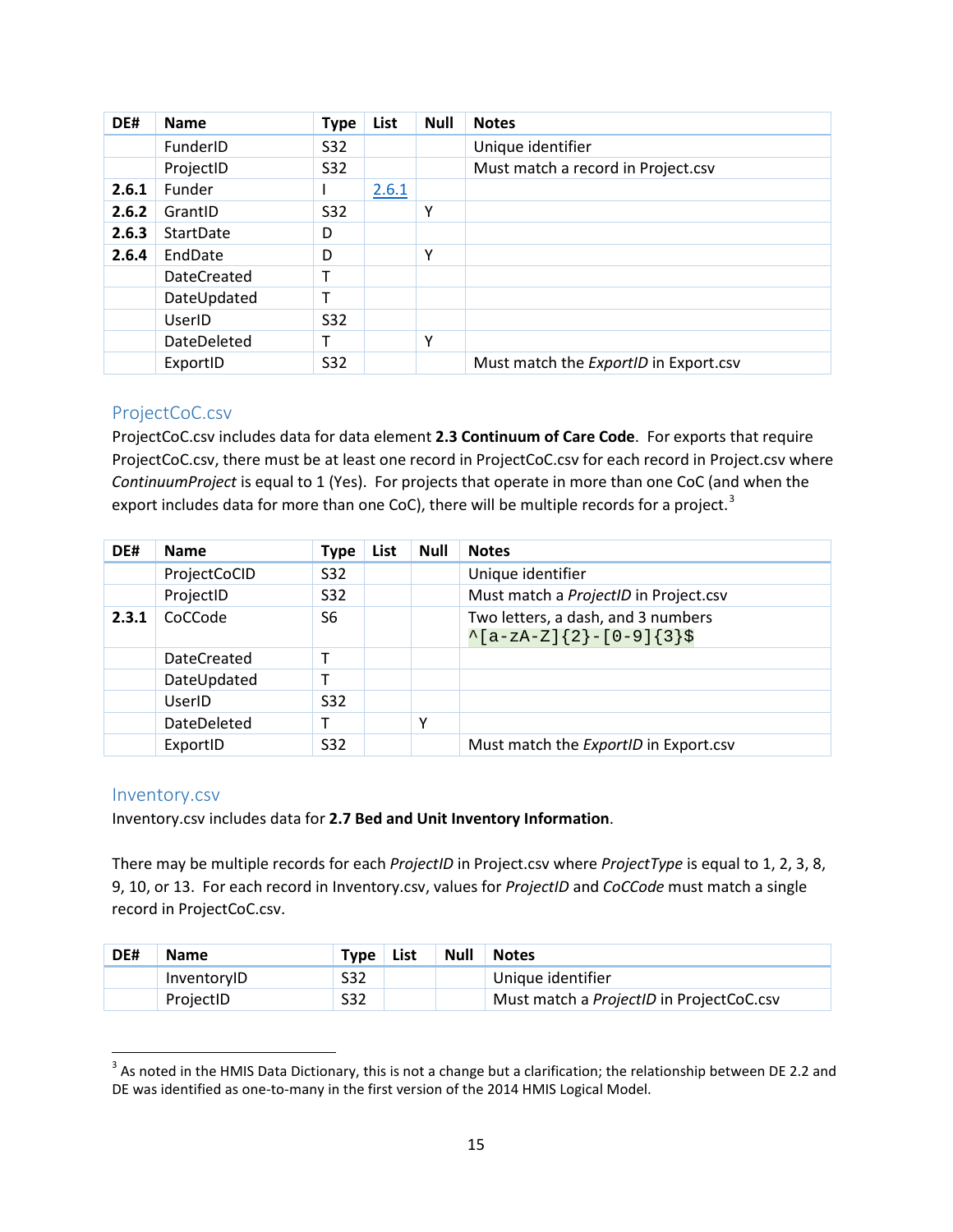| DE# | Name | Type | List | Null | Notes |
|---|---|---|---|---|---|
| | FunderID | S32 | | | Unique identifier |
| | ProjectID | S32 | | | Must match a record in Project.csv |
| **2.6.1** | Funder | I | 2.6.1 | | |
| **2.6.2** | GrantID | S32 | | Y | |
| **2.6.3** | StartDate | D | | | |
| **2.6.4** | EndDate | D | | Y | |
| | DateCreated | T | | | |
| | DateUpdated | T | | | |
| | UserID | S32 | | | |
| | DateDeleted | T | | Y | |
| | ExportID | S32 | | | Must match the *ExportID* in Export.csv |

## ProjectCoC.csv

ProjectCoC.csv includes data for data element **2.3 Continuum of Care Code**. For exports that require ProjectCoC.csv, there must be at least one record in ProjectCoC.csv for each record in Project.csv where *ContinuumProject* is equal to 1 (Yes). For projects that operate in more than one CoC (and when the export includes data for more than one CoC), there will be multiple records for a project.[3]

| DE# | Name | Type | List | Null | Notes |
|---|---|---|---|---|---|
| | ProjectCoCID | S32 | | | Unique identifier |
| | ProjectID | S32 | | | Must match a *ProjectID* in Project.csv |
| **2.3.1** | CoCCode | S6 | | | Two letters, a dash, and 3 numbers `^[a-zA-Z]{2}-[0-9]{3}$` |
| | DateCreated | T | | | |
| | DateUpdated | T | | | |
| | UserID | S32 | | | |
| | DateDeleted | T | | Y | |
| | ExportID | S32 | | | Must match the *ExportID* in Export.csv |

## Inventory.csv

Inventory.csv includes data for **2.7 Bed and Unit Inventory Information**.

There may be multiple records for each *ProjectID* in Project.csv where *ProjectType* is equal to 1, 2, 3, 8, 9, 10, or 13. For each record in Inventory.csv, values for *ProjectID* and *CoCCode* must match a single record in ProjectCoC.csv.

| DE# | Name | Type | List | Null | Notes |
|---|---|---|---|---|---|
| | InventoryID | S32 | | | Unique identifier |
| | ProjectID | S32 | | | Must match a *ProjectID* in ProjectCoC.csv |

[3] As noted in the HMIS Data Dictionary, this is not a change but a clarification; the relationship between DE 2.2 and DE was identified as one-to-many in the first version of the 2014 HMIS Logical Model.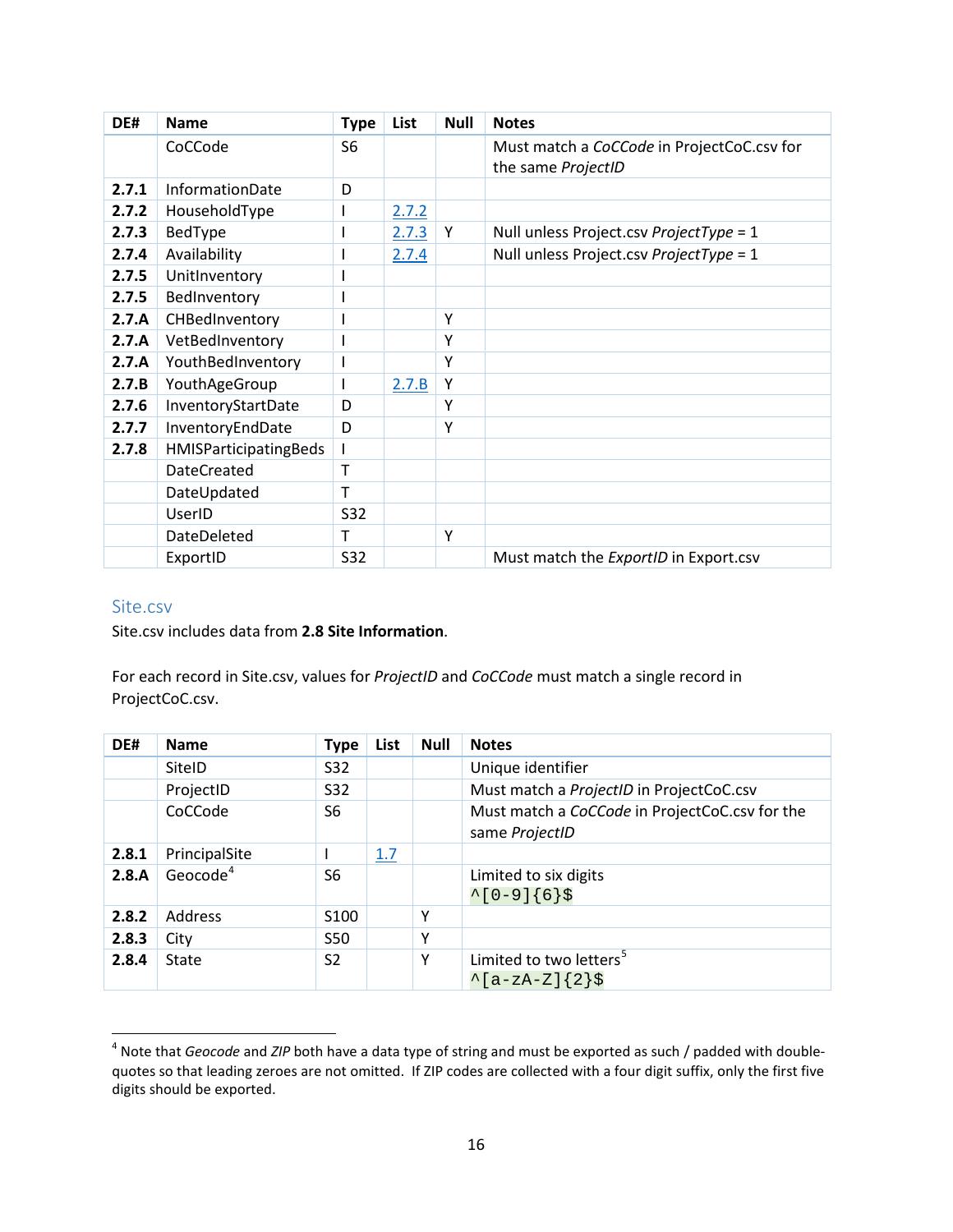| DE# | Name | Type | List | Null | Notes |
|---|---|---|---|---|---|
| | CoCCode | S6 | | | Must match a *CoCCode* in ProjectCoC.csv for the same *ProjectID* |
| **2.7.1** | InformationDate | D | | | |
| **2.7.2** | HouseholdType | I | 2.7.2 | | |
| **2.7.3** | BedType | I | 2.7.3 | Y | Null unless Project.csv *ProjectType* = 1 |
| **2.7.4** | Availability | I | 2.7.4 | | Null unless Project.csv *ProjectType* = 1 |
| **2.7.5** | UnitInventory | I | | | |
| **2.7.5** | BedInventory | I | | | |
| **2.7.A** | CHBedInventory | I | | Y | |
| **2.7.A** | VetBedInventory | I | | Y | |
| **2.7.A** | YouthBedInventory | I | | Y | |
| **2.7.B** | YouthAgeGroup | I | 2.7.B | Y | |
| **2.7.6** | InventoryStartDate | D | | Y | |
| **2.7.7** | InventoryEndDate | D | | Y | |
| **2.7.8** | HMISParticipatingBeds | I | | | |
| | DateCreated | T | | | |
| | DateUpdated | T | | | |
| | UserID | S32 | | | |
| | DateDeleted | T | | Y | |
| | ExportID | S32 | | | Must match the *ExportID* in Export.csv |

## Site.csv

Site.csv includes data from **2.8 Site Information**.

For each record in Site.csv, values for *ProjectID* and *CoCCode* must match a single record in ProjectCoC.csv.

| DE# | Name | Type | List | Null | Notes |
|---|---|---|---|---|---|
| | SiteID | S32 | | | Unique identifier |
| | ProjectID | S32 | | | Must match a *ProjectID* in ProjectCoC.csv |
| | CoCCode | S6 | | | Must match a *CoCCode* in ProjectCoC.csv for the same *ProjectID* |
| **2.8.1** | PrincipalSite | I | 1.7 | | |
| **2.8.A** | Geocode[4] | S6 | | | Limited to six digits `^[0-9]{6}$` |
| **2.8.2** | Address | S100 | | Y | |
| **2.8.3** | City | S50 | | Y | |
| **2.8.4** | State | S2 | | Y | Limited to two letters[5] `^[a-zA-Z]{2}$` |

[4] Note that *Geocode* and *ZIP* both have a data type of string and must be exported as such / padded with double-quotes so that leading zeroes are not omitted. If ZIP codes are collected with a four digit suffix, only the first five digits should be exported.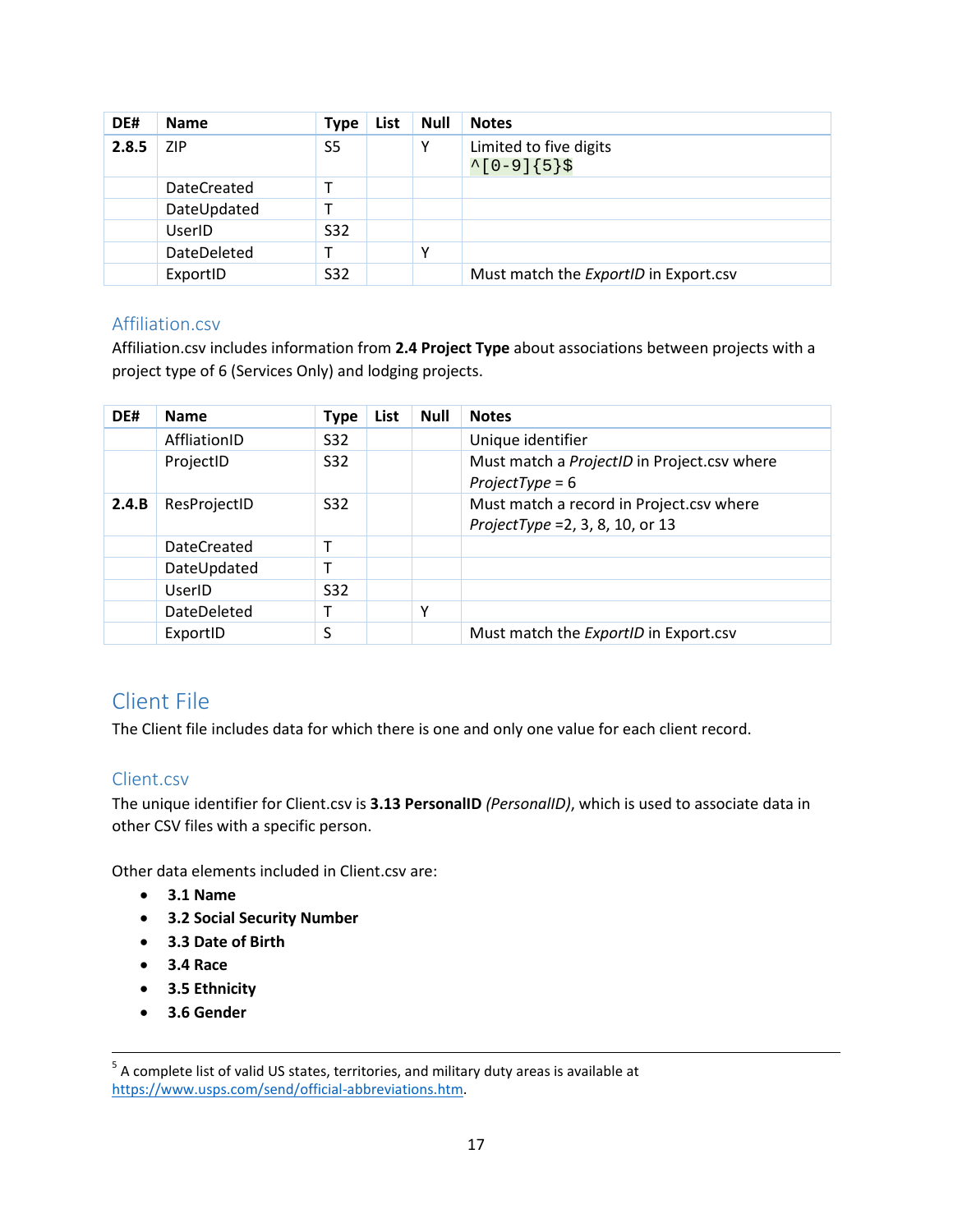| DE# | Name | Type | List | Null | Notes |
|---|---|---|---|---|---|
| **2.8.5** | ZIP | S5 | | Y | Limited to five digits `^[0-9]{5}$` |
| | DateCreated | T | | | |
| | DateUpdated | T | | | |
| | UserID | S32 | | | |
| | DateDeleted | T | | Y | |
| | ExportID | S32 | | | Must match the *ExportID* in Export.csv |

### Affiliation.csv

Affiliation.csv includes information from **2.4 Project Type** about associations between projects with a project type of 6 (Services Only) and lodging projects.

| DE# | Name | Type | List | Null | Notes |
|---|---|---|---|---|---|
| | AffliationID | S32 | | | Unique identifier |
| | ProjectID | S32 | | | Must match a *ProjectID* in Project.csv where *ProjectType* = 6 |
| **2.4.B** | ResProjectID | S32 | | | Must match a record in Project.csv where *ProjectType* =2, 3, 8, 10, or 13 |
| | DateCreated | T | | | |
| | DateUpdated | T | | | |
| | UserID | S32 | | | |
| | DateDeleted | T | | Y | |
| | ExportID | S | | | Must match the *ExportID* in Export.csv |

## Client File

The Client file includes data for which there is one and only one value for each client record.

### Client.csv

The unique identifier for Client.csv is **3.13 PersonalID** *(PersonalID)*, which is used to associate data in other CSV files with a specific person.

Other data elements included in Client.csv are:

- **3.1 Name**
- **3.2 Social Security Number**
- **3.3 Date of Birth**
- **3.4 Race**
- **3.5 Ethnicity**
- **3.6 Gender**

---

[5] A complete list of valid US states, territories, and military duty areas is available at https://www.usps.com/send/official-abbreviations.htm.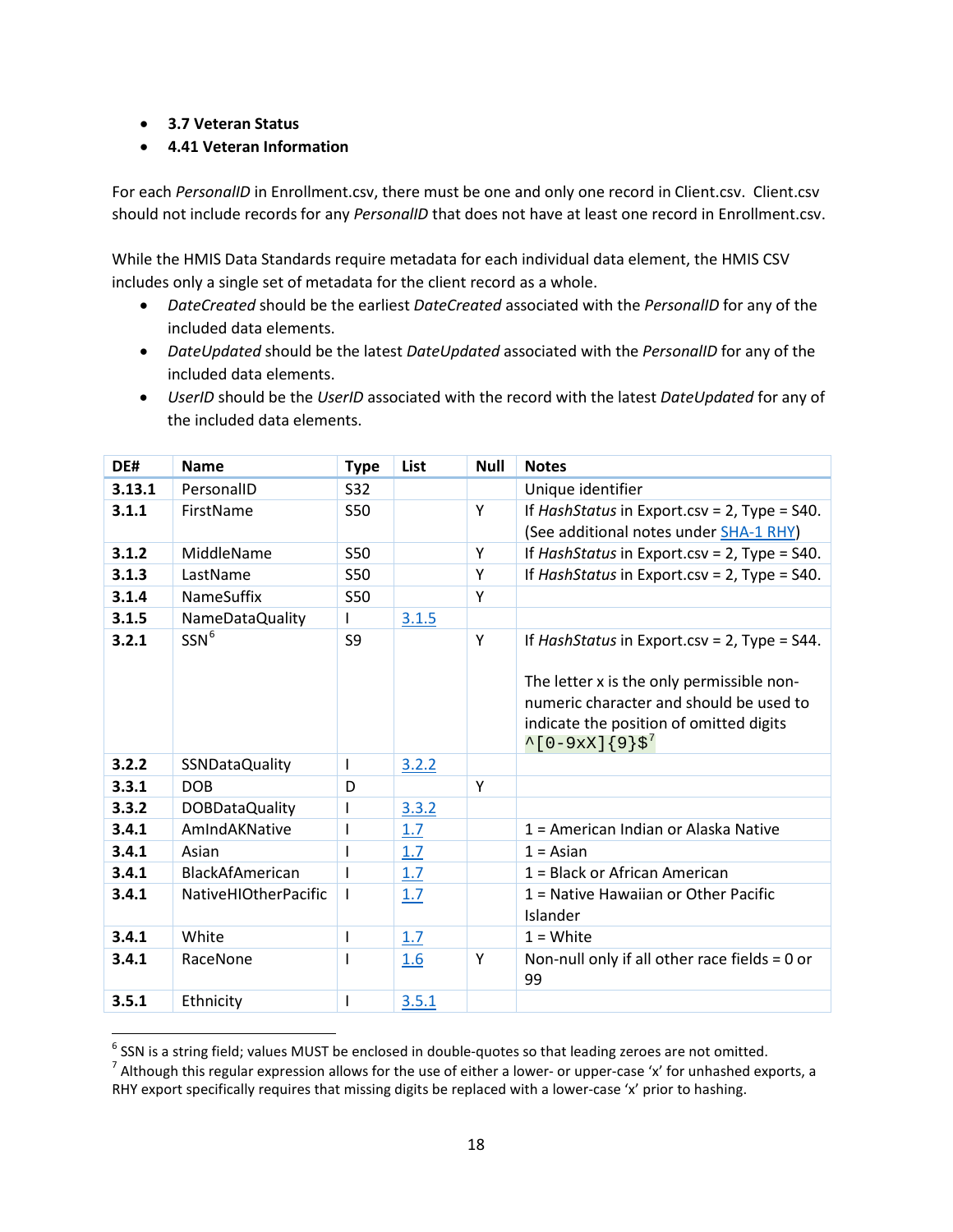- **3.7 Veteran Status**
- **4.41 Veteran Information**

For each *PersonalID* in Enrollment.csv, there must be one and only one record in Client.csv. Client.csv should not include records for any *PersonalID* that does not have at least one record in Enrollment.csv.

While the HMIS Data Standards require metadata for each individual data element, the HMIS CSV includes only a single set of metadata for the client record as a whole.

- *DateCreated* should be the earliest *DateCreated* associated with the *PersonalID* for any of the included data elements.
- *DateUpdated* should be the latest *DateUpdated* associated with the *PersonalID* for any of the included data elements.
- *UserID* should be the *UserID* associated with the record with the latest *DateUpdated* for any of the included data elements.

| DE# | Name | Type | List | Null | Notes |
|---|---|---|---|---|---|
| **3.13.1** | PersonalID | S32 | | | Unique identifier |
| **3.1.1** | FirstName | S50 | | Y | If *HashStatus* in Export.csv = 2, Type = S40. (See additional notes under SHA-1 RHY) |
| **3.1.2** | MiddleName | S50 | | Y | If *HashStatus* in Export.csv = 2, Type = S40. |
| **3.1.3** | LastName | S50 | | Y | If *HashStatus* in Export.csv = 2, Type = S40. |
| **3.1.4** | NameSuffix | S50 | | Y | |
| **3.1.5** | NameDataQuality | I | 3.1.5 | | |
| **3.2.1** | SSN[6] | S9 | | Y | If *HashStatus* in Export.csv = 2, Type = S44. The letter x is the only permissible non-numeric character and should be used to indicate the position of omitted digits `^[0-9xX]{9}$`[7] |
| **3.2.2** | SSNDataQuality | I | 3.2.2 | | |
| **3.3.1** | DOB | D | | Y | |
| **3.3.2** | DOBDataQuality | I | 3.3.2 | | |
| **3.4.1** | AmIndAKNative | I | 1.7 | | 1 = American Indian or Alaska Native |
| **3.4.1** | Asian | I | 1.7 | | 1 = Asian |
| **3.4.1** | BlackAfAmerican | I | 1.7 | | 1 = Black or African American |
| **3.4.1** | NativeHIOtherPacific | I | 1.7 | | 1 = Native Hawaiian or Other Pacific Islander |
| **3.4.1** | White | I | 1.7 | | 1 = White |
| **3.4.1** | RaceNone | I | 1.6 | Y | Non-null only if all other race fields = 0 or 99 |
| **3.5.1** | Ethnicity | I | 3.5.1 | | |

[6] SSN is a string field; values MUST be enclosed in double-quotes so that leading zeroes are not omitted.

[7] Although this regular expression allows for the use of either a lower- or upper-case 'x' for unhashed exports, a RHY export specifically requires that missing digits be replaced with a lower-case 'x' prior to hashing.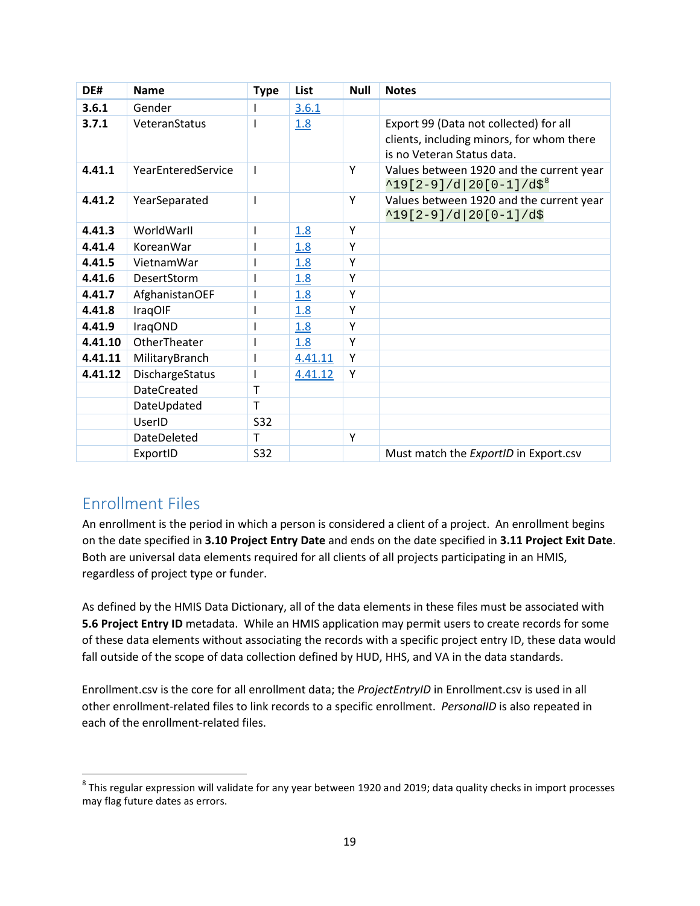| DE# | Name | Type | List | Null | Notes |
|---|---|---|---|---|---|
| **3.6.1** | Gender | I | 3.6.1 | | |
| **3.7.1** | VeteranStatus | I | 1.8 | | Export 99 (Data not collected) for all clients, including minors, for whom there is no Veteran Status data. |
| **4.41.1** | YearEnteredService | I | | Y | Values between 1920 and the current year `^19[2-9]/d|20[0-1]/d$`[8] |
| **4.41.2** | YearSeparated | I | | Y | Values between 1920 and the current year `^19[2-9]/d|20[0-1]/d$` |
| **4.41.3** | WorldWarII | I | 1.8 | Y | |
| **4.41.4** | KoreanWar | I | 1.8 | Y | |
| **4.41.5** | VietnamWar | I | 1.8 | Y | |
| **4.41.6** | DesertStorm | I | 1.8 | Y | |
| **4.41.7** | AfghanistanOEF | I | 1.8 | Y | |
| **4.41.8** | IraqOIF | I | 1.8 | Y | |
| **4.41.9** | IraqOND | I | 1.8 | Y | |
| **4.41.10** | OtherTheater | I | 1.8 | Y | |
| **4.41.11** | MilitaryBranch | I | 4.41.11 | Y | |
| **4.41.12** | DischargeStatus | I | 4.41.12 | Y | |
| | DateCreated | T | | | |
| | DateUpdated | T | | | |
| | UserID | S32 | | | |
| | DateDeleted | T | | Y | |
| | ExportID | S32 | | | Must match the *ExportID* in Export.csv |

## Enrollment Files

An enrollment is the period in which a person is considered a client of a project. An enrollment begins on the date specified in **3.10 Project Entry Date** and ends on the date specified in **3.11 Project Exit Date**. Both are universal data elements required for all clients of all projects participating in an HMIS, regardless of project type or funder.

As defined by the HMIS Data Dictionary, all of the data elements in these files must be associated with **5.6 Project Entry ID** metadata. While an HMIS application may permit users to create records for some of these data elements without associating the records with a specific project entry ID, these data would fall outside of the scope of data collection defined by HUD, HHS, and VA in the data standards.

Enrollment.csv is the core for all enrollment data; the *ProjectEntryID* in Enrollment.csv is used in all other enrollment-related files to link records to a specific enrollment. *PersonalID* is also repeated in each of the enrollment-related files.

---

[8] This regular expression will validate for any year between 1920 and 2019; data quality checks in import processes may flag future dates as errors.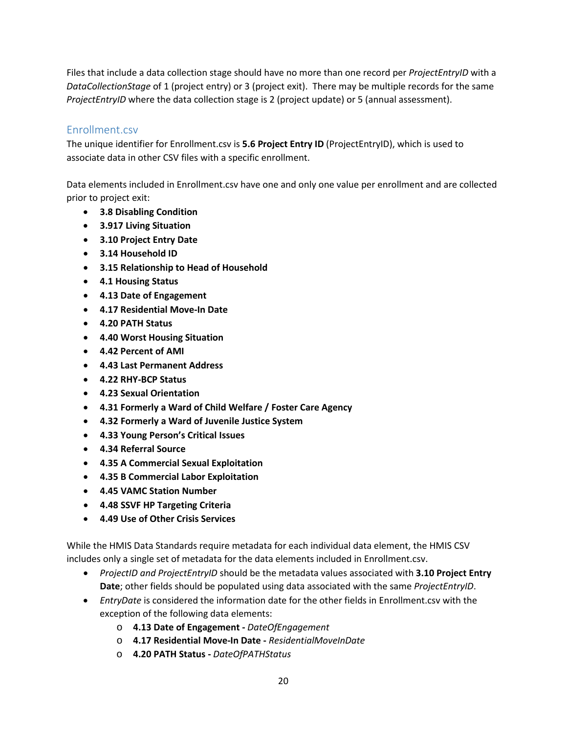Files that include a data collection stage should have no more than one record per *ProjectEntryID* with a *DataCollectionStage* of 1 (project entry) or 3 (project exit). There may be multiple records for the same *ProjectEntryID* where the data collection stage is 2 (project update) or 5 (annual assessment).

## Enrollment.csv

The unique identifier for Enrollment.csv is **5.6 Project Entry ID** (ProjectEntryID), which is used to associate data in other CSV files with a specific enrollment.

Data elements included in Enrollment.csv have one and only one value per enrollment and are collected prior to project exit:

- **3.8 Disabling Condition**
- **3.917 Living Situation**
- **3.10 Project Entry Date**
- **3.14 Household ID**
- **3.15 Relationship to Head of Household**
- **4.1 Housing Status**
- **4.13 Date of Engagement**
- **4.17 Residential Move-In Date**
- **4.20 PATH Status**
- **4.40 Worst Housing Situation**
- **4.42 Percent of AMI**
- **4.43 Last Permanent Address**
- **4.22 RHY-BCP Status**
- **4.23 Sexual Orientation**
- **4.31 Formerly a Ward of Child Welfare / Foster Care Agency**
- **4.32 Formerly a Ward of Juvenile Justice System**
- **4.33 Young Person's Critical Issues**
- **4.34 Referral Source**
- **4.35 A Commercial Sexual Exploitation**
- **4.35 B Commercial Labor Exploitation**
- **4.45 VAMC Station Number**
- **4.48 SSVF HP Targeting Criteria**
- **4.49 Use of Other Crisis Services**

While the HMIS Data Standards require metadata for each individual data element, the HMIS CSV includes only a single set of metadata for the data elements included in Enrollment.csv.

- *ProjectID and ProjectEntryID* should be the metadata values associated with **3.10 Project Entry Date**; other fields should be populated using data associated with the same *ProjectEntryID*.
- *EntryDate* is considered the information date for the other fields in Enrollment.csv with the exception of the following data elements:
  - **4.13 Date of Engagement -** *DateOfEngagement*
  - **4.17 Residential Move-In Date -** *ResidentialMoveInDate*
  - **4.20 PATH Status -** *DateOfPATHStatus*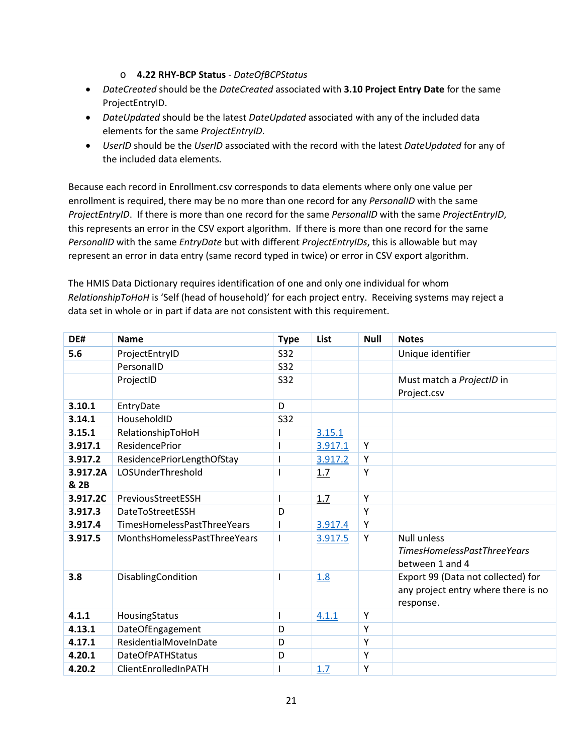- **4.22 RHY-BCP Status** - *DateOfBCPStatus*

- *DateCreated* should be the *DateCreated* associated with **3.10 Project Entry Date** for the same ProjectEntryID.
- *DateUpdated* should be the latest *DateUpdated* associated with any of the included data elements for the same *ProjectEntryID*.
- *UserID* should be the *UserID* associated with the record with the latest *DateUpdated* for any of the included data elements.

Because each record in Enrollment.csv corresponds to data elements where only one value per enrollment is required, there may be no more than one record for any *PersonalID* with the same *ProjectEntryID*. If there is more than one record for the same *PersonalID* with the same *ProjectEntryID*, this represents an error in the CSV export algorithm. If there is more than one record for the same *PersonalID* with the same *EntryDate* but with different *ProjectEntryIDs*, this is allowable but may represent an error in data entry (same record typed in twice) or error in CSV export algorithm.

The HMIS Data Dictionary requires identification of one and only one individual for whom *RelationshipToHoH* is 'Self (head of household)' for each project entry. Receiving systems may reject a data set in whole or in part if data are not consistent with this requirement.

| DE# | Name | Type | List | Null | Notes |
|---|---|---|---|---|---|
| **5.6** | ProjectEntryID | S32 | | | Unique identifier |
| | PersonalID | S32 | | | |
| | ProjectID | S32 | | | Must match a *ProjectID* in Project.csv |
| **3.10.1** | EntryDate | D | | | |
| **3.14.1** | HouseholdID | S32 | | | |
| **3.15.1** | RelationshipToHoH | I | 3.15.1 | | |
| **3.917.1** | ResidencePrior | I | 3.917.1 | Y | |
| **3.917.2** | ResidencePriorLengthOfStay | I | 3.917.2 | Y | |
| **3.917.2A & 2B** | LOSUnderThreshold | I | 1.7 | Y | |
| **3.917.2C** | PreviousStreetESSH | I | 1.7 | Y | |
| **3.917.3** | DateToStreetESSH | D | | Y | |
| **3.917.4** | TimesHomelessPastThreeYears | I | 3.917.4 | Y | |
| **3.917.5** | MonthsHomelessPastThreeYears | I | 3.917.5 | Y | Null unless *TimesHomelessPastThreeYears* between 1 and 4 |
| **3.8** | DisablingCondition | I | 1.8 | | Export 99 (Data not collected) for any project entry where there is no response. |
| **4.1.1** | HousingStatus | I | 4.1.1 | Y | |
| **4.13.1** | DateOfEngagement | D | | Y | |
| **4.17.1** | ResidentialMoveInDate | D | | Y | |
| **4.20.1** | DateOfPATHStatus | D | | Y | |
| **4.20.2** | ClientEnrolledInPATH | I | 1.7 | Y | |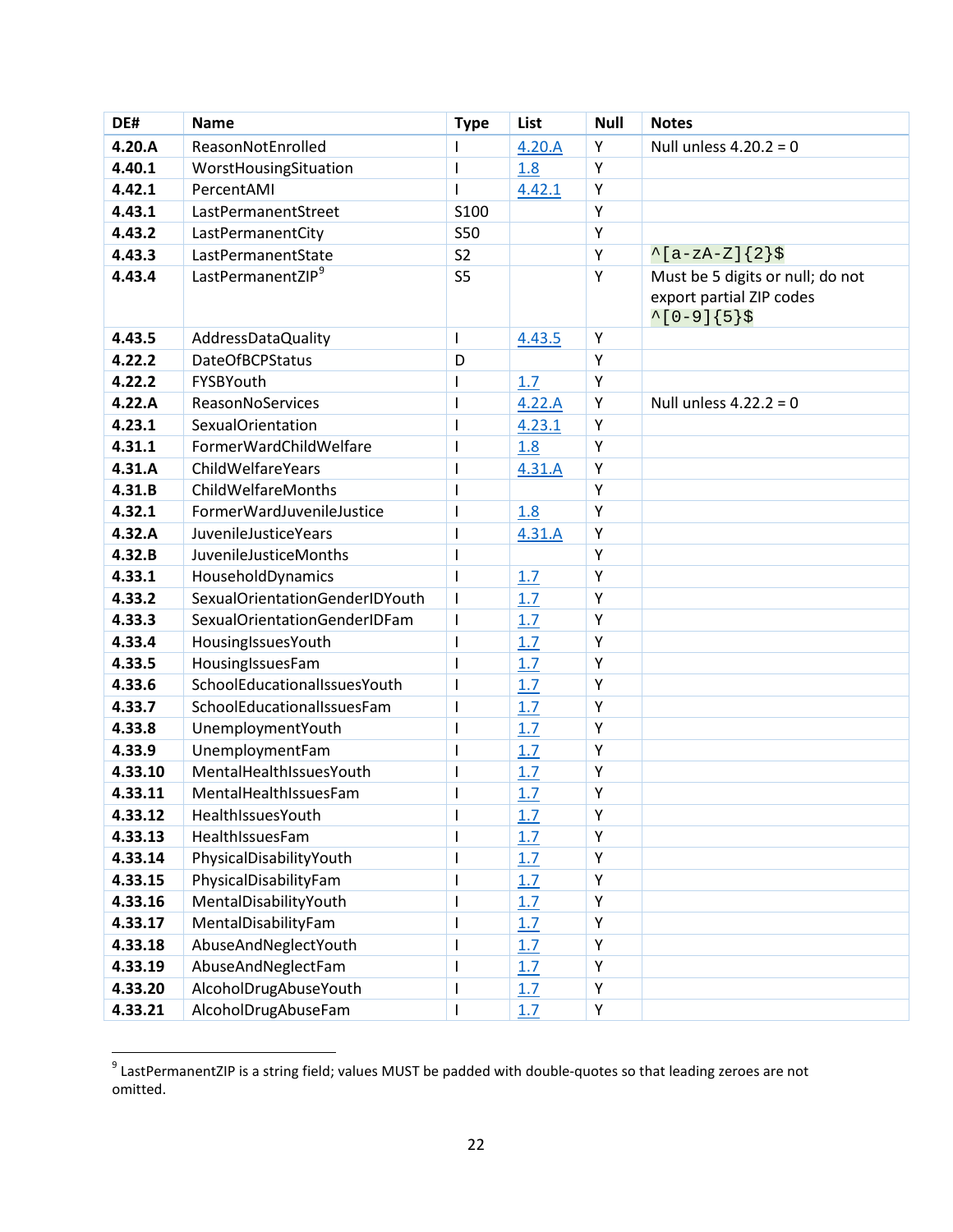| DE# | Name | Type | List | Null | Notes |
|---|---|---|---|---|---|
| **4.20.A** | ReasonNotEnrolled | I | 4.20.A | Y | Null unless 4.20.2 = 0 |
| **4.40.1** | WorstHousingSituation | I | 1.8 | Y | |
| **4.42.1** | PercentAMI | I | 4.42.1 | Y | |
| **4.43.1** | LastPermanentStreet | S100 | | Y | |
| **4.43.2** | LastPermanentCity | S50 | | Y | |
| **4.43.3** | LastPermanentState | S2 | | Y | `^[a-zA-Z]{2}$` |
| **4.43.4** | LastPermanentZIP[9] | S5 | | Y | Must be 5 digits or null; do not export partial ZIP codes `^[0-9]{5}$` |
| **4.43.5** | AddressDataQuality | I | 4.43.5 | Y | |
| **4.22.2** | DateOfBCPStatus | D | | Y | |
| **4.22.2** | FYSBYouth | I | 1.7 | Y | |
| **4.22.A** | ReasonNoServices | I | 4.22.A | Y | Null unless 4.22.2 = 0 |
| **4.23.1** | SexualOrientation | I | 4.23.1 | Y | |
| **4.31.1** | FormerWardChildWelfare | I | 1.8 | Y | |
| **4.31.A** | ChildWelfareYears | I | 4.31.A | Y | |
| **4.31.B** | ChildWelfareMonths | I | | Y | |
| **4.32.1** | FormerWardJuvenileJustice | I | 1.8 | Y | |
| **4.32.A** | JuvenileJusticeYears | I | 4.31.A | Y | |
| **4.32.B** | JuvenileJusticeMonths | I | | Y | |
| **4.33.1** | HouseholdDynamics | I | 1.7 | Y | |
| **4.33.2** | SexualOrientationGenderIDYouth | I | 1.7 | Y | |
| **4.33.3** | SexualOrientationGenderIDFam | I | 1.7 | Y | |
| **4.33.4** | HousingIssuesYouth | I | 1.7 | Y | |
| **4.33.5** | HousingIssuesFam | I | 1.7 | Y | |
| **4.33.6** | SchoolEducationalIssuesYouth | I | 1.7 | Y | |
| **4.33.7** | SchoolEducationalIssuesFam | I | 1.7 | Y | |
| **4.33.8** | UnemploymentYouth | I | 1.7 | Y | |
| **4.33.9** | UnemploymentFam | I | 1.7 | Y | |
| **4.33.10** | MentalHealthIssuesYouth | I | 1.7 | Y | |
| **4.33.11** | MentalHealthIssuesFam | I | 1.7 | Y | |
| **4.33.12** | HealthIssuesYouth | I | 1.7 | Y | |
| **4.33.13** | HealthIssuesFam | I | 1.7 | Y | |
| **4.33.14** | PhysicalDisabilityYouth | I | 1.7 | Y | |
| **4.33.15** | PhysicalDisabilityFam | I | 1.7 | Y | |
| **4.33.16** | MentalDisabilityYouth | I | 1.7 | Y | |
| **4.33.17** | MentalDisabilityFam | I | 1.7 | Y | |
| **4.33.18** | AbuseAndNeglectYouth | I | 1.7 | Y | |
| **4.33.19** | AbuseAndNeglectFam | I | 1.7 | Y | |
| **4.33.20** | AlcoholDrugAbuseYouth | I | 1.7 | Y | |
| **4.33.21** | AlcoholDrugAbuseFam | I | 1.7 | Y | |

[9] LastPermanentZIP is a string field; values MUST be padded with double-quotes so that leading zeroes are not omitted.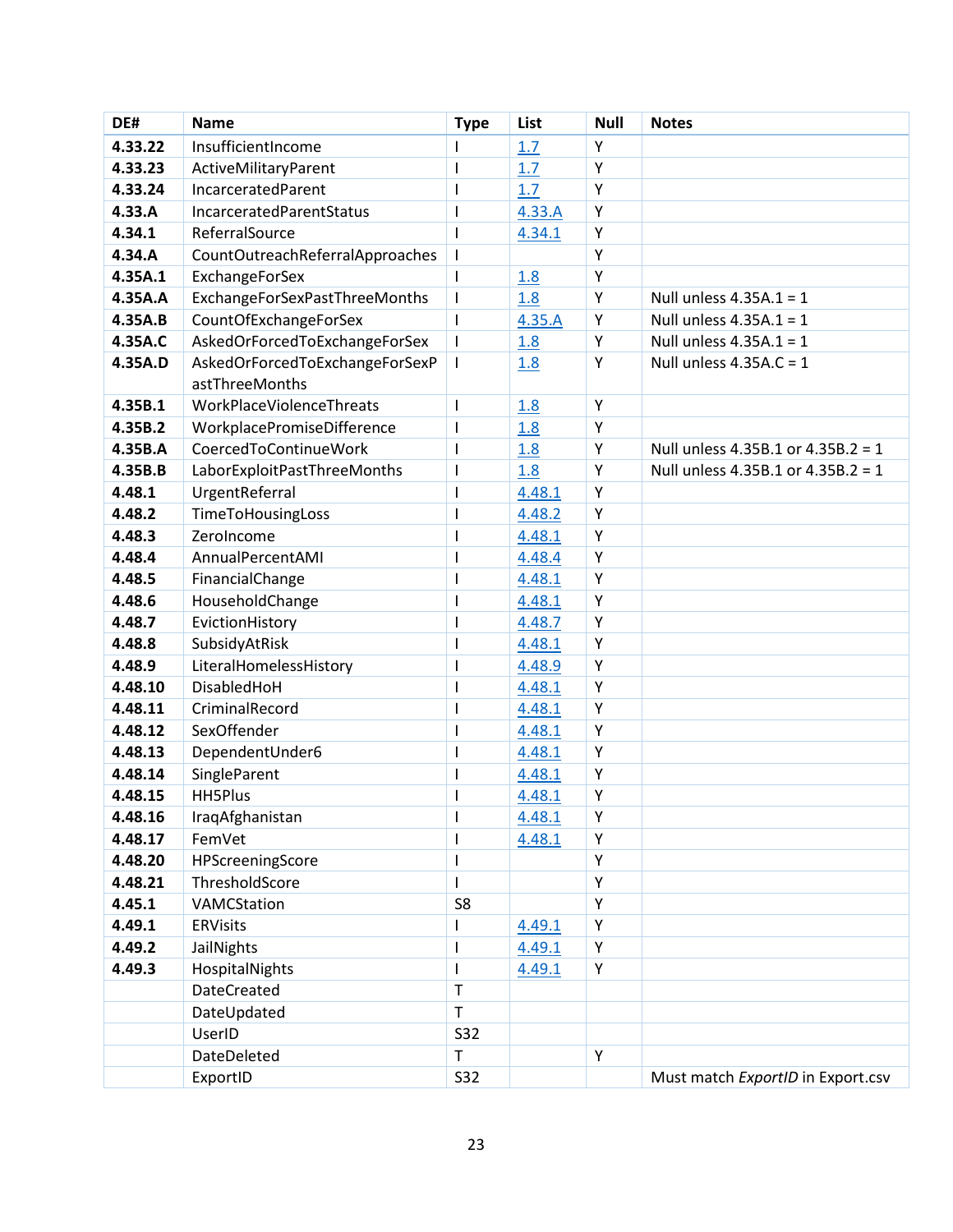| DE# | Name | Type | List | Null | Notes |
|---|---|---|---|---|---|
| **4.33.22** | InsufficientIncome | I | 1.7 | Y | |
| **4.33.23** | ActiveMilitaryParent | I | 1.7 | Y | |
| **4.33.24** | IncarceratedParent | I | 1.7 | Y | |
| **4.33.A** | IncarceratedParentStatus | I | 4.33.A | Y | |
| **4.34.1** | ReferralSource | I | 4.34.1 | Y | |
| **4.34.A** | CountOutreachReferralApproaches | I | | Y | |
| **4.35A.1** | ExchangeForSex | I | 1.8 | Y | |
| **4.35A.A** | ExchangeForSexPastThreeMonths | I | 1.8 | Y | Null unless 4.35A.1 = 1 |
| **4.35A.B** | CountOfExchangeForSex | I | 4.35.A | Y | Null unless 4.35A.1 = 1 |
| **4.35A.C** | AskedOrForcedToExchangeForSex | I | 1.8 | Y | Null unless 4.35A.1 = 1 |
| **4.35A.D** | AskedOrForcedToExchangeForSexPastThreeMonths | I | 1.8 | Y | Null unless 4.35A.C = 1 |
| **4.35B.1** | WorkPlaceViolenceThreats | I | 1.8 | Y | |
| **4.35B.2** | WorkplacePromiseDifference | I | 1.8 | Y | |
| **4.35B.A** | CoercedToContinueWork | I | 1.8 | Y | Null unless 4.35B.1 or 4.35B.2 = 1 |
| **4.35B.B** | LaborExploitPastThreeMonths | I | 1.8 | Y | Null unless 4.35B.1 or 4.35B.2 = 1 |
| **4.48.1** | UrgentReferral | I | 4.48.1 | Y | |
| **4.48.2** | TimeToHousingLoss | I | 4.48.2 | Y | |
| **4.48.3** | ZeroIncome | I | 4.48.1 | Y | |
| **4.48.4** | AnnualPercentAMI | I | 4.48.4 | Y | |
| **4.48.5** | FinancialChange | I | 4.48.1 | Y | |
| **4.48.6** | HouseholdChange | I | 4.48.1 | Y | |
| **4.48.7** | EvictionHistory | I | 4.48.7 | Y | |
| **4.48.8** | SubsidyAtRisk | I | 4.48.1 | Y | |
| **4.48.9** | LiteralHomelessHistory | I | 4.48.9 | Y | |
| **4.48.10** | DisabledHoH | I | 4.48.1 | Y | |
| **4.48.11** | CriminalRecord | I | 4.48.1 | Y | |
| **4.48.12** | SexOffender | I | 4.48.1 | Y | |
| **4.48.13** | DependentUnder6 | I | 4.48.1 | Y | |
| **4.48.14** | SingleParent | I | 4.48.1 | Y | |
| **4.48.15** | HH5Plus | I | 4.48.1 | Y | |
| **4.48.16** | IraqAfghanistan | I | 4.48.1 | Y | |
| **4.48.17** | FemVet | I | 4.48.1 | Y | |
| **4.48.20** | HPScreeningScore | I | | Y | |
| **4.48.21** | ThresholdScore | I | | Y | |
| **4.45.1** | VAMCStation | S8 | | Y | |
| **4.49.1** | ERVisits | I | 4.49.1 | Y | |
| **4.49.2** | JailNights | I | 4.49.1 | Y | |
| **4.49.3** | HospitalNights | I | 4.49.1 | Y | |
| | DateCreated | T | | | |
| | DateUpdated | T | | | |
| | UserID | S32 | | | |
| | DateDeleted | T | | Y | |
| | ExportID | S32 | | | Must match *ExportID* in Export.csv |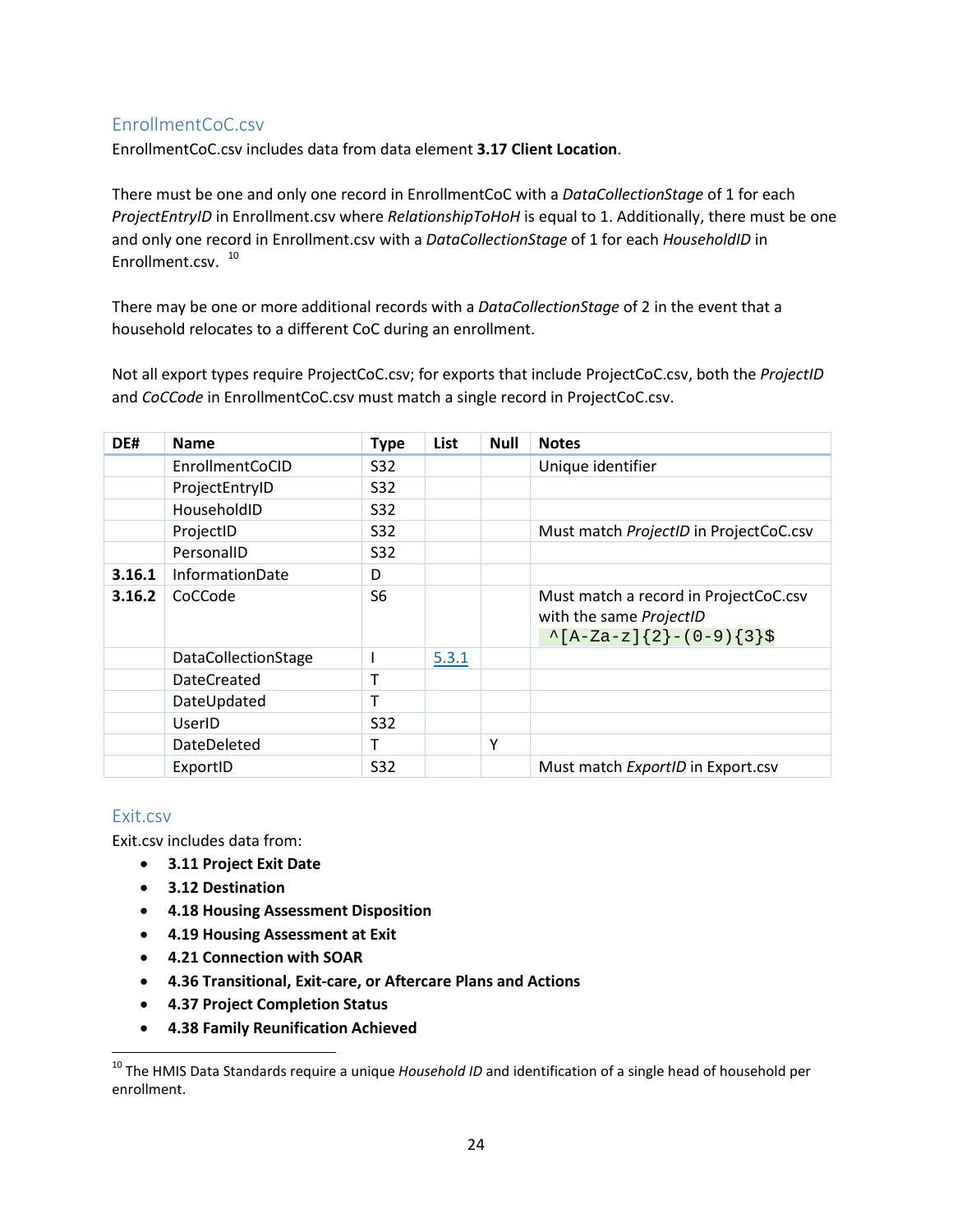## EnrollmentCoC.csv

EnrollmentCoC.csv includes data from data element **3.17 Client Location**.

There must be one and only one record in EnrollmentCoC with a *DataCollectionStage* of 1 for each *ProjectEntryID* in Enrollment.csv where *RelationshipToHoH* is equal to 1. Additionally, there must be one and only one record in Enrollment.csv with a *DataCollectionStage* of 1 for each *HouseholdID* in Enrollment.csv. [10]

There may be one or more additional records with a *DataCollectionStage* of 2 in the event that a household relocates to a different CoC during an enrollment.

Not all export types require ProjectCoC.csv; for exports that include ProjectCoC.csv, both the *ProjectID* and *CoCCode* in EnrollmentCoC.csv must match a single record in ProjectCoC.csv.

| DE# | Name | Type | List | Null | Notes |
|---|---|---|---|---|---|
| | EnrollmentCoCID | S32 | | | Unique identifier |
| | ProjectEntryID | S32 | | | |
| | HouseholdID | S32 | | | |
| | ProjectID | S32 | | | Must match *ProjectID* in ProjectCoC.csv |
| | PersonalID | S32 | | | |
| **3.16.1** | InformationDate | D | | | |
| **3.16.2** | CoCCode | S6 | | | Must match a record in ProjectCoC.csv with the same *ProjectID* `^[A-Za-z]{2}-(0-9){3}$` |
| | DataCollectionStage | I | 5.3.1 | | |
| | DateCreated | T | | | |
| | DateUpdated | T | | | |
| | UserID | S32 | | | |
| | DateDeleted | T | | Y | |
| | ExportID | S32 | | | Must match *ExportID* in Export.csv |

## Exit.csv

Exit.csv includes data from:

- **3.11 Project Exit Date**
- **3.12 Destination**
- **4.18 Housing Assessment Disposition**
- **4.19 Housing Assessment at Exit**
- **4.21 Connection with SOAR**
- **4.36 Transitional, Exit-care, or Aftercare Plans and Actions**
- **4.37 Project Completion Status**
- **4.38 Family Reunification Achieved**

[10] The HMIS Data Standards require a unique *Household ID* and identification of a single head of household per enrollment.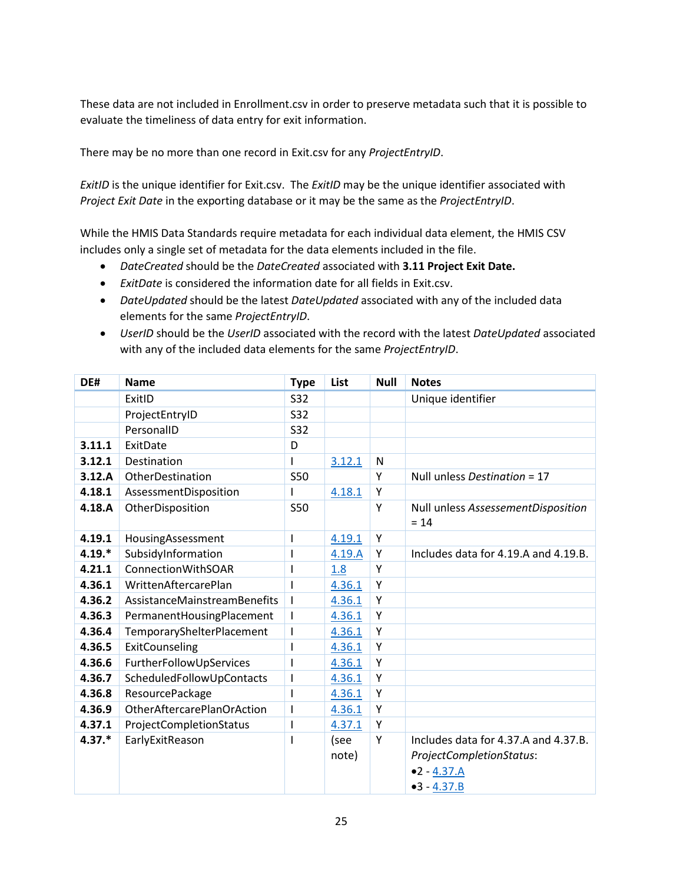These data are not included in Enrollment.csv in order to preserve metadata such that it is possible to evaluate the timeliness of data entry for exit information.

There may be no more than one record in Exit.csv for any *ProjectEntryID*.

*ExitID* is the unique identifier for Exit.csv. The *ExitID* may be the unique identifier associated with *Project Exit Date* in the exporting database or it may be the same as the *ProjectEntryID*.

While the HMIS Data Standards require metadata for each individual data element, the HMIS CSV includes only a single set of metadata for the data elements included in the file.

- *DateCreated* should be the *DateCreated* associated with **3.11 Project Exit Date.**
- *ExitDate* is considered the information date for all fields in Exit.csv.
- *DateUpdated* should be the latest *DateUpdated* associated with any of the included data elements for the same *ProjectEntryID*.
- *UserID* should be the *UserID* associated with the record with the latest *DateUpdated* associated with any of the included data elements for the same *ProjectEntryID*.

| DE# | Name | Type | List | Null | Notes |
|---|---|---|---|---|---|
| | ExitID | S32 | | | Unique identifier |
| | ProjectEntryID | S32 | | | |
| | PersonalID | S32 | | | |
| **3.11.1** | ExitDate | D | | | |
| **3.12.1** | Destination | I | 3.12.1 | N | |
| **3.12.A** | OtherDestination | S50 | | Y | Null unless *Destination* = 17 |
| **4.18.1** | AssessmentDisposition | I | 4.18.1 | Y | |
| **4.18.A** | OtherDisposition | S50 | | Y | Null unless *AssessementDisposition* = 14 |
| **4.19.1** | HousingAssessment | I | 4.19.1 | Y | |
| **4.19.*** | SubsidyInformation | I | 4.19.A | Y | Includes data for 4.19.A and 4.19.B. |
| **4.21.1** | ConnectionWithSOAR | I | 1.8 | Y | |
| **4.36.1** | WrittenAftercarePlan | I | 4.36.1 | Y | |
| **4.36.2** | AssistanceMainstreamBenefits | I | 4.36.1 | Y | |
| **4.36.3** | PermanentHousingPlacement | I | 4.36.1 | Y | |
| **4.36.4** | TemporaryShelterPlacement | I | 4.36.1 | Y | |
| **4.36.5** | ExitCounseling | I | 4.36.1 | Y | |
| **4.36.6** | FurtherFollowUpServices | I | 4.36.1 | Y | |
| **4.36.7** | ScheduledFollowUpContacts | I | 4.36.1 | Y | |
| **4.36.8** | ResourcePackage | I | 4.36.1 | Y | |
| **4.36.9** | OtherAftercarePlanOrAction | I | 4.36.1 | Y | |
| **4.37.1** | ProjectCompletionStatus | I | 4.37.1 | Y | |
| **4.37.*** | EarlyExitReason | I | (see note) | Y | Includes data for 4.37.A and 4.37.B. *ProjectCompletionStatus*: •2 - 4.37.A •3 - 4.37.B |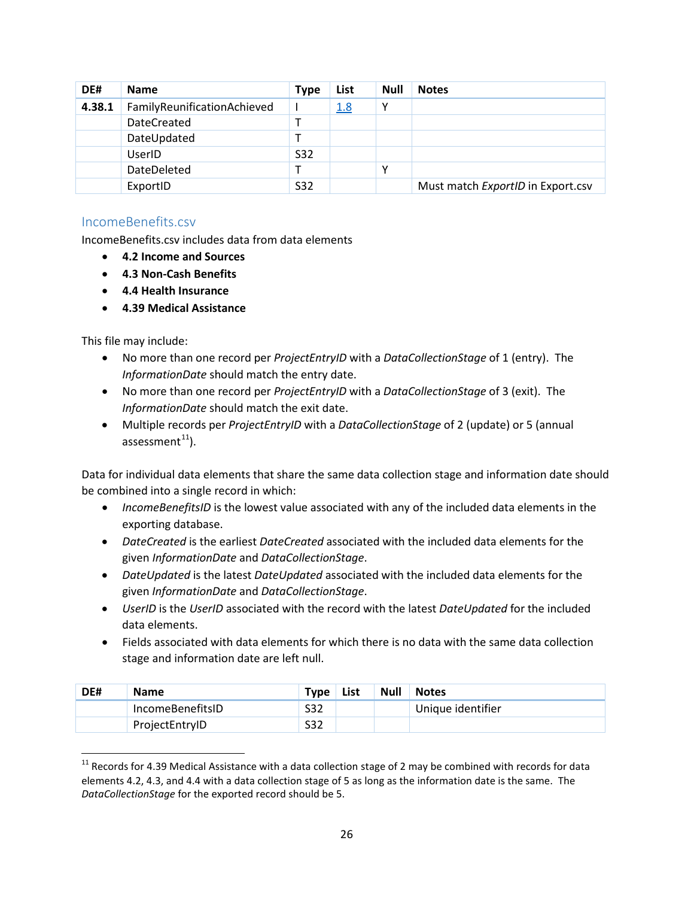| DE# | Name | Type | List | Null | Notes |
|---|---|---|---|---|---|
| **4.38.1** | FamilyReunificationAchieved | I | 1.8 | Y | |
| | DateCreated | T | | | |
| | DateUpdated | T | | | |
| | UserID | S32 | | | |
| | DateDeleted | T | | Y | |
| | ExportID | S32 | | | Must match *ExportID* in Export.csv |

## IncomeBenefits.csv

IncomeBenefits.csv includes data from data elements

- **4.2 Income and Sources**
- **4.3 Non-Cash Benefits**
- **4.4 Health Insurance**
- **4.39 Medical Assistance**

This file may include:

- No more than one record per *ProjectEntryID* with a *DataCollectionStage* of 1 (entry). The *InformationDate* should match the entry date.
- No more than one record per *ProjectEntryID* with a *DataCollectionStage* of 3 (exit). The *InformationDate* should match the exit date.
- Multiple records per *ProjectEntryID* with a *DataCollectionStage* of 2 (update) or 5 (annual assessment[11]).

Data for individual data elements that share the same data collection stage and information date should be combined into a single record in which:

- *IncomeBenefitsID* is the lowest value associated with any of the included data elements in the exporting database.
- *DateCreated* is the earliest *DateCreated* associated with the included data elements for the given *InformationDate* and *DataCollectionStage*.
- *DateUpdated* is the latest *DateUpdated* associated with the included data elements for the given *InformationDate* and *DataCollectionStage*.
- *UserID* is the *UserID* associated with the record with the latest *DateUpdated* for the included data elements.
- Fields associated with data elements for which there is no data with the same data collection stage and information date are left null.

| DE# | Name | Type | List | Null | Notes |
|---|---|---|---|---|---|
| | IncomeBenefitsID | S32 | | | Unique identifier |
| | ProjectEntryID | S32 | | | |

[11] Records for 4.39 Medical Assistance with a data collection stage of 2 may be combined with records for data elements 4.2, 4.3, and 4.4 with a data collection stage of 5 as long as the information date is the same. The *DataCollectionStage* for the exported record should be 5.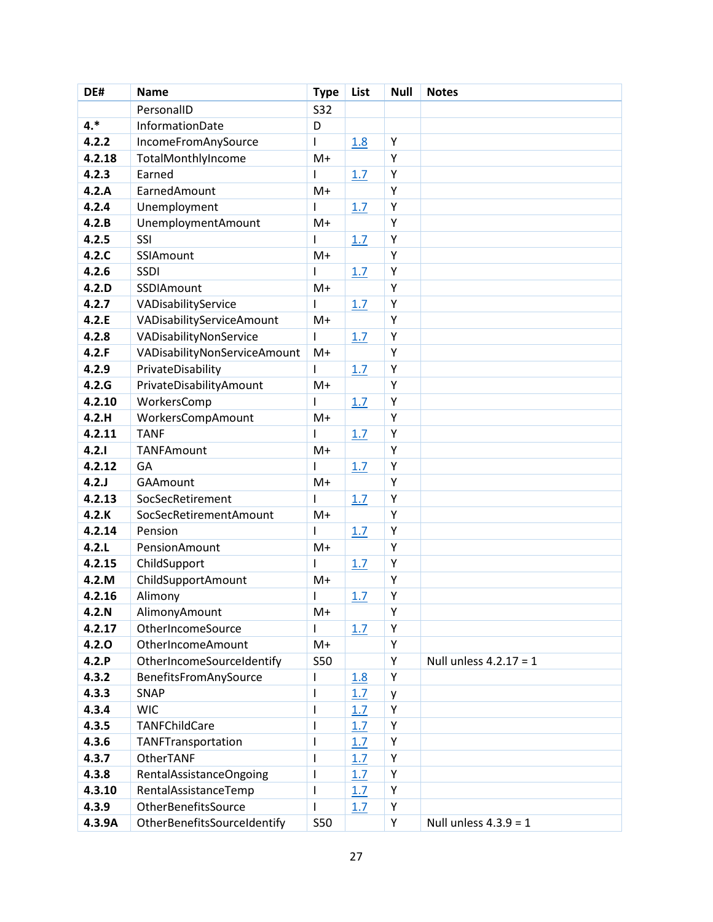| DE# | Name | Type | List | Null | Notes |
|---|---|---|---|---|---|
| | PersonalID | S32 | | | |
| 4.* | InformationDate | D | | | |
| 4.2.2 | IncomeFromAnySource | I | 1.8 | Y | |
| 4.2.18 | TotalMonthlyIncome | M+ | | Y | |
| 4.2.3 | Earned | I | 1.7 | Y | |
| 4.2.A | EarnedAmount | M+ | | Y | |
| 4.2.4 | Unemployment | I | 1.7 | Y | |
| 4.2.B | UnemploymentAmount | M+ | | Y | |
| 4.2.5 | SSI | I | 1.7 | Y | |
| 4.2.C | SSIAmount | M+ | | Y | |
| 4.2.6 | SSDI | I | 1.7 | Y | |
| 4.2.D | SSDIAmount | M+ | | Y | |
| 4.2.7 | VADisabilityService | I | 1.7 | Y | |
| 4.2.E | VADisabilityServiceAmount | M+ | | Y | |
| 4.2.8 | VADisabilityNonService | I | 1.7 | Y | |
| 4.2.F | VADisabilityNonServiceAmount | M+ | | Y | |
| 4.2.9 | PrivateDisability | I | 1.7 | Y | |
| 4.2.G | PrivateDisabilityAmount | M+ | | Y | |
| 4.2.10 | WorkersComp | I | 1.7 | Y | |
| 4.2.H | WorkersCompAmount | M+ | | Y | |
| 4.2.11 | TANF | I | 1.7 | Y | |
| 4.2.I | TANFAmount | M+ | | Y | |
| 4.2.12 | GA | I | 1.7 | Y | |
| 4.2.J | GAAmount | M+ | | Y | |
| 4.2.13 | SocSecRetirement | I | 1.7 | Y | |
| 4.2.K | SocSecRetirementAmount | M+ | | Y | |
| 4.2.14 | Pension | I | 1.7 | Y | |
| 4.2.L | PensionAmount | M+ | | Y | |
| 4.2.15 | ChildSupport | I | 1.7 | Y | |
| 4.2.M | ChildSupportAmount | M+ | | Y | |
| 4.2.16 | Alimony | I | 1.7 | Y | |
| 4.2.N | AlimonyAmount | M+ | | Y | |
| 4.2.17 | OtherIncomeSource | I | 1.7 | Y | |
| 4.2.O | OtherIncomeAmount | M+ | | Y | |
| 4.2.P | OtherIncomeSourceIdentify | S50 | | Y | Null unless 4.2.17 = 1 |
| 4.3.2 | BenefitsFromAnySource | I | 1.8 | Y | |
| 4.3.3 | SNAP | I | 1.7 | y | |
| 4.3.4 | WIC | I | 1.7 | Y | |
| 4.3.5 | TANFChildCare | I | 1.7 | Y | |
| 4.3.6 | TANFTransportation | I | 1.7 | Y | |
| 4.3.7 | OtherTANF | I | 1.7 | Y | |
| 4.3.8 | RentalAssistanceOngoing | I | 1.7 | Y | |
| 4.3.10 | RentalAssistanceTemp | I | 1.7 | Y | |
| 4.3.9 | OtherBenefitsSource | I | 1.7 | Y | |
| 4.3.9A | OtherBenefitsSourceIdentify | S50 | | Y | Null unless 4.3.9 = 1 |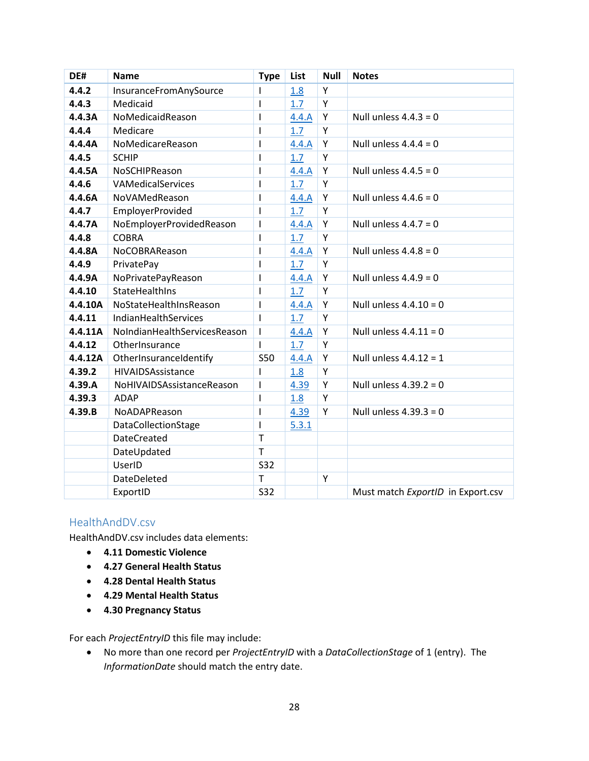| DE# | Name | Type | List | Null | Notes |
|---|---|---|---|---|---|
| **4.4.2** | InsuranceFromAnySource | I | 1.8 | Y | |
| **4.4.3** | Medicaid | I | 1.7 | Y | |
| **4.4.3A** | NoMedicaidReason | I | 4.4.A | Y | Null unless 4.4.3 = 0 |
| **4.4.4** | Medicare | I | 1.7 | Y | |
| **4.4.4A** | NoMedicareReason | I | 4.4.A | Y | Null unless 4.4.4 = 0 |
| **4.4.5** | SCHIP | I | 1.7 | Y | |
| **4.4.5A** | NoSCHIPReason | I | 4.4.A | Y | Null unless 4.4.5 = 0 |
| **4.4.6** | VAMedicalServices | I | 1.7 | Y | |
| **4.4.6A** | NoVAMedReason | I | 4.4.A | Y | Null unless 4.4.6 = 0 |
| **4.4.7** | EmployerProvided | I | 1.7 | Y | |
| **4.4.7A** | NoEmployerProvidedReason | I | 4.4.A | Y | Null unless 4.4.7 = 0 |
| **4.4.8** | COBRA | I | 1.7 | Y | |
| **4.4.8A** | NoCOBRAReason | I | 4.4.A | Y | Null unless 4.4.8 = 0 |
| **4.4.9** | PrivatePay | I | 1.7 | Y | |
| **4.4.9A** | NoPrivatePayReason | I | 4.4.A | Y | Null unless 4.4.9 = 0 |
| **4.4.10** | StateHealthIns | I | 1.7 | Y | |
| **4.4.10A** | NoStateHealthInsReason | I | 4.4.A | Y | Null unless 4.4.10 = 0 |
| **4.4.11** | IndianHealthServices | I | 1.7 | Y | |
| **4.4.11A** | NoIndianHealthServicesReason | I | 4.4.A | Y | Null unless 4.4.11 = 0 |
| **4.4.12** | OtherInsurance | I | 1.7 | Y | |
| **4.4.12A** | OtherInsuranceIdentify | S50 | 4.4.A | Y | Null unless 4.4.12 = 1 |
| **4.39.2** | HIVAIDSAssistance | I | 1.8 | Y | |
| **4.39.A** | NoHIVAIDSAssistanceReason | I | 4.39 | Y | Null unless 4.39.2 = 0 |
| **4.39.3** | ADAP | I | 1.8 | Y | |
| **4.39.B** | NoADAPReason | I | 4.39 | Y | Null unless 4.39.3 = 0 |
| | DataCollectionStage | I | 5.3.1 | | |
| | DateCreated | T | | | |
| | DateUpdated | T | | | |
| | UserID | S32 | | | |
| | DateDeleted | T | | Y | |
| | ExportID | S32 | | | Must match *ExportID* in Export.csv |

## HealthAndDV.csv

HealthAndDV.csv includes data elements:

- **4.11 Domestic Violence**
- **4.27 General Health Status**
- **4.28 Dental Health Status**
- **4.29 Mental Health Status**
- **4.30 Pregnancy Status**

For each *ProjectEntryID* this file may include:

- No more than one record per *ProjectEntryID* with a *DataCollectionStage* of 1 (entry). The *InformationDate* should match the entry date.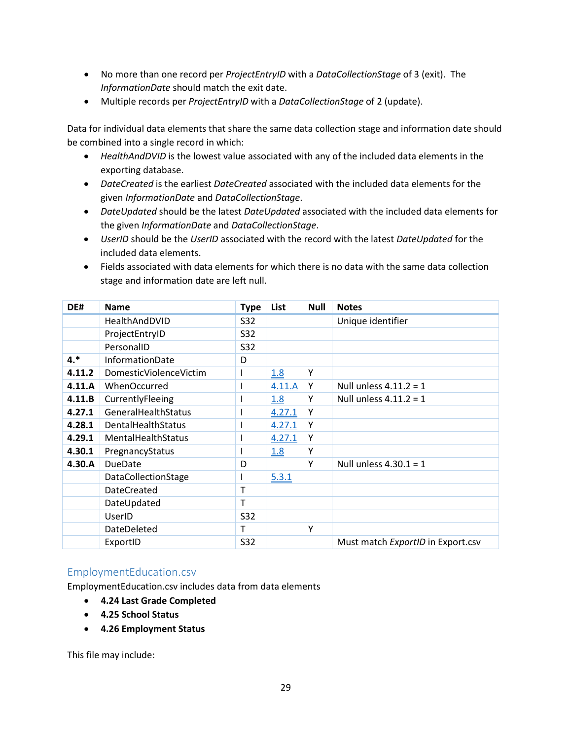- No more than one record per *ProjectEntryID* with a *DataCollectionStage* of 3 (exit). The *InformationDate* should match the exit date.
- Multiple records per *ProjectEntryID* with a *DataCollectionStage* of 2 (update).

Data for individual data elements that share the same data collection stage and information date should be combined into a single record in which:

- *HealthAndDVID* is the lowest value associated with any of the included data elements in the exporting database.
- *DateCreated* is the earliest *DateCreated* associated with the included data elements for the given *InformationDate* and *DataCollectionStage*.
- *DateUpdated* should be the latest *DateUpdated* associated with the included data elements for the given *InformationDate* and *DataCollectionStage*.
- *UserID* should be the *UserID* associated with the record with the latest *DateUpdated* for the included data elements.
- Fields associated with data elements for which there is no data with the same data collection stage and information date are left null.

| DE# | Name | Type | List | Null | Notes |
|---|---|---|---|---|---|
| | HealthAndDVID | S32 | | | Unique identifier |
| | ProjectEntryID | S32 | | | |
| | PersonalID | S32 | | | |
| **4.*** | InformationDate | D | | | |
| **4.11.2** | DomesticViolenceVictim | I | 1.8 | Y | |
| **4.11.A** | WhenOccurred | I | 4.11.A | Y | Null unless 4.11.2 = 1 |
| **4.11.B** | CurrentlyFleeing | I | 1.8 | Y | Null unless 4.11.2 = 1 |
| **4.27.1** | GeneralHealthStatus | I | 4.27.1 | Y | |
| **4.28.1** | DentalHealthStatus | I | 4.27.1 | Y | |
| **4.29.1** | MentalHealthStatus | I | 4.27.1 | Y | |
| **4.30.1** | PregnancyStatus | I | 1.8 | Y | |
| **4.30.A** | DueDate | D | | Y | Null unless 4.30.1 = 1 |
| | DataCollectionStage | I | 5.3.1 | | |
| | DateCreated | T | | | |
| | DateUpdated | T | | | |
| | UserID | S32 | | | |
| | DateDeleted | T | | Y | |
| | ExportID | S32 | | | Must match *ExportID* in Export.csv |

## EmploymentEducation.csv

EmploymentEducation.csv includes data from data elements

- **4.24 Last Grade Completed**
- **4.25 School Status**
- **4.26 Employment Status**

This file may include: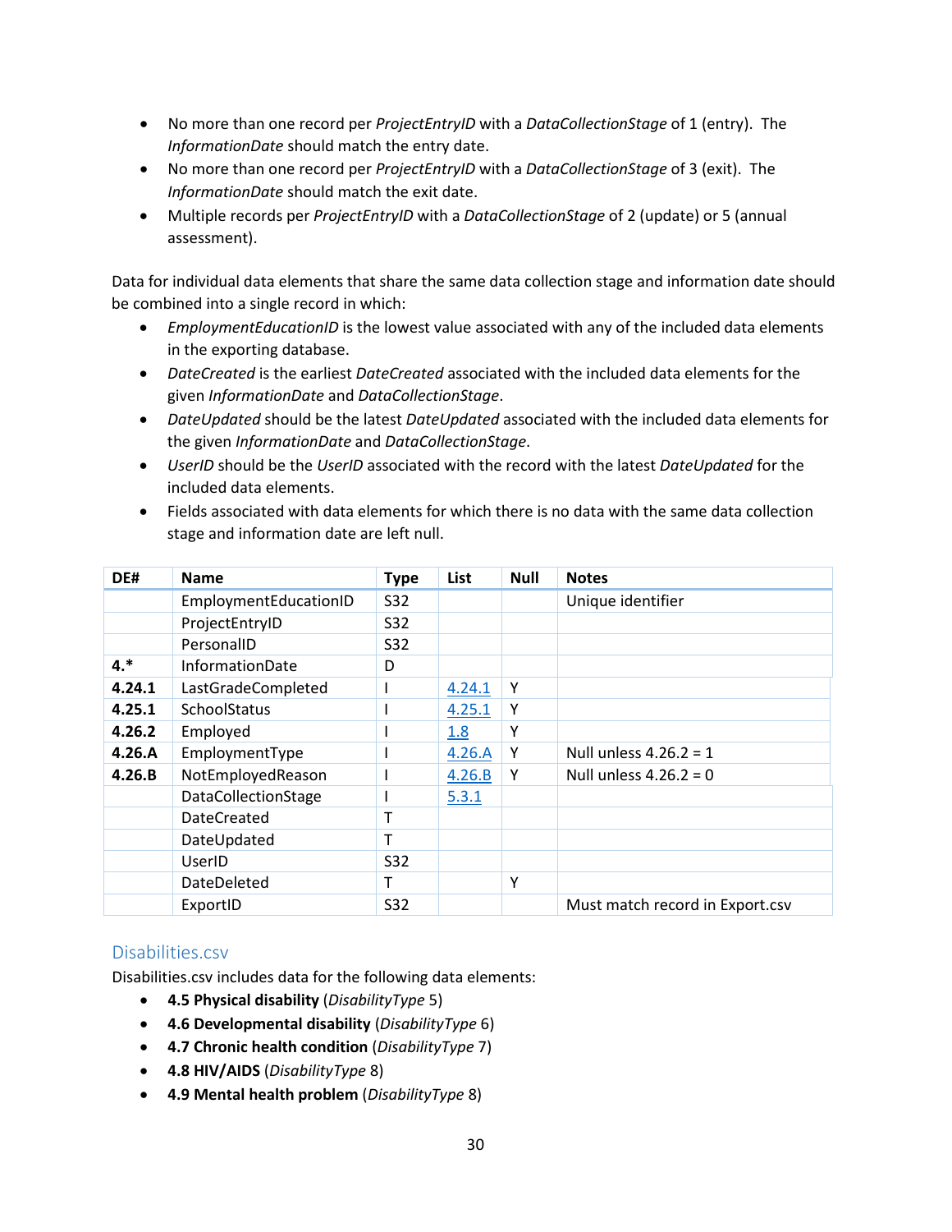- No more than one record per *ProjectEntryID* with a *DataCollectionStage* of 1 (entry). The *InformationDate* should match the entry date.
- No more than one record per *ProjectEntryID* with a *DataCollectionStage* of 3 (exit). The *InformationDate* should match the exit date.
- Multiple records per *ProjectEntryID* with a *DataCollectionStage* of 2 (update) or 5 (annual assessment).

Data for individual data elements that share the same data collection stage and information date should be combined into a single record in which:

- *EmploymentEducationID* is the lowest value associated with any of the included data elements in the exporting database.
- *DateCreated* is the earliest *DateCreated* associated with the included data elements for the given *InformationDate* and *DataCollectionStage*.
- *DateUpdated* should be the latest *DateUpdated* associated with the included data elements for the given *InformationDate* and *DataCollectionStage*.
- *UserID* should be the *UserID* associated with the record with the latest *DateUpdated* for the included data elements.
- Fields associated with data elements for which there is no data with the same data collection stage and information date are left null.

| DE# | Name | Type | List | Null | Notes |
|---|---|---|---|---|---|
| | EmploymentEducationID | S32 | | | Unique identifier |
| | ProjectEntryID | S32 | | | |
| | PersonalID | S32 | | | |
| **4.*** | InformationDate | D | | | |
| **4.24.1** | LastGradeCompleted | I | 4.24.1 | Y | |
| **4.25.1** | SchoolStatus | I | 4.25.1 | Y | |
| **4.26.2** | Employed | I | 1.8 | Y | |
| **4.26.A** | EmploymentType | I | 4.26.A | Y | Null unless 4.26.2 = 1 |
| **4.26.B** | NotEmployedReason | I | 4.26.B | Y | Null unless 4.26.2 = 0 |
| | DataCollectionStage | I | 5.3.1 | | |
| | DateCreated | T | | | |
| | DateUpdated | T | | | |
| | UserID | S32 | | | |
| | DateDeleted | T | | Y | |
| | ExportID | S32 | | | Must match record in Export.csv |

## Disabilities.csv

Disabilities.csv includes data for the following data elements:

- **4.5 Physical disability** (*DisabilityType* 5)
- **4.6 Developmental disability** (*DisabilityType* 6)
- **4.7 Chronic health condition** (*DisabilityType* 7)
- **4.8 HIV/AIDS** (*DisabilityType* 8)
- **4.9 Mental health problem** (*DisabilityType* 8)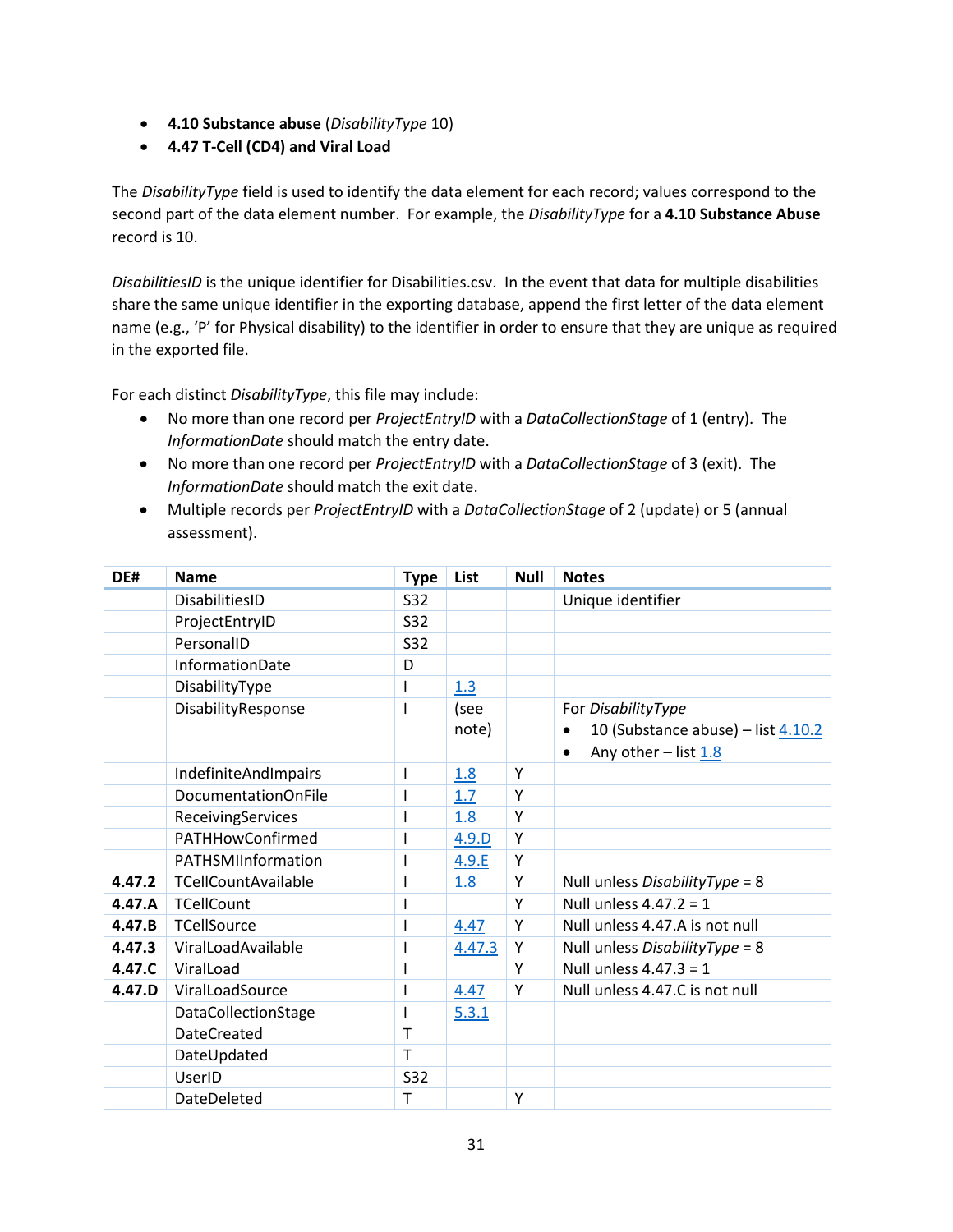- **4.10 Substance abuse** (*DisabilityType* 10)
- **4.47 T-Cell (CD4) and Viral Load**

The *DisabilityType* field is used to identify the data element for each record; values correspond to the second part of the data element number. For example, the *DisabilityType* for a **4.10 Substance Abuse** record is 10.

*DisabilitiesID* is the unique identifier for Disabilities.csv. In the event that data for multiple disabilities share the same unique identifier in the exporting database, append the first letter of the data element name (e.g., 'P' for Physical disability) to the identifier in order to ensure that they are unique as required in the exported file.

For each distinct *DisabilityType*, this file may include:

- No more than one record per *ProjectEntryID* with a *DataCollectionStage* of 1 (entry). The *InformationDate* should match the entry date.
- No more than one record per *ProjectEntryID* with a *DataCollectionStage* of 3 (exit). The *InformationDate* should match the exit date.
- Multiple records per *ProjectEntryID* with a *DataCollectionStage* of 2 (update) or 5 (annual assessment).

| DE# | Name | Type | List | Null | Notes |
|---|---|---|---|---|---|
| | DisabilitiesID | S32 | | | Unique identifier |
| | ProjectEntryID | S32 | | | |
| | PersonalID | S32 | | | |
| | InformationDate | D | | | |
| | DisabilityType | I | 1.3 | | |
| | DisabilityResponse | I | (see note) | | For *DisabilityType*<br>• 10 (Substance abuse) – list 4.10.2<br>• Any other – list 1.8 |
| | IndefiniteAndImpairs | I | 1.8 | Y | |
| | DocumentationOnFile | I | 1.7 | Y | |
| | ReceivingServices | I | 1.8 | Y | |
| | PATHHowConfirmed | I | 4.9.D | Y | |
| | PATHSMIInformation | I | 4.9.E | Y | |
| **4.47.2** | TCellCountAvailable | I | 1.8 | Y | Null unless *DisabilityType* = 8 |
| **4.47.A** | TCellCount | I | | Y | Null unless 4.47.2 = 1 |
| **4.47.B** | TCellSource | I | 4.47 | Y | Null unless 4.47.A is not null |
| **4.47.3** | ViralLoadAvailable | I | 4.47.3 | Y | Null unless *DisabilityType* = 8 |
| **4.47.C** | ViralLoad | I | | Y | Null unless 4.47.3 = 1 |
| **4.47.D** | ViralLoadSource | I | 4.47 | Y | Null unless 4.47.C is not null |
| | DataCollectionStage | I | 5.3.1 | | |
| | DateCreated | T | | | |
| | DateUpdated | T | | | |
| | UserID | S32 | | | |
| | DateDeleted | T | | Y | |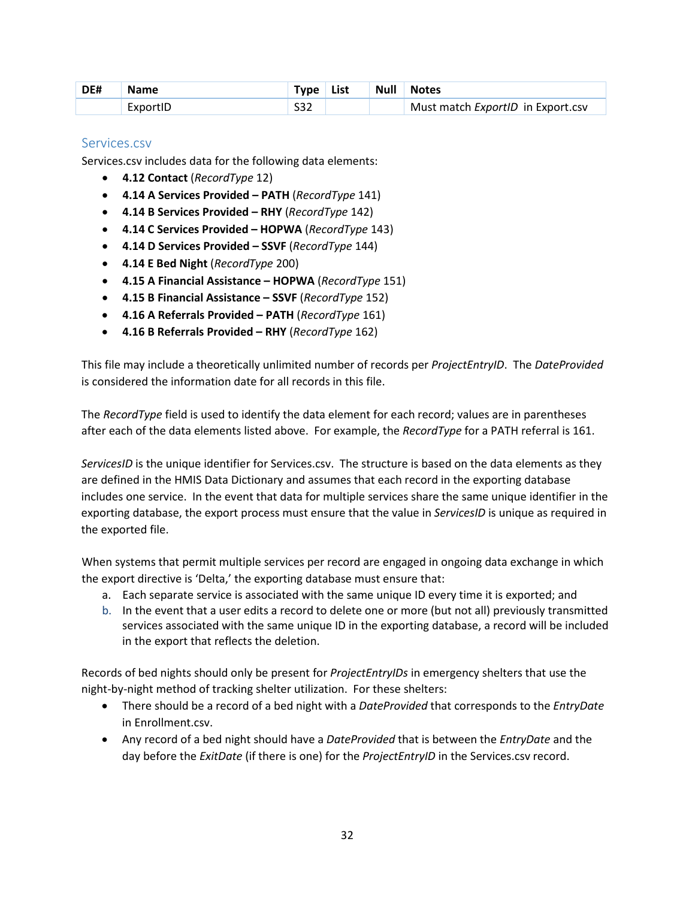| DE# | Name | Type | List | Null | Notes |
|---|---|---|---|---|---|
| | ExportID | S32 | | | Must match *ExportID* in Export.csv |

## Services.csv

Services.csv includes data for the following data elements:

- **4.12 Contact** (*RecordType* 12)
- **4.14 A Services Provided – PATH** (*RecordType* 141)
- **4.14 B Services Provided – RHY** (*RecordType* 142)
- **4.14 C Services Provided – HOPWA** (*RecordType* 143)
- **4.14 D Services Provided – SSVF** (*RecordType* 144)
- **4.14 E Bed Night** (*RecordType* 200)
- **4.15 A Financial Assistance – HOPWA** (*RecordType* 151)
- **4.15 B Financial Assistance – SSVF** (*RecordType* 152)
- **4.16 A Referrals Provided – PATH** (*RecordType* 161)
- **4.16 B Referrals Provided – RHY** (*RecordType* 162)

This file may include a theoretically unlimited number of records per *ProjectEntryID*. The *DateProvided* is considered the information date for all records in this file.

The *RecordType* field is used to identify the data element for each record; values are in parentheses after each of the data elements listed above. For example, the *RecordType* for a PATH referral is 161.

*ServicesID* is the unique identifier for Services.csv. The structure is based on the data elements as they are defined in the HMIS Data Dictionary and assumes that each record in the exporting database includes one service. In the event that data for multiple services share the same unique identifier in the exporting database, the export process must ensure that the value in *ServicesID* is unique as required in the exported file.

When systems that permit multiple services per record are engaged in ongoing data exchange in which the export directive is 'Delta,' the exporting database must ensure that:

a. Each separate service is associated with the same unique ID every time it is exported; and
b. In the event that a user edits a record to delete one or more (but not all) previously transmitted services associated with the same unique ID in the exporting database, a record will be included in the export that reflects the deletion.

Records of bed nights should only be present for *ProjectEntryIDs* in emergency shelters that use the night-by-night method of tracking shelter utilization. For these shelters:

- There should be a record of a bed night with a *DateProvided* that corresponds to the *EntryDate* in Enrollment.csv.
- Any record of a bed night should have a *DateProvided* that is between the *EntryDate* and the day before the *ExitDate* (if there is one) for the *ProjectEntryID* in the Services.csv record.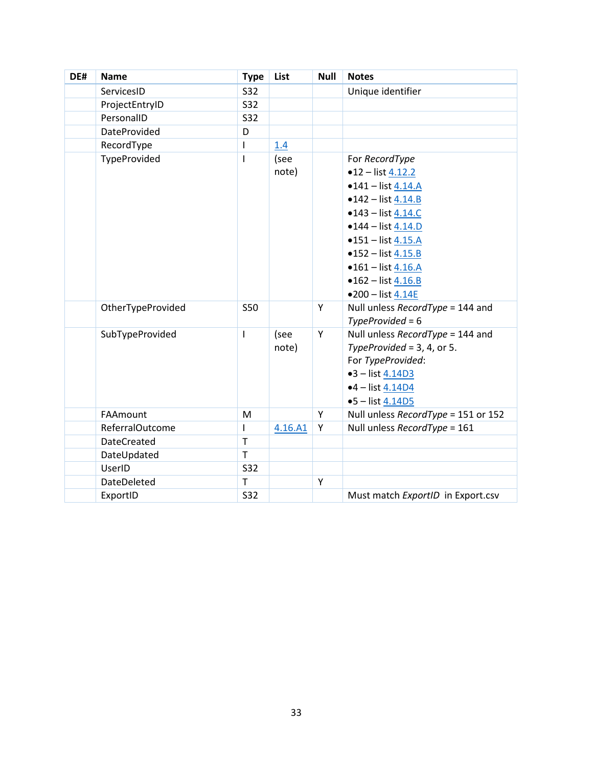| DE# | Name | Type | List | Null | Notes |
|---|---|---|---|---|---|
| | ServicesID | S32 | | | Unique identifier |
| | ProjectEntryID | S32 | | | |
| | PersonalID | S32 | | | |
| | DateProvided | D | | | |
| | RecordType | I | 1.4 | | |
| | TypeProvided | I | (see note) | | For *RecordType* •12 – list 4.12.2 •141 – list 4.14.A •142 – list 4.14.B •143 – list 4.14.C •144 – list 4.14.D •151 – list 4.15.A •152 – list 4.15.B •161 – list 4.16.A •162 – list 4.16.B •200 – list 4.14E |
| | OtherTypeProvided | S50 | | Y | Null unless *RecordType* = 144 and *TypeProvided* = 6 |
| | SubTypeProvided | I | (see note) | Y | Null unless *RecordType* = 144 and *TypeProvided* = 3, 4, or 5. For *TypeProvided*: •3 – list 4.14D3 •4 – list 4.14D4 •5 – list 4.14D5 |
| | FAAmount | M | | Y | Null unless *RecordType* = 151 or 152 |
| | ReferralOutcome | I | 4.16.A1 | Y | Null unless *RecordType* = 161 |
| | DateCreated | T | | | |
| | DateUpdated | T | | | |
| | UserID | S32 | | | |
| | DateDeleted | T | | Y | |
| | ExportID | S32 | | | Must match *ExportID* in Export.csv |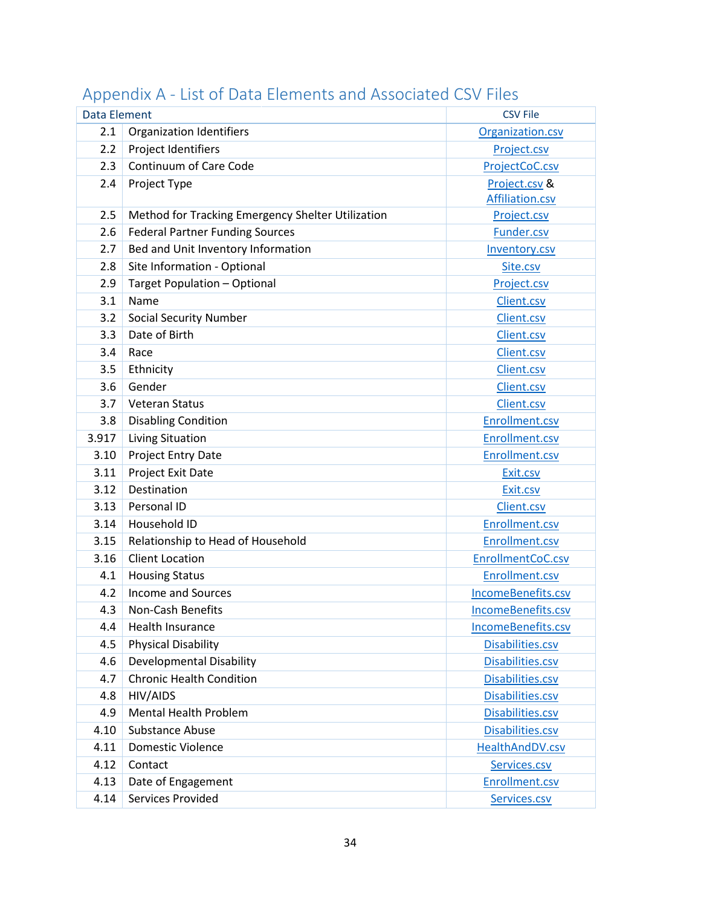## Appendix A - List of Data Elements and Associated CSV Files

| Data Element | | CSV File |
|---|---|---|
| 2.1 | Organization Identifiers | Organization.csv |
| 2.2 | Project Identifiers | Project.csv |
| 2.3 | Continuum of Care Code | ProjectCoC.csv |
| 2.4 | Project Type | Project.csv & Affiliation.csv |
| 2.5 | Method for Tracking Emergency Shelter Utilization | Project.csv |
| 2.6 | Federal Partner Funding Sources | Funder.csv |
| 2.7 | Bed and Unit Inventory Information | Inventory.csv |
| 2.8 | Site Information - Optional | Site.csv |
| 2.9 | Target Population – Optional | Project.csv |
| 3.1 | Name | Client.csv |
| 3.2 | Social Security Number | Client.csv |
| 3.3 | Date of Birth | Client.csv |
| 3.4 | Race | Client.csv |
| 3.5 | Ethnicity | Client.csv |
| 3.6 | Gender | Client.csv |
| 3.7 | Veteran Status | Client.csv |
| 3.8 | Disabling Condition | Enrollment.csv |
| 3.917 | Living Situation | Enrollment.csv |
| 3.10 | Project Entry Date | Enrollment.csv |
| 3.11 | Project Exit Date | Exit.csv |
| 3.12 | Destination | Exit.csv |
| 3.13 | Personal ID | Client.csv |
| 3.14 | Household ID | Enrollment.csv |
| 3.15 | Relationship to Head of Household | Enrollment.csv |
| 3.16 | Client Location | EnrollmentCoC.csv |
| 4.1 | Housing Status | Enrollment.csv |
| 4.2 | Income and Sources | IncomeBenefits.csv |
| 4.3 | Non-Cash Benefits | IncomeBenefits.csv |
| 4.4 | Health Insurance | IncomeBenefits.csv |
| 4.5 | Physical Disability | Disabilities.csv |
| 4.6 | Developmental Disability | Disabilities.csv |
| 4.7 | Chronic Health Condition | Disabilities.csv |
| 4.8 | HIV/AIDS | Disabilities.csv |
| 4.9 | Mental Health Problem | Disabilities.csv |
| 4.10 | Substance Abuse | Disabilities.csv |
| 4.11 | Domestic Violence | HealthAndDV.csv |
| 4.12 | Contact | Services.csv |
| 4.13 | Date of Engagement | Enrollment.csv |
| 4.14 | Services Provided | Services.csv |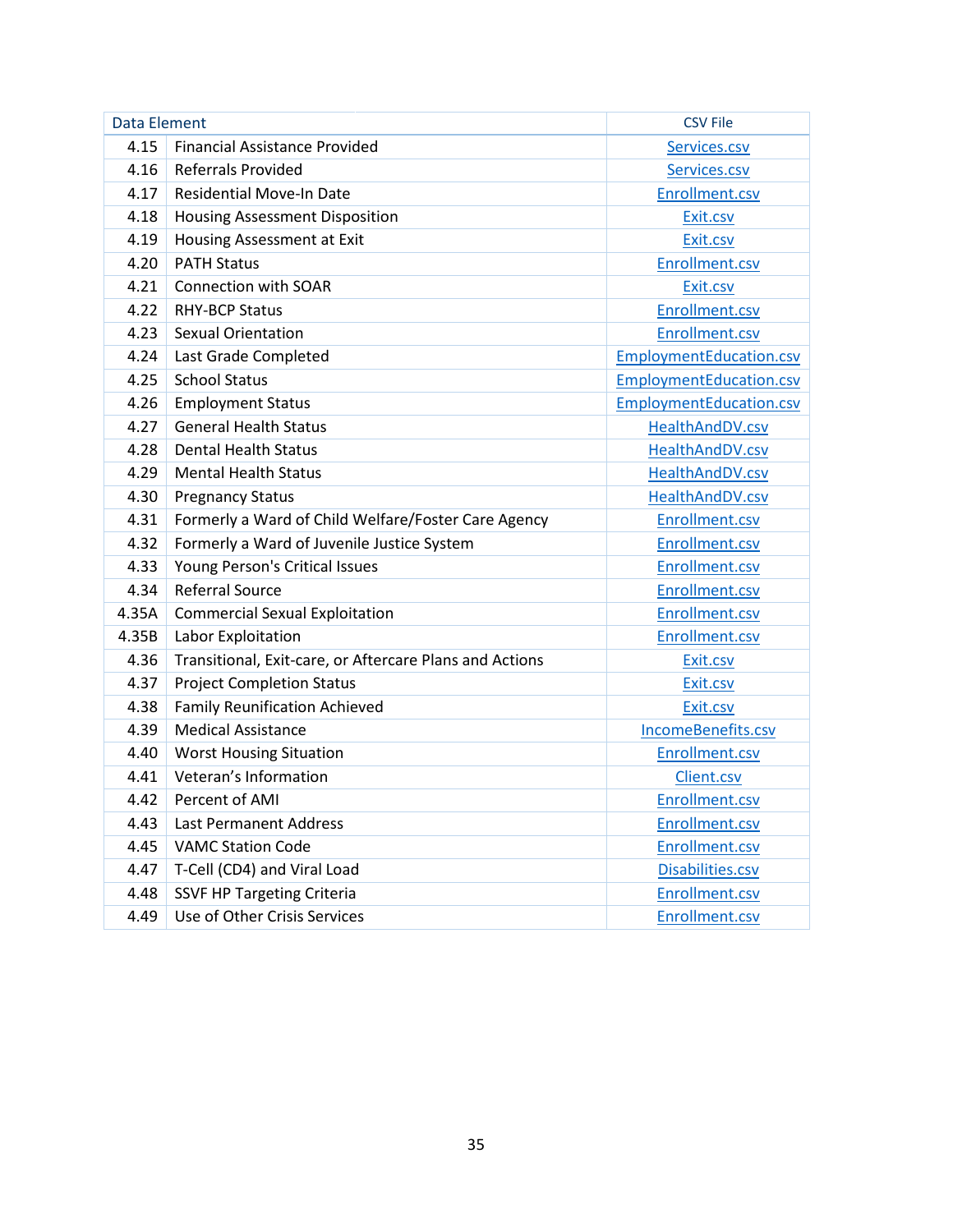| Data Element | | CSV File |
|---|---|---|
| 4.15 | Financial Assistance Provided | Services.csv |
| 4.16 | Referrals Provided | Services.csv |
| 4.17 | Residential Move-In Date | Enrollment.csv |
| 4.18 | Housing Assessment Disposition | Exit.csv |
| 4.19 | Housing Assessment at Exit | Exit.csv |
| 4.20 | PATH Status | Enrollment.csv |
| 4.21 | Connection with SOAR | Exit.csv |
| 4.22 | RHY-BCP Status | Enrollment.csv |
| 4.23 | Sexual Orientation | Enrollment.csv |
| 4.24 | Last Grade Completed | EmploymentEducation.csv |
| 4.25 | School Status | EmploymentEducation.csv |
| 4.26 | Employment Status | EmploymentEducation.csv |
| 4.27 | General Health Status | HealthAndDV.csv |
| 4.28 | Dental Health Status | HealthAndDV.csv |
| 4.29 | Mental Health Status | HealthAndDV.csv |
| 4.30 | Pregnancy Status | HealthAndDV.csv |
| 4.31 | Formerly a Ward of Child Welfare/Foster Care Agency | Enrollment.csv |
| 4.32 | Formerly a Ward of Juvenile Justice System | Enrollment.csv |
| 4.33 | Young Person's Critical Issues | Enrollment.csv |
| 4.34 | Referral Source | Enrollment.csv |
| 4.35A | Commercial Sexual Exploitation | Enrollment.csv |
| 4.35B | Labor Exploitation | Enrollment.csv |
| 4.36 | Transitional, Exit-care, or Aftercare Plans and Actions | Exit.csv |
| 4.37 | Project Completion Status | Exit.csv |
| 4.38 | Family Reunification Achieved | Exit.csv |
| 4.39 | Medical Assistance | IncomeBenefits.csv |
| 4.40 | Worst Housing Situation | Enrollment.csv |
| 4.41 | Veteran's Information | Client.csv |
| 4.42 | Percent of AMI | Enrollment.csv |
| 4.43 | Last Permanent Address | Enrollment.csv |
| 4.45 | VAMC Station Code | Enrollment.csv |
| 4.47 | T-Cell (CD4) and Viral Load | Disabilities.csv |
| 4.48 | SSVF HP Targeting Criteria | Enrollment.csv |
| 4.49 | Use of Other Crisis Services | Enrollment.csv |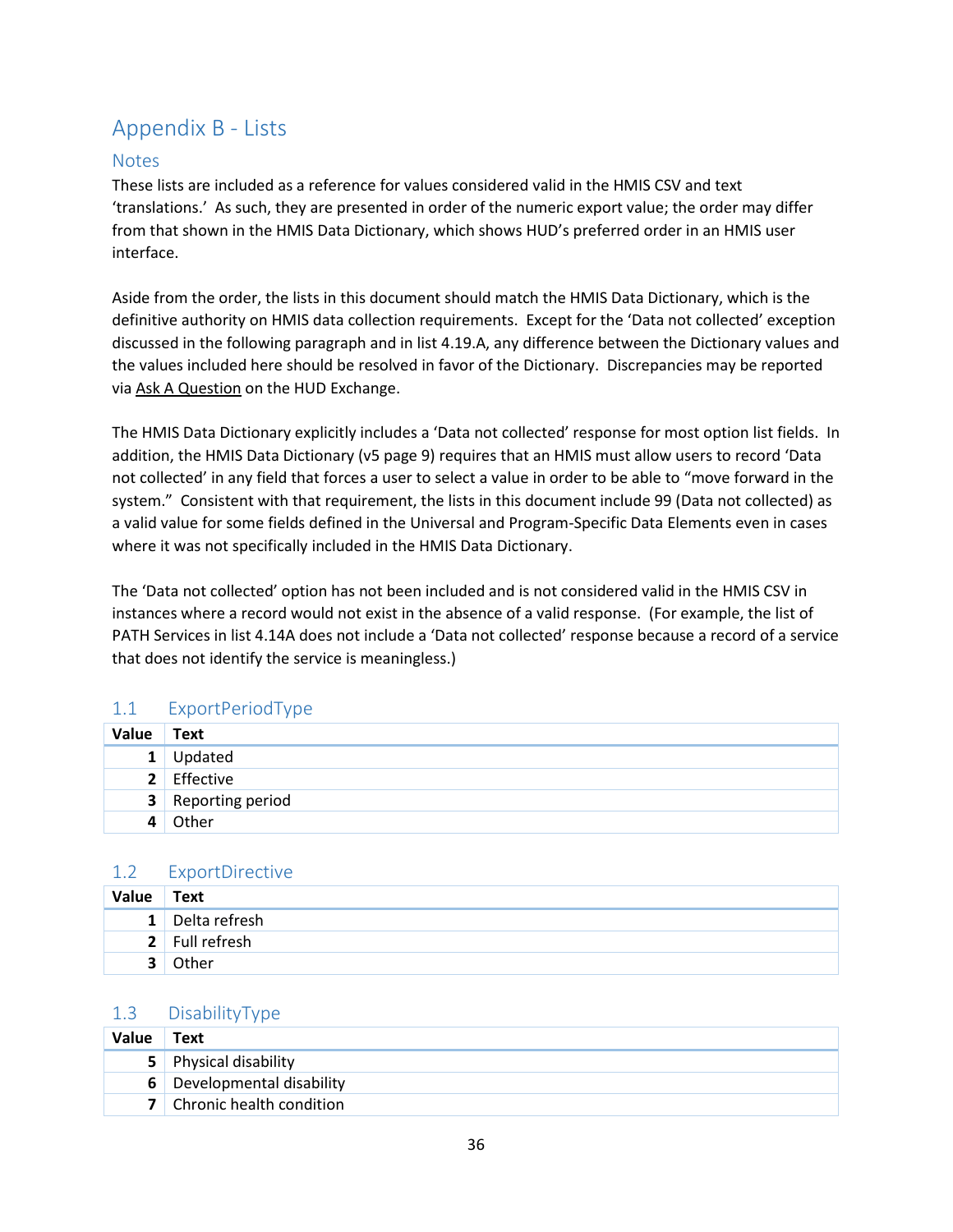# Appendix B - Lists

## Notes

These lists are included as a reference for values considered valid in the HMIS CSV and text 'translations.' As such, they are presented in order of the numeric export value; the order may differ from that shown in the HMIS Data Dictionary, which shows HUD's preferred order in an HMIS user interface.

Aside from the order, the lists in this document should match the HMIS Data Dictionary, which is the definitive authority on HMIS data collection requirements. Except for the 'Data not collected' exception discussed in the following paragraph and in list 4.19.A, any difference between the Dictionary values and the values included here should be resolved in favor of the Dictionary. Discrepancies may be reported via Ask A Question on the HUD Exchange.

The HMIS Data Dictionary explicitly includes a 'Data not collected' response for most option list fields. In addition, the HMIS Data Dictionary (v5 page 9) requires that an HMIS must allow users to record 'Data not collected' in any field that forces a user to select a value in order to be able to "move forward in the system." Consistent with that requirement, the lists in this document include 99 (Data not collected) as a valid value for some fields defined in the Universal and Program-Specific Data Elements even in cases where it was not specifically included in the HMIS Data Dictionary.

The 'Data not collected' option has not been included and is not considered valid in the HMIS CSV in instances where a record would not exist in the absence of a valid response. (For example, the list of PATH Services in list 4.14A does not include a 'Data not collected' response because a record of a service that does not identify the service is meaningless.)

### 1.1 ExportPeriodType

| Value | Text |
|---|---|
| 1 | Updated |
| 2 | Effective |
| 3 | Reporting period |
| 4 | Other |

### 1.2 ExportDirective

| Value | Text |
|---|---|
| 1 | Delta refresh |
| 2 | Full refresh |
| 3 | Other |

### 1.3 DisabilityType

| Value | Text |
|---|---|
| 5 | Physical disability |
| 6 | Developmental disability |
| 7 | Chronic health condition |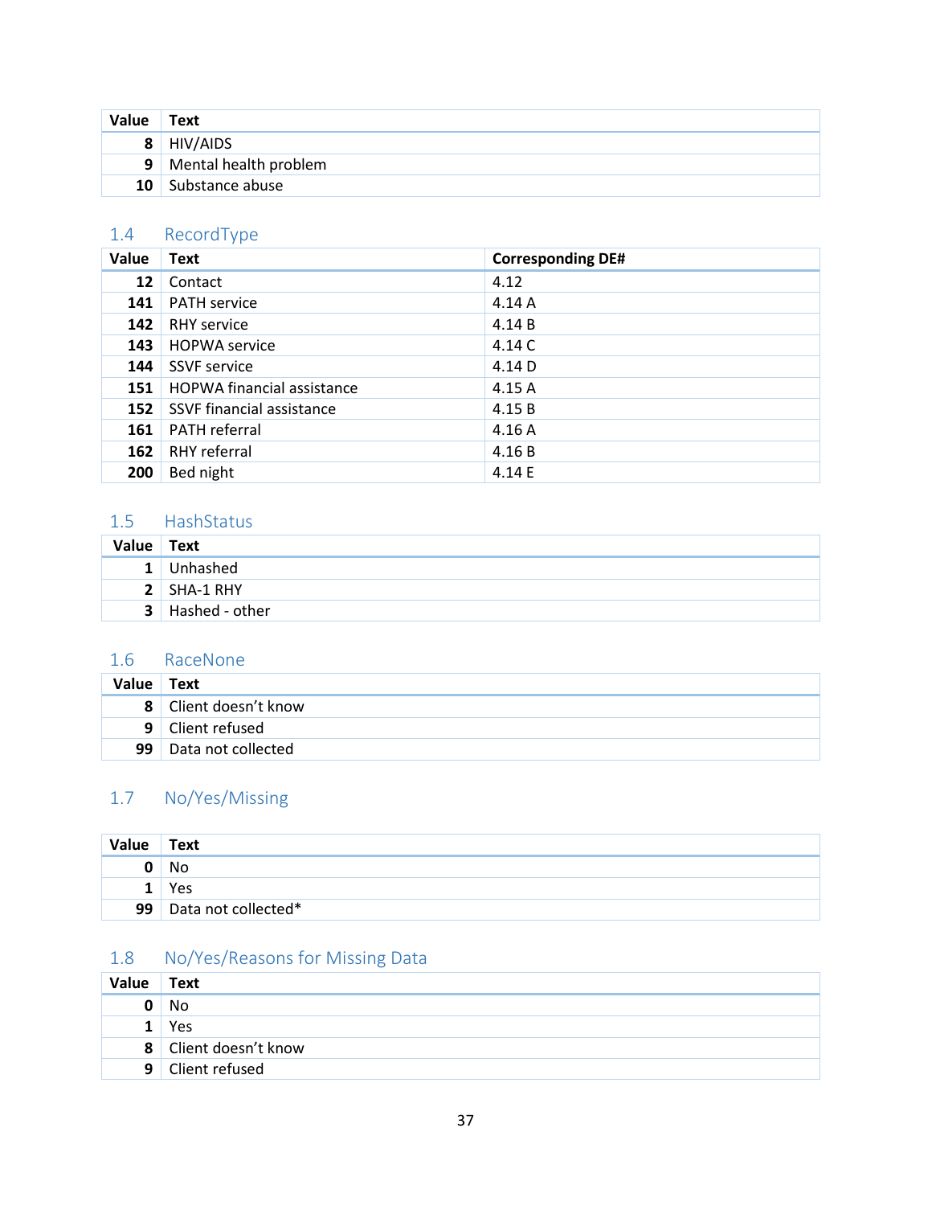| Value | Text |
|---|---|
| 8 | HIV/AIDS |
| 9 | Mental health problem |
| 10 | Substance abuse |

## 1.4 RecordType

| Value | Text | Corresponding DE# |
|---|---|---|
| 12 | Contact | 4.12 |
| 141 | PATH service | 4.14 A |
| 142 | RHY service | 4.14 B |
| 143 | HOPWA service | 4.14 C |
| 144 | SSVF service | 4.14 D |
| 151 | HOPWA financial assistance | 4.15 A |
| 152 | SSVF financial assistance | 4.15 B |
| 161 | PATH referral | 4.16 A |
| 162 | RHY referral | 4.16 B |
| 200 | Bed night | 4.14 E |

## 1.5 HashStatus

| Value | Text |
|---|---|
| 1 | Unhashed |
| 2 | SHA-1 RHY |
| 3 | Hashed - other |

## 1.6 RaceNone

| Value | Text |
|---|---|
| 8 | Client doesn't know |
| 9 | Client refused |
| 99 | Data not collected |

## 1.7 No/Yes/Missing

| Value | Text |
|---|---|
| 0 | No |
| 1 | Yes |
| 99 | Data not collected* |

## 1.8 No/Yes/Reasons for Missing Data

| Value | Text |
|---|---|
| 0 | No |
| 1 | Yes |
| 8 | Client doesn't know |
| 9 | Client refused |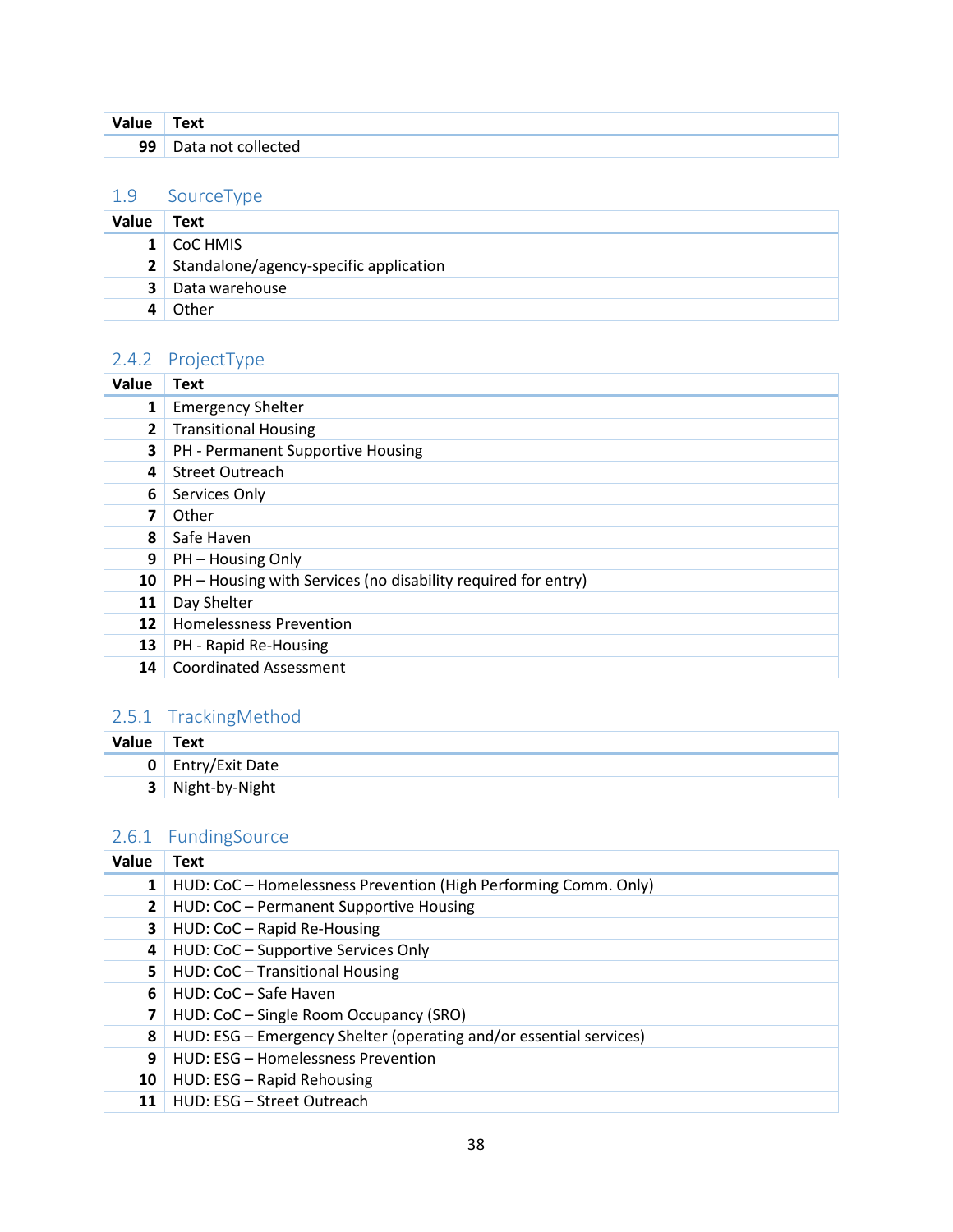| Value | Text |
|---|---|
| 99 | Data not collected |

### 1.9 SourceType

| Value | Text |
|---|---|
| 1 | CoC HMIS |
| 2 | Standalone/agency-specific application |
| 3 | Data warehouse |
| 4 | Other |

### 2.4.2 ProjectType

| Value | Text |
|---|---|
| 1 | Emergency Shelter |
| 2 | Transitional Housing |
| 3 | PH - Permanent Supportive Housing |
| 4 | Street Outreach |
| 6 | Services Only |
| 7 | Other |
| 8 | Safe Haven |
| 9 | PH – Housing Only |
| 10 | PH – Housing with Services (no disability required for entry) |
| 11 | Day Shelter |
| 12 | Homelessness Prevention |
| 13 | PH - Rapid Re-Housing |
| 14 | Coordinated Assessment |

### 2.5.1 TrackingMethod

| Value | Text |
|---|---|
| 0 | Entry/Exit Date |
| 3 | Night-by-Night |

### 2.6.1 FundingSource

| Value | Text |
|---|---|
| 1 | HUD: CoC – Homelessness Prevention (High Performing Comm. Only) |
| 2 | HUD: CoC – Permanent Supportive Housing |
| 3 | HUD: CoC – Rapid Re-Housing |
| 4 | HUD: CoC – Supportive Services Only |
| 5 | HUD: CoC – Transitional Housing |
| 6 | HUD: CoC – Safe Haven |
| 7 | HUD: CoC – Single Room Occupancy (SRO) |
| 8 | HUD: ESG – Emergency Shelter (operating and/or essential services) |
| 9 | HUD: ESG – Homelessness Prevention |
| 10 | HUD: ESG – Rapid Rehousing |
| 11 | HUD: ESG – Street Outreach |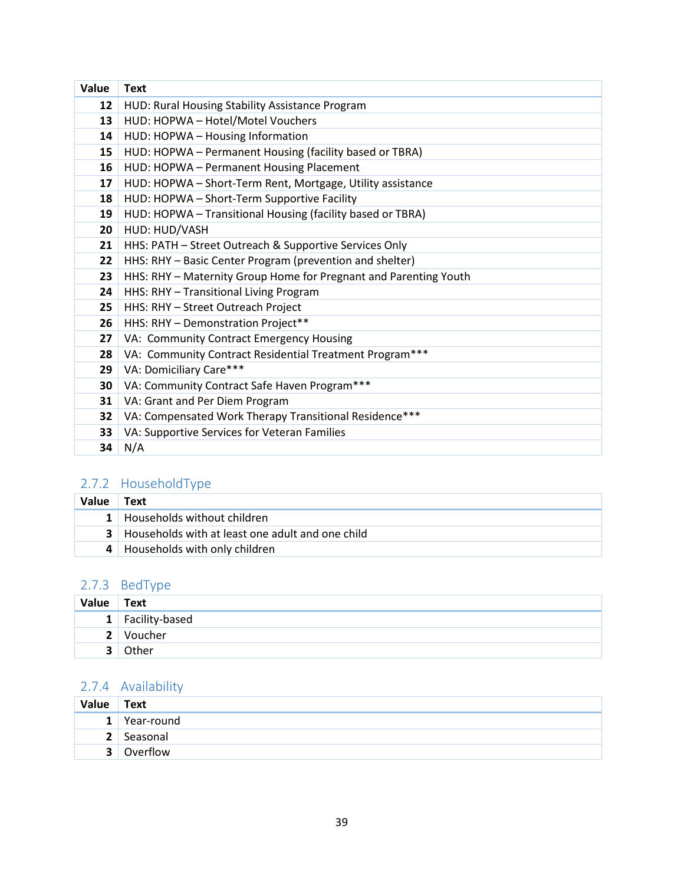| Value | Text |
|---|---|
| 12 | HUD: Rural Housing Stability Assistance Program |
| 13 | HUD: HOPWA – Hotel/Motel Vouchers |
| 14 | HUD: HOPWA – Housing Information |
| 15 | HUD: HOPWA – Permanent Housing (facility based or TBRA) |
| 16 | HUD: HOPWA – Permanent Housing Placement |
| 17 | HUD: HOPWA – Short-Term Rent, Mortgage, Utility assistance |
| 18 | HUD: HOPWA – Short-Term Supportive Facility |
| 19 | HUD: HOPWA – Transitional Housing (facility based or TBRA) |
| 20 | HUD: HUD/VASH |
| 21 | HHS: PATH – Street Outreach & Supportive Services Only |
| 22 | HHS: RHY – Basic Center Program (prevention and shelter) |
| 23 | HHS: RHY – Maternity Group Home for Pregnant and Parenting Youth |
| 24 | HHS: RHY – Transitional Living Program |
| 25 | HHS: RHY – Street Outreach Project |
| 26 | HHS: RHY – Demonstration Project** |
| 27 | VA: Community Contract Emergency Housing |
| 28 | VA: Community Contract Residential Treatment Program*** |
| 29 | VA: Domiciliary Care*** |
| 30 | VA: Community Contract Safe Haven Program*** |
| 31 | VA: Grant and Per Diem Program |
| 32 | VA: Compensated Work Therapy Transitional Residence*** |
| 33 | VA: Supportive Services for Veteran Families |
| 34 | N/A |

### 2.7.2 HouseholdType

| Value | Text |
|---|---|
| 1 | Households without children |
| 3 | Households with at least one adult and one child |
| 4 | Households with only children |

### 2.7.3 BedType

| Value | Text |
|---|---|
| 1 | Facility-based |
| 2 | Voucher |
| 3 | Other |

### 2.7.4 Availability

| Value | Text |
|---|---|
| 1 | Year-round |
| 2 | Seasonal |
| 3 | Overflow |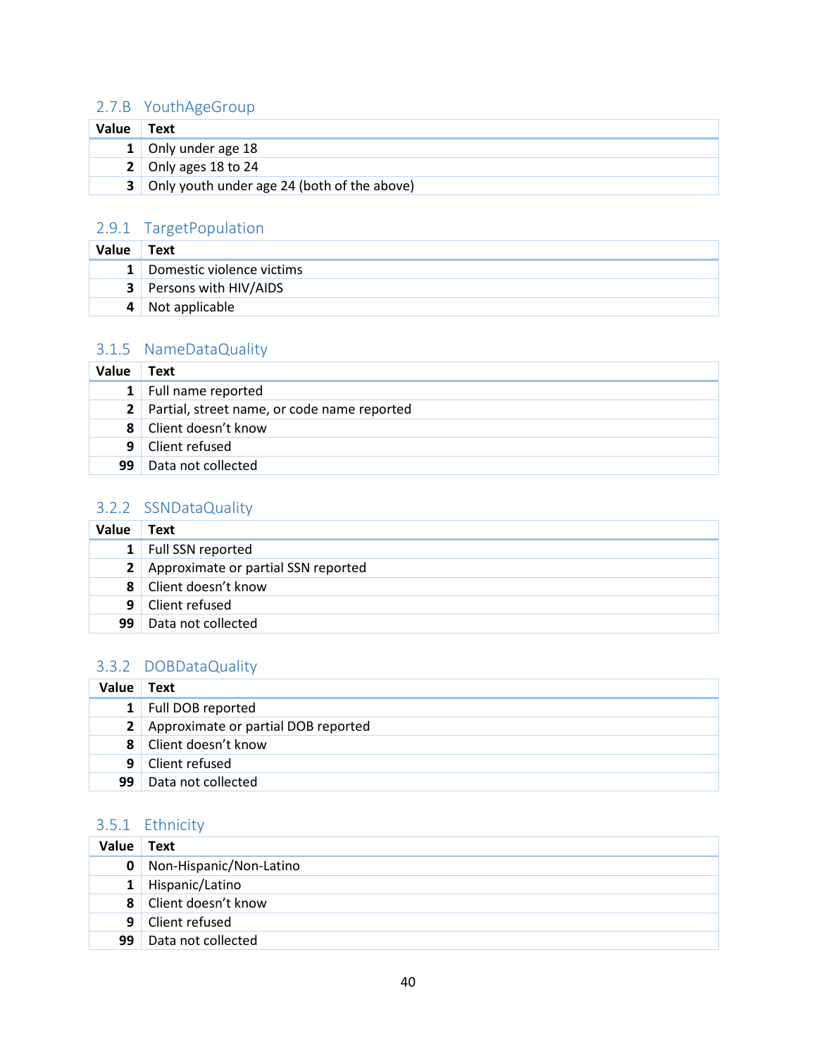### 2.7.B YouthAgeGroup

| Value | Text |
|---|---|
| 1 | Only under age 18 |
| 2 | Only ages 18 to 24 |
| 3 | Only youth under age 24 (both of the above) |

### 2.9.1 TargetPopulation

| Value | Text |
|---|---|
| 1 | Domestic violence victims |
| 3 | Persons with HIV/AIDS |
| 4 | Not applicable |

### 3.1.5 NameDataQuality

| Value | Text |
|---|---|
| 1 | Full name reported |
| 2 | Partial, street name, or code name reported |
| 8 | Client doesn't know |
| 9 | Client refused |
| 99 | Data not collected |

### 3.2.2 SSNDataQuality

| Value | Text |
|---|---|
| 1 | Full SSN reported |
| 2 | Approximate or partial SSN reported |
| 8 | Client doesn't know |
| 9 | Client refused |
| 99 | Data not collected |

### 3.3.2 DOBDataQuality

| Value | Text |
|---|---|
| 1 | Full DOB reported |
| 2 | Approximate or partial DOB reported |
| 8 | Client doesn't know |
| 9 | Client refused |
| 99 | Data not collected |

### 3.5.1 Ethnicity

| Value | Text |
|---|---|
| 0 | Non-Hispanic/Non-Latino |
| 1 | Hispanic/Latino |
| 8 | Client doesn't know |
| 9 | Client refused |
| 99 | Data not collected |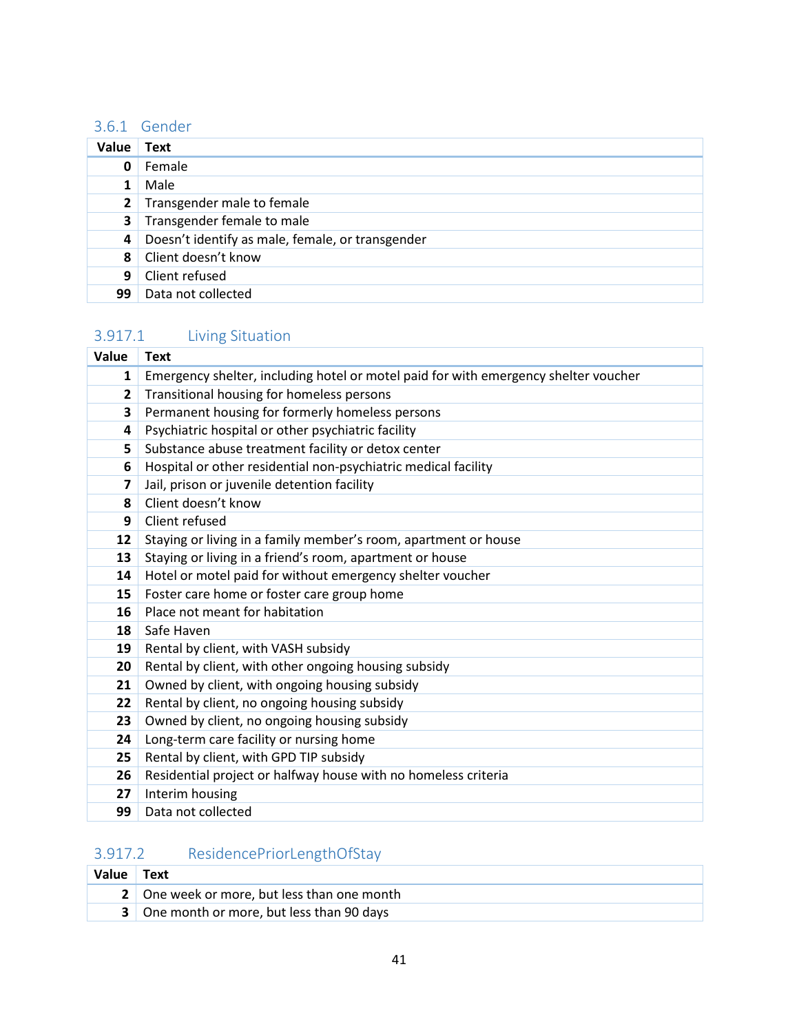### 3.6.1 Gender

| Value | Text |
|---|---|
| 0 | Female |
| 1 | Male |
| 2 | Transgender male to female |
| 3 | Transgender female to male |
| 4 | Doesn't identify as male, female, or transgender |
| 8 | Client doesn't know |
| 9 | Client refused |
| 99 | Data not collected |

### 3.917.1 Living Situation

| Value | Text |
|---|---|
| 1 | Emergency shelter, including hotel or motel paid for with emergency shelter voucher |
| 2 | Transitional housing for homeless persons |
| 3 | Permanent housing for formerly homeless persons |
| 4 | Psychiatric hospital or other psychiatric facility |
| 5 | Substance abuse treatment facility or detox center |
| 6 | Hospital or other residential non-psychiatric medical facility |
| 7 | Jail, prison or juvenile detention facility |
| 8 | Client doesn't know |
| 9 | Client refused |
| 12 | Staying or living in a family member's room, apartment or house |
| 13 | Staying or living in a friend's room, apartment or house |
| 14 | Hotel or motel paid for without emergency shelter voucher |
| 15 | Foster care home or foster care group home |
| 16 | Place not meant for habitation |
| 18 | Safe Haven |
| 19 | Rental by client, with VASH subsidy |
| 20 | Rental by client, with other ongoing housing subsidy |
| 21 | Owned by client, with ongoing housing subsidy |
| 22 | Rental by client, no ongoing housing subsidy |
| 23 | Owned by client, no ongoing housing subsidy |
| 24 | Long-term care facility or nursing home |
| 25 | Rental by client, with GPD TIP subsidy |
| 26 | Residential project or halfway house with no homeless criteria |
| 27 | Interim housing |
| 99 | Data not collected |

### 3.917.2 ResidencePriorLengthOfStay

| Value | Text |
|---|---|
| 2 | One week or more, but less than one month |
| 3 | One month or more, but less than 90 days |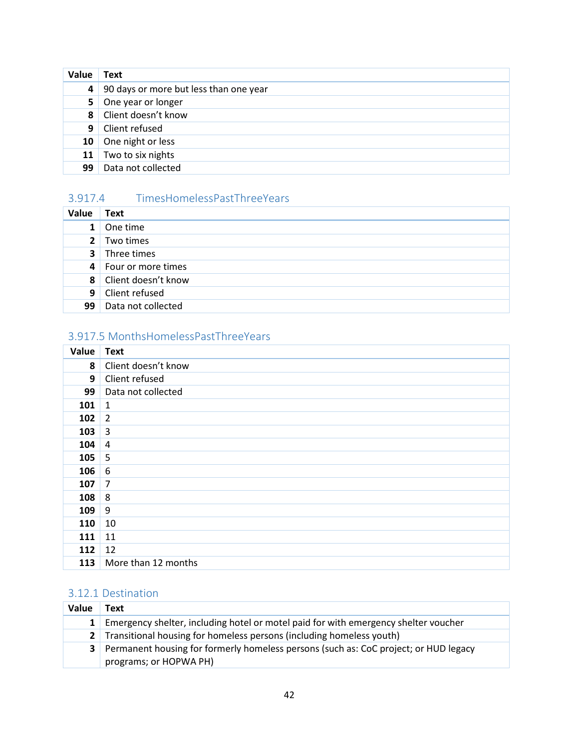| Value | Text |
|---|---|
| 4 | 90 days or more but less than one year |
| 5 | One year or longer |
| 8 | Client doesn't know |
| 9 | Client refused |
| 10 | One night or less |
| 11 | Two to six nights |
| 99 | Data not collected |

### 3.917.4 TimesHomelessPastThreeYears

| Value | Text |
|---|---|
| 1 | One time |
| 2 | Two times |
| 3 | Three times |
| 4 | Four or more times |
| 8 | Client doesn't know |
| 9 | Client refused |
| 99 | Data not collected |

### 3.917.5 MonthsHomelessPastThreeYears

| Value | Text |
|---|---|
| 8 | Client doesn't know |
| 9 | Client refused |
| 99 | Data not collected |
| 101 | 1 |
| 102 | 2 |
| 103 | 3 |
| 104 | 4 |
| 105 | 5 |
| 106 | 6 |
| 107 | 7 |
| 108 | 8 |
| 109 | 9 |
| 110 | 10 |
| 111 | 11 |
| 112 | 12 |
| 113 | More than 12 months |

### 3.12.1 Destination

| Value | Text |
|---|---|
| 1 | Emergency shelter, including hotel or motel paid for with emergency shelter voucher |
| 2 | Transitional housing for homeless persons (including homeless youth) |
| 3 | Permanent housing for formerly homeless persons (such as: CoC project; or HUD legacy programs; or HOPWA PH) |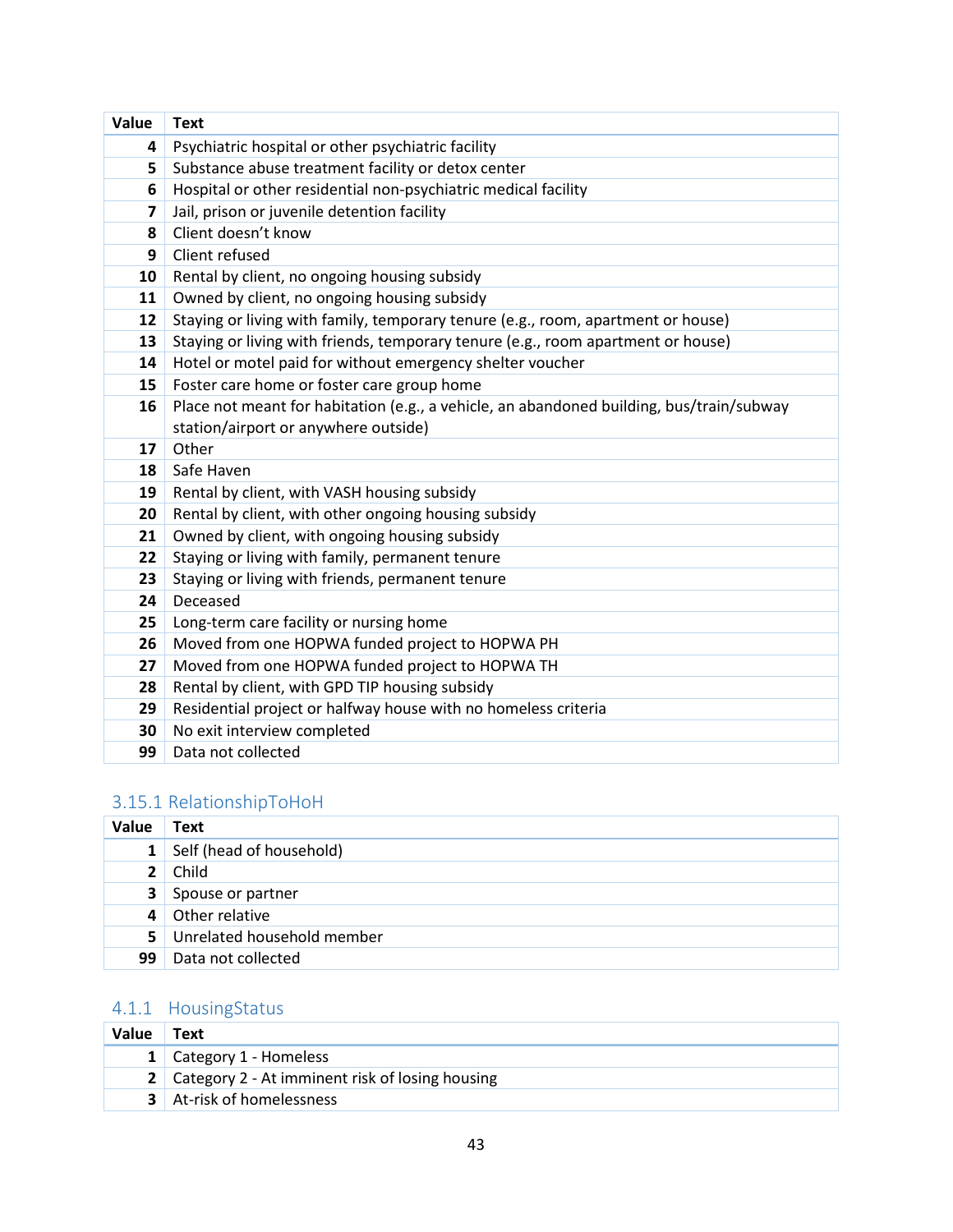| Value | Text |
|---|---|
| 4 | Psychiatric hospital or other psychiatric facility |
| 5 | Substance abuse treatment facility or detox center |
| 6 | Hospital or other residential non-psychiatric medical facility |
| 7 | Jail, prison or juvenile detention facility |
| 8 | Client doesn't know |
| 9 | Client refused |
| 10 | Rental by client, no ongoing housing subsidy |
| 11 | Owned by client, no ongoing housing subsidy |
| 12 | Staying or living with family, temporary tenure (e.g., room, apartment or house) |
| 13 | Staying or living with friends, temporary tenure (e.g., room apartment or house) |
| 14 | Hotel or motel paid for without emergency shelter voucher |
| 15 | Foster care home or foster care group home |
| 16 | Place not meant for habitation (e.g., a vehicle, an abandoned building, bus/train/subway station/airport or anywhere outside) |
| 17 | Other |
| 18 | Safe Haven |
| 19 | Rental by client, with VASH housing subsidy |
| 20 | Rental by client, with other ongoing housing subsidy |
| 21 | Owned by client, with ongoing housing subsidy |
| 22 | Staying or living with family, permanent tenure |
| 23 | Staying or living with friends, permanent tenure |
| 24 | Deceased |
| 25 | Long-term care facility or nursing home |
| 26 | Moved from one HOPWA funded project to HOPWA PH |
| 27 | Moved from one HOPWA funded project to HOPWA TH |
| 28 | Rental by client, with GPD TIP housing subsidy |
| 29 | Residential project or halfway house with no homeless criteria |
| 30 | No exit interview completed |
| 99 | Data not collected |

### 3.15.1 RelationshipToHoH

| Value | Text |
|---|---|
| 1 | Self (head of household) |
| 2 | Child |
| 3 | Spouse or partner |
| 4 | Other relative |
| 5 | Unrelated household member |
| 99 | Data not collected |

### 4.1.1 HousingStatus

| Value | Text |
|---|---|
| 1 | Category 1 - Homeless |
| 2 | Category 2 - At imminent risk of losing housing |
| 3 | At-risk of homelessness |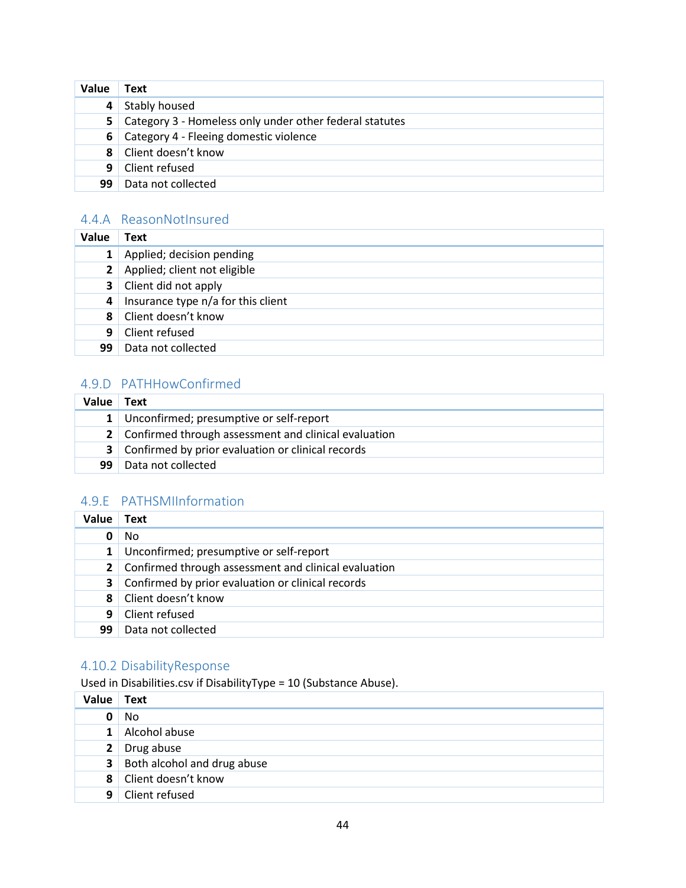| Value | Text |
|---|---|
| 4 | Stably housed |
| 5 | Category 3 - Homeless only under other federal statutes |
| 6 | Category 4 - Fleeing domestic violence |
| 8 | Client doesn't know |
| 9 | Client refused |
| 99 | Data not collected |

### 4.4.A ReasonNotInsured

| Value | Text |
|---|---|
| 1 | Applied; decision pending |
| 2 | Applied; client not eligible |
| 3 | Client did not apply |
| 4 | Insurance type n/a for this client |
| 8 | Client doesn't know |
| 9 | Client refused |
| 99 | Data not collected |

### 4.9.D PATHHowConfirmed

| Value | Text |
|---|---|
| 1 | Unconfirmed; presumptive or self-report |
| 2 | Confirmed through assessment and clinical evaluation |
| 3 | Confirmed by prior evaluation or clinical records |
| 99 | Data not collected |

### 4.9.E PATHSMIInformation

| Value | Text |
|---|---|
| 0 | No |
| 1 | Unconfirmed; presumptive or self-report |
| 2 | Confirmed through assessment and clinical evaluation |
| 3 | Confirmed by prior evaluation or clinical records |
| 8 | Client doesn't know |
| 9 | Client refused |
| 99 | Data not collected |

### 4.10.2 DisabilityResponse

Used in Disabilities.csv if DisabilityType = 10 (Substance Abuse).

| Value | Text |
|---|---|
| 0 | No |
| 1 | Alcohol abuse |
| 2 | Drug abuse |
| 3 | Both alcohol and drug abuse |
| 8 | Client doesn't know |
| 9 | Client refused |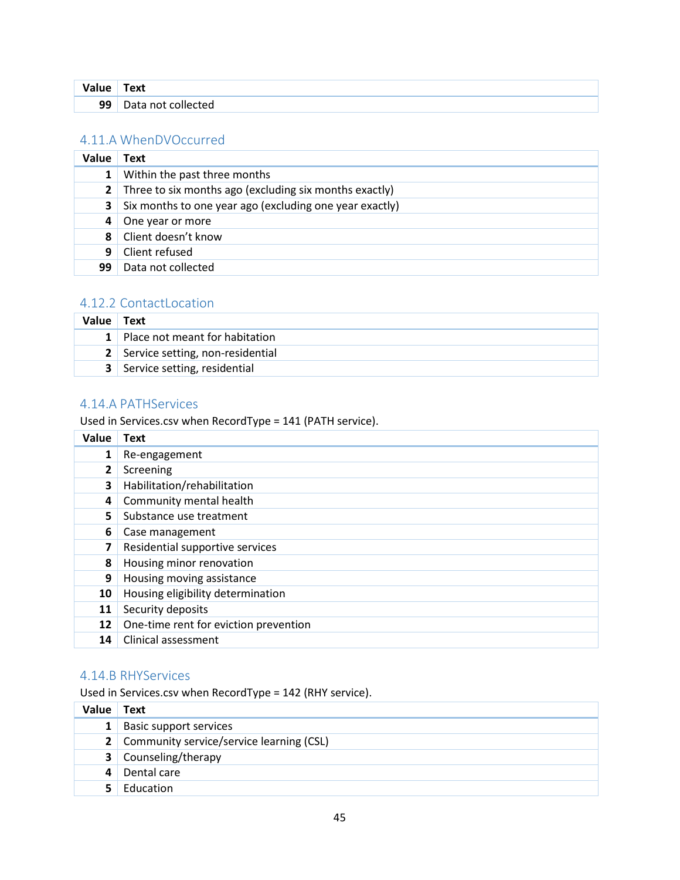| Value | Text |
|---|---|
| 99 | Data not collected |

### 4.11.A WhenDVOccurred

| Value | Text |
|---|---|
| 1 | Within the past three months |
| 2 | Three to six months ago (excluding six months exactly) |
| 3 | Six months to one year ago (excluding one year exactly) |
| 4 | One year or more |
| 8 | Client doesn't know |
| 9 | Client refused |
| 99 | Data not collected |

### 4.12.2 ContactLocation

| Value | Text |
|---|---|
| 1 | Place not meant for habitation |
| 2 | Service setting, non-residential |
| 3 | Service setting, residential |

### 4.14.A PATHServices

Used in Services.csv when RecordType = 141 (PATH service).

| Value | Text |
|---|---|
| 1 | Re-engagement |
| 2 | Screening |
| 3 | Habilitation/rehabilitation |
| 4 | Community mental health |
| 5 | Substance use treatment |
| 6 | Case management |
| 7 | Residential supportive services |
| 8 | Housing minor renovation |
| 9 | Housing moving assistance |
| 10 | Housing eligibility determination |
| 11 | Security deposits |
| 12 | One-time rent for eviction prevention |
| 14 | Clinical assessment |

### 4.14.B RHYServices

Used in Services.csv when RecordType = 142 (RHY service).

| Value | Text |
|---|---|
| 1 | Basic support services |
| 2 | Community service/service learning (CSL) |
| 3 | Counseling/therapy |
| 4 | Dental care |
| 5 | Education |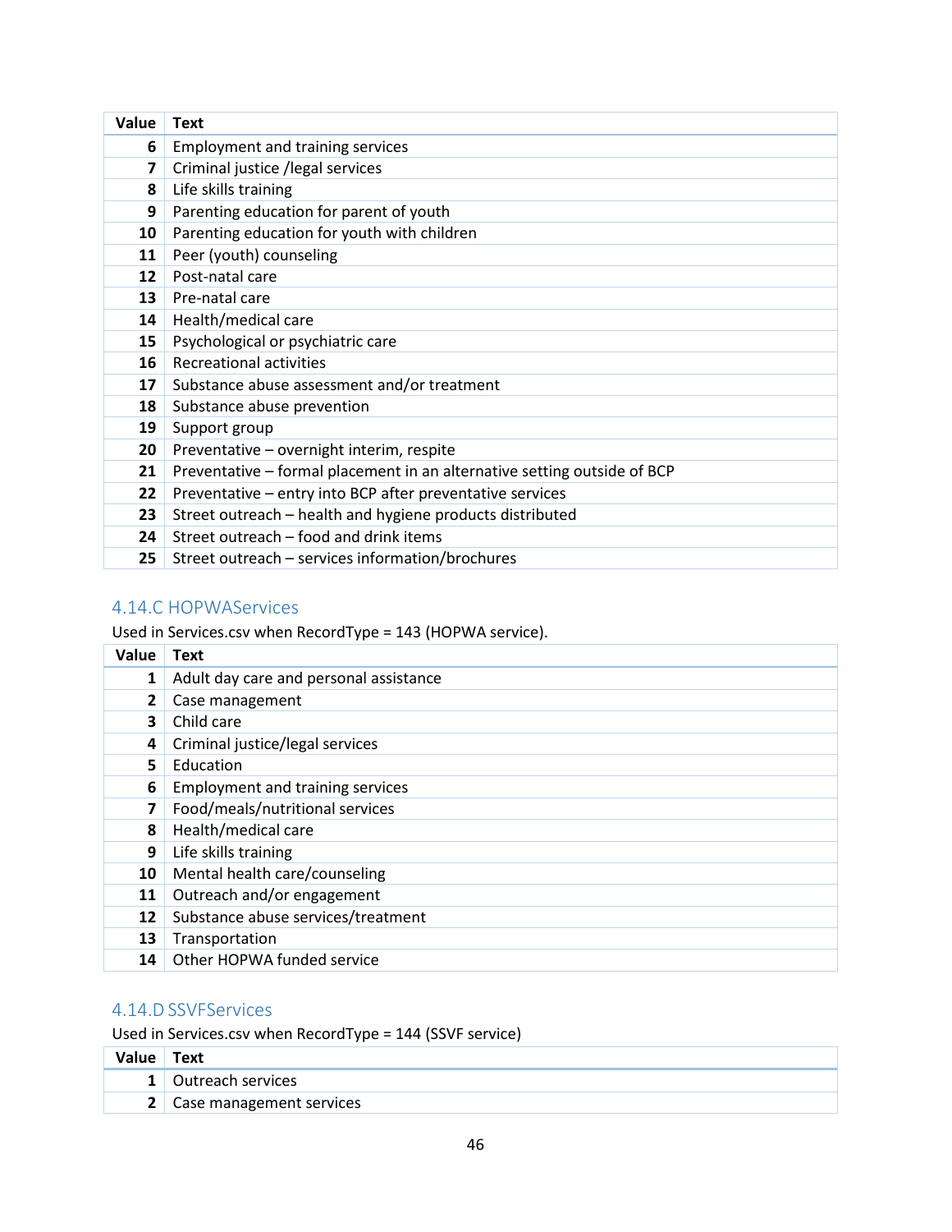| Value | Text |
|---|---|
| 6 | Employment and training services |
| 7 | Criminal justice /legal services |
| 8 | Life skills training |
| 9 | Parenting education for parent of youth |
| 10 | Parenting education for youth with children |
| 11 | Peer (youth) counseling |
| 12 | Post-natal care |
| 13 | Pre-natal care |
| 14 | Health/medical care |
| 15 | Psychological or psychiatric care |
| 16 | Recreational activities |
| 17 | Substance abuse assessment and/or treatment |
| 18 | Substance abuse prevention |
| 19 | Support group |
| 20 | Preventative – overnight interim, respite |
| 21 | Preventative – formal placement in an alternative setting outside of BCP |
| 22 | Preventative – entry into BCP after preventative services |
| 23 | Street outreach – health and hygiene products distributed |
| 24 | Street outreach – food and drink items |
| 25 | Street outreach – services information/brochures |

### 4.14.C HOPWAServices

Used in Services.csv when RecordType = 143 (HOPWA service).

| Value | Text |
|---|---|
| 1 | Adult day care and personal assistance |
| 2 | Case management |
| 3 | Child care |
| 4 | Criminal justice/legal services |
| 5 | Education |
| 6 | Employment and training services |
| 7 | Food/meals/nutritional services |
| 8 | Health/medical care |
| 9 | Life skills training |
| 10 | Mental health care/counseling |
| 11 | Outreach and/or engagement |
| 12 | Substance abuse services/treatment |
| 13 | Transportation |
| 14 | Other HOPWA funded service |

### 4.14.D SSVFServices

Used in Services.csv when RecordType = 144 (SSVF service)

| Value | Text |
|---|---|
| 1 | Outreach services |
| 2 | Case management services |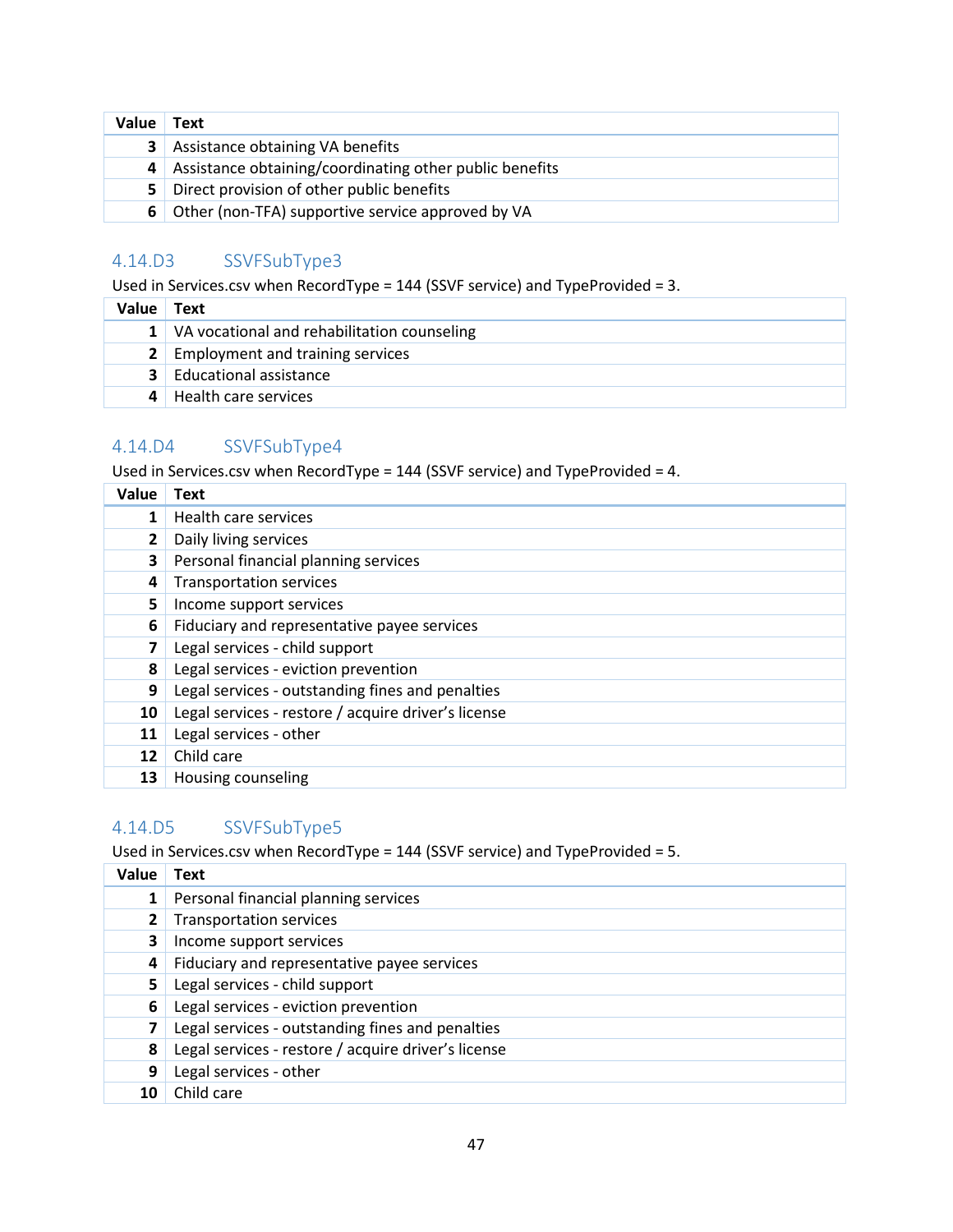| Value | Text |
|---|---|
| 3 | Assistance obtaining VA benefits |
| 4 | Assistance obtaining/coordinating other public benefits |
| 5 | Direct provision of other public benefits |
| 6 | Other (non-TFA) supportive service approved by VA |

### 4.14.D3 SSVFSubType3

Used in Services.csv when RecordType = 144 (SSVF service) and TypeProvided = 3.

| Value | Text |
|---|---|
| 1 | VA vocational and rehabilitation counseling |
| 2 | Employment and training services |
| 3 | Educational assistance |
| 4 | Health care services |

### 4.14.D4 SSVFSubType4

Used in Services.csv when RecordType = 144 (SSVF service) and TypeProvided = 4.

| Value | Text |
|---|---|
| 1 | Health care services |
| 2 | Daily living services |
| 3 | Personal financial planning services |
| 4 | Transportation services |
| 5 | Income support services |
| 6 | Fiduciary and representative payee services |
| 7 | Legal services - child support |
| 8 | Legal services - eviction prevention |
| 9 | Legal services - outstanding fines and penalties |
| 10 | Legal services - restore / acquire driver's license |
| 11 | Legal services - other |
| 12 | Child care |
| 13 | Housing counseling |

### 4.14.D5 SSVFSubType5

Used in Services.csv when RecordType = 144 (SSVF service) and TypeProvided = 5.

| Value | Text |
|---|---|
| 1 | Personal financial planning services |
| 2 | Transportation services |
| 3 | Income support services |
| 4 | Fiduciary and representative payee services |
| 5 | Legal services - child support |
| 6 | Legal services - eviction prevention |
| 7 | Legal services - outstanding fines and penalties |
| 8 | Legal services - restore / acquire driver's license |
| 9 | Legal services - other |
| 10 | Child care |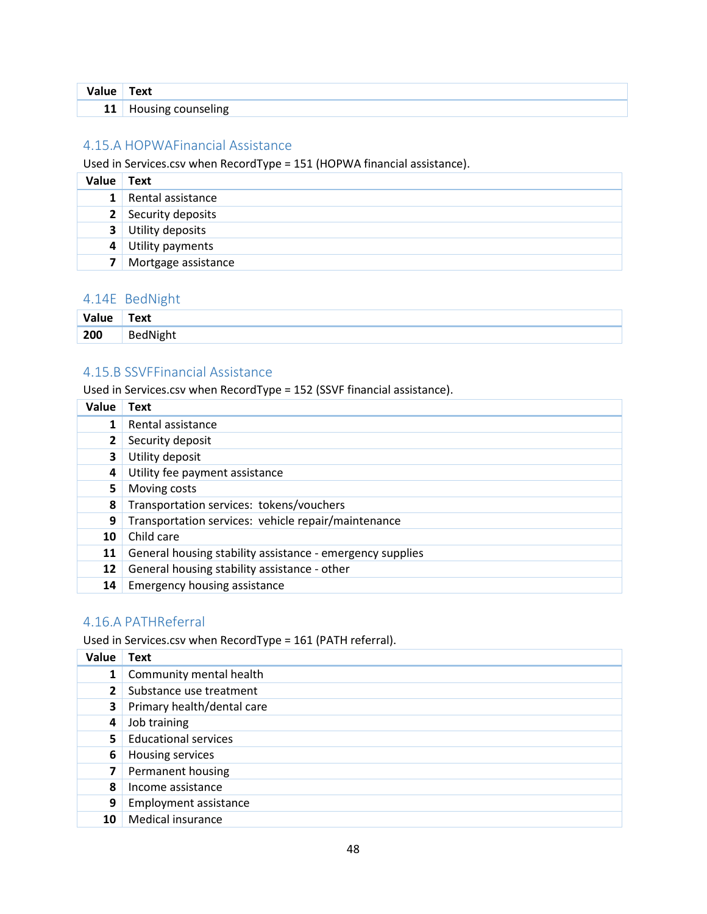| Value | Text |
|---|---|
| 11 | Housing counseling |

## 4.15.A HOPWAFinancial Assistance

Used in Services.csv when RecordType = 151 (HOPWA financial assistance).

| Value | Text |
|---|---|
| 1 | Rental assistance |
| 2 | Security deposits |
| 3 | Utility deposits |
| 4 | Utility payments |
| 7 | Mortgage assistance |

## 4.14E BedNight

| Value | Text |
|---|---|
| 200 | BedNight |

## 4.15.B SSVFFinancial Assistance

Used in Services.csv when RecordType = 152 (SSVF financial assistance).

| Value | Text |
|---|---|
| 1 | Rental assistance |
| 2 | Security deposit |
| 3 | Utility deposit |
| 4 | Utility fee payment assistance |
| 5 | Moving costs |
| 8 | Transportation services: tokens/vouchers |
| 9 | Transportation services: vehicle repair/maintenance |
| 10 | Child care |
| 11 | General housing stability assistance - emergency supplies |
| 12 | General housing stability assistance - other |
| 14 | Emergency housing assistance |

## 4.16.A PATHReferral

Used in Services.csv when RecordType = 161 (PATH referral).

| Value | Text |
|---|---|
| 1 | Community mental health |
| 2 | Substance use treatment |
| 3 | Primary health/dental care |
| 4 | Job training |
| 5 | Educational services |
| 6 | Housing services |
| 7 | Permanent housing |
| 8 | Income assistance |
| 9 | Employment assistance |
| 10 | Medical insurance |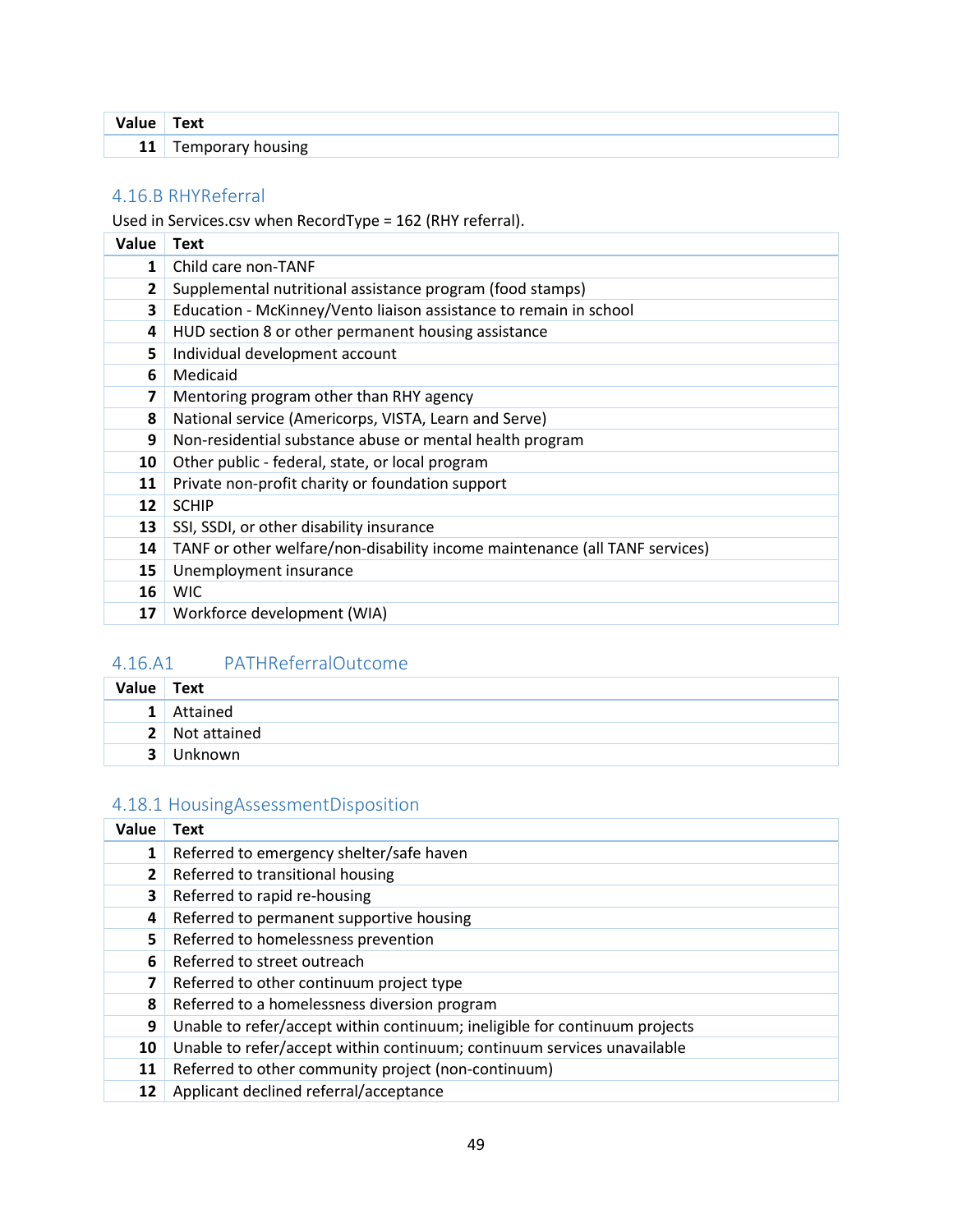| Value | Text |
|---|---|
| 11 | Temporary housing |

### 4.16.B RHYReferral

Used in Services.csv when RecordType = 162 (RHY referral).

| Value | Text |
|---|---|
| 1 | Child care non-TANF |
| 2 | Supplemental nutritional assistance program (food stamps) |
| 3 | Education - McKinney/Vento liaison assistance to remain in school |
| 4 | HUD section 8 or other permanent housing assistance |
| 5 | Individual development account |
| 6 | Medicaid |
| 7 | Mentoring program other than RHY agency |
| 8 | National service (Americorps, VISTA, Learn and Serve) |
| 9 | Non-residential substance abuse or mental health program |
| 10 | Other public - federal, state, or local program |
| 11 | Private non-profit charity or foundation support |
| 12 | SCHIP |
| 13 | SSI, SSDI, or other disability insurance |
| 14 | TANF or other welfare/non-disability income maintenance (all TANF services) |
| 15 | Unemployment insurance |
| 16 | WIC |
| 17 | Workforce development (WIA) |

### 4.16.A1 PATHReferralOutcome

| Value | Text |
|---|---|
| 1 | Attained |
| 2 | Not attained |
| 3 | Unknown |

### 4.18.1 HousingAssessmentDisposition

| Value | Text |
|---|---|
| 1 | Referred to emergency shelter/safe haven |
| 2 | Referred to transitional housing |
| 3 | Referred to rapid re-housing |
| 4 | Referred to permanent supportive housing |
| 5 | Referred to homelessness prevention |
| 6 | Referred to street outreach |
| 7 | Referred to other continuum project type |
| 8 | Referred to a homelessness diversion program |
| 9 | Unable to refer/accept within continuum; ineligible for continuum projects |
| 10 | Unable to refer/accept within continuum; continuum services unavailable |
| 11 | Referred to other community project (non-continuum) |
| 12 | Applicant declined referral/acceptance |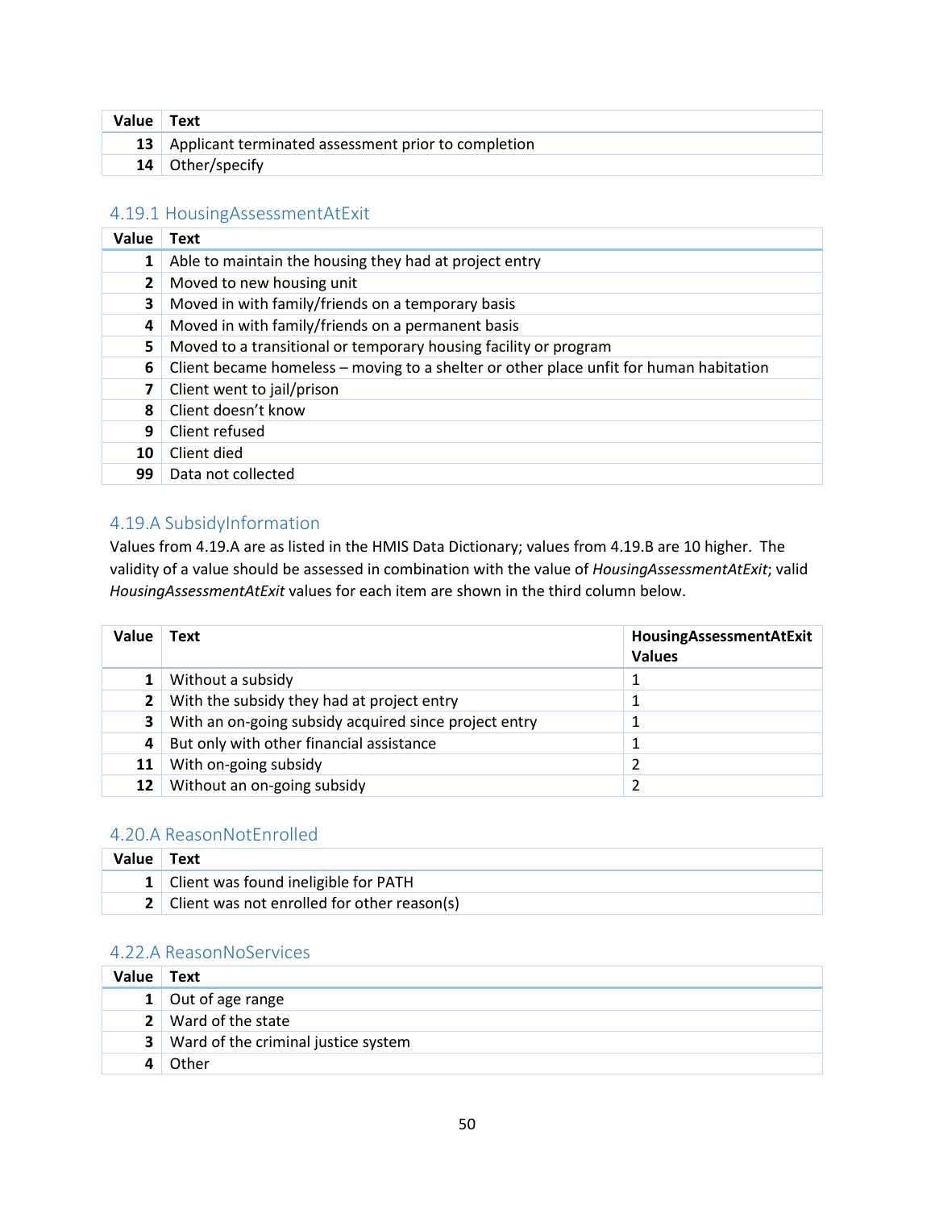| Value | Text |
|---|---|
| **13** | Applicant terminated assessment prior to completion |
| **14** | Other/specify |

### 4.19.1 HousingAssessmentAtExit

| Value | Text |
|---|---|
| **1** | Able to maintain the housing they had at project entry |
| **2** | Moved to new housing unit |
| **3** | Moved in with family/friends on a temporary basis |
| **4** | Moved in with family/friends on a permanent basis |
| **5** | Moved to a transitional or temporary housing facility or program |
| **6** | Client became homeless – moving to a shelter or other place unfit for human habitation |
| **7** | Client went to jail/prison |
| **8** | Client doesn't know |
| **9** | Client refused |
| **10** | Client died |
| **99** | Data not collected |

### 4.19.A SubsidyInformation

Values from 4.19.A are as listed in the HMIS Data Dictionary; values from 4.19.B are 10 higher. The validity of a value should be assessed in combination with the value of *HousingAssessmentAtExit*; valid *HousingAssessmentAtExit* values for each item are shown in the third column below.

| Value | Text | HousingAssessmentAtExit Values |
|---|---|---|
| **1** | Without a subsidy | 1 |
| **2** | With the subsidy they had at project entry | 1 |
| **3** | With an on-going subsidy acquired since project entry | 1 |
| **4** | But only with other financial assistance | 1 |
| **11** | With on-going subsidy | 2 |
| **12** | Without an on-going subsidy | 2 |

### 4.20.A ReasonNotEnrolled

| Value | Text |
|---|---|
| **1** | Client was found ineligible for PATH |
| **2** | Client was not enrolled for other reason(s) |

### 4.22.A ReasonNoServices

| Value | Text |
|---|---|
| **1** | Out of age range |
| **2** | Ward of the state |
| **3** | Ward of the criminal justice system |
| **4** | Other |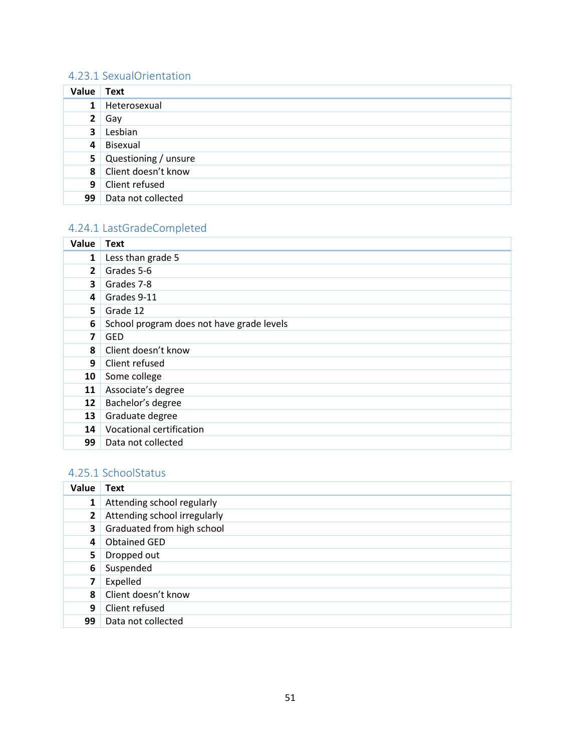### 4.23.1 SexualOrientation

| Value | Text |
|---:|---|
| 1 | Heterosexual |
| 2 | Gay |
| 3 | Lesbian |
| 4 | Bisexual |
| 5 | Questioning / unsure |
| 8 | Client doesn't know |
| 9 | Client refused |
| 99 | Data not collected |

### 4.24.1 LastGradeCompleted

| Value | Text |
|---:|---|
| 1 | Less than grade 5 |
| 2 | Grades 5-6 |
| 3 | Grades 7-8 |
| 4 | Grades 9-11 |
| 5 | Grade 12 |
| 6 | School program does not have grade levels |
| 7 | GED |
| 8 | Client doesn't know |
| 9 | Client refused |
| 10 | Some college |
| 11 | Associate's degree |
| 12 | Bachelor's degree |
| 13 | Graduate degree |
| 14 | Vocational certification |
| 99 | Data not collected |

### 4.25.1 SchoolStatus

| Value | Text |
|---:|---|
| 1 | Attending school regularly |
| 2 | Attending school irregularly |
| 3 | Graduated from high school |
| 4 | Obtained GED |
| 5 | Dropped out |
| 6 | Suspended |
| 7 | Expelled |
| 8 | Client doesn't know |
| 9 | Client refused |
| 99 | Data not collected |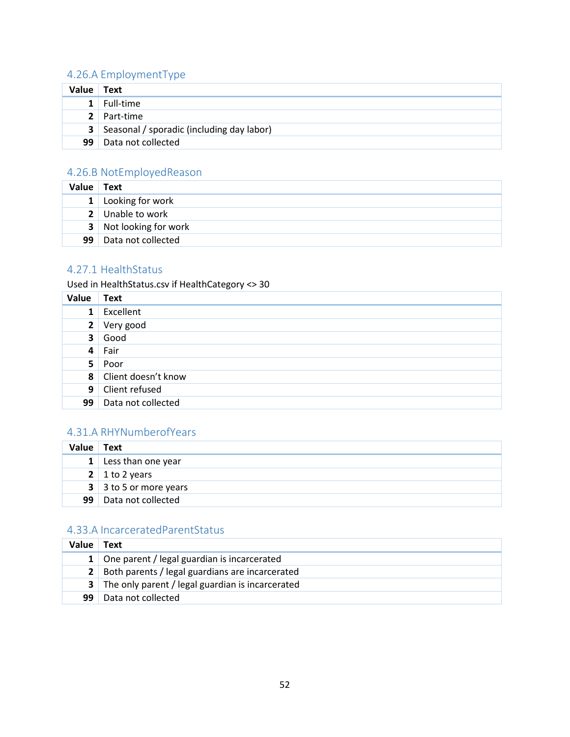### 4.26.A EmploymentType

| Value | Text |
|---:|---|
| 1 | Full-time |
| 2 | Part-time |
| 3 | Seasonal / sporadic (including day labor) |
| 99 | Data not collected |

### 4.26.B NotEmployedReason

| Value | Text |
|---:|---|
| 1 | Looking for work |
| 2 | Unable to work |
| 3 | Not looking for work |
| 99 | Data not collected |

### 4.27.1 HealthStatus

Used in HealthStatus.csv if HealthCategory <> 30

| Value | Text |
|---:|---|
| 1 | Excellent |
| 2 | Very good |
| 3 | Good |
| 4 | Fair |
| 5 | Poor |
| 8 | Client doesn’t know |
| 9 | Client refused |
| 99 | Data not collected |

### 4.31.A RHYNumberofYears

| Value | Text |
|---:|---|
| 1 | Less than one year |
| 2 | 1 to 2 years |
| 3 | 3 to 5 or more years |
| 99 | Data not collected |

### 4.33.A IncarceratedParentStatus

| Value | Text |
|---:|---|
| 1 | One parent / legal guardian is incarcerated |
| 2 | Both parents / legal guardians are incarcerated |
| 3 | The only parent / legal guardian is incarcerated |
| 99 | Data not collected |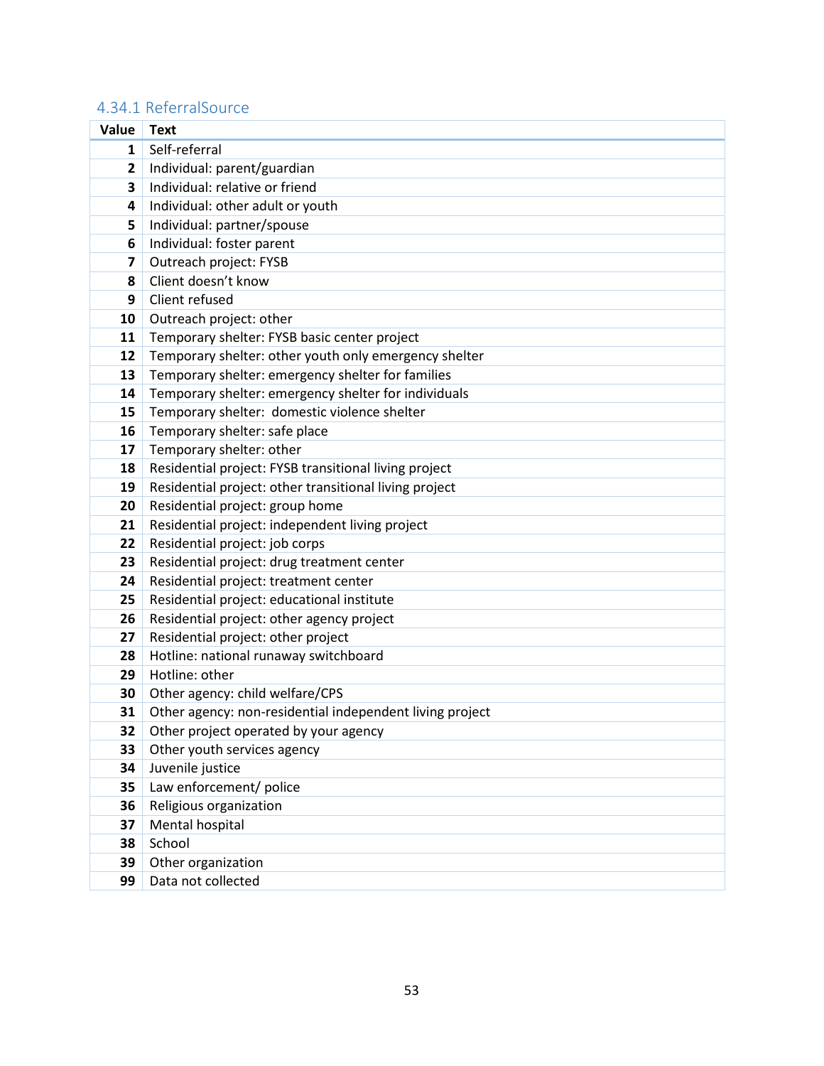### 4.34.1 ReferralSource

| Value | Text |
|---|---|
| 1 | Self-referral |
| 2 | Individual: parent/guardian |
| 3 | Individual: relative or friend |
| 4 | Individual: other adult or youth |
| 5 | Individual: partner/spouse |
| 6 | Individual: foster parent |
| 7 | Outreach project: FYSB |
| 8 | Client doesn't know |
| 9 | Client refused |
| 10 | Outreach project: other |
| 11 | Temporary shelter: FYSB basic center project |
| 12 | Temporary shelter: other youth only emergency shelter |
| 13 | Temporary shelter: emergency shelter for families |
| 14 | Temporary shelter: emergency shelter for individuals |
| 15 | Temporary shelter:  domestic violence shelter |
| 16 | Temporary shelter: safe place |
| 17 | Temporary shelter: other |
| 18 | Residential project: FYSB transitional living project |
| 19 | Residential project: other transitional living project |
| 20 | Residential project: group home |
| 21 | Residential project: independent living project |
| 22 | Residential project: job corps |
| 23 | Residential project: drug treatment center |
| 24 | Residential project: treatment center |
| 25 | Residential project: educational institute |
| 26 | Residential project: other agency project |
| 27 | Residential project: other project |
| 28 | Hotline: national runaway switchboard |
| 29 | Hotline: other |
| 30 | Other agency: child welfare/CPS |
| 31 | Other agency: non-residential independent living project |
| 32 | Other project operated by your agency |
| 33 | Other youth services agency |
| 34 | Juvenile justice |
| 35 | Law enforcement/ police |
| 36 | Religious organization |
| 37 | Mental hospital |
| 38 | School |
| 39 | Other organization |
| 99 | Data not collected |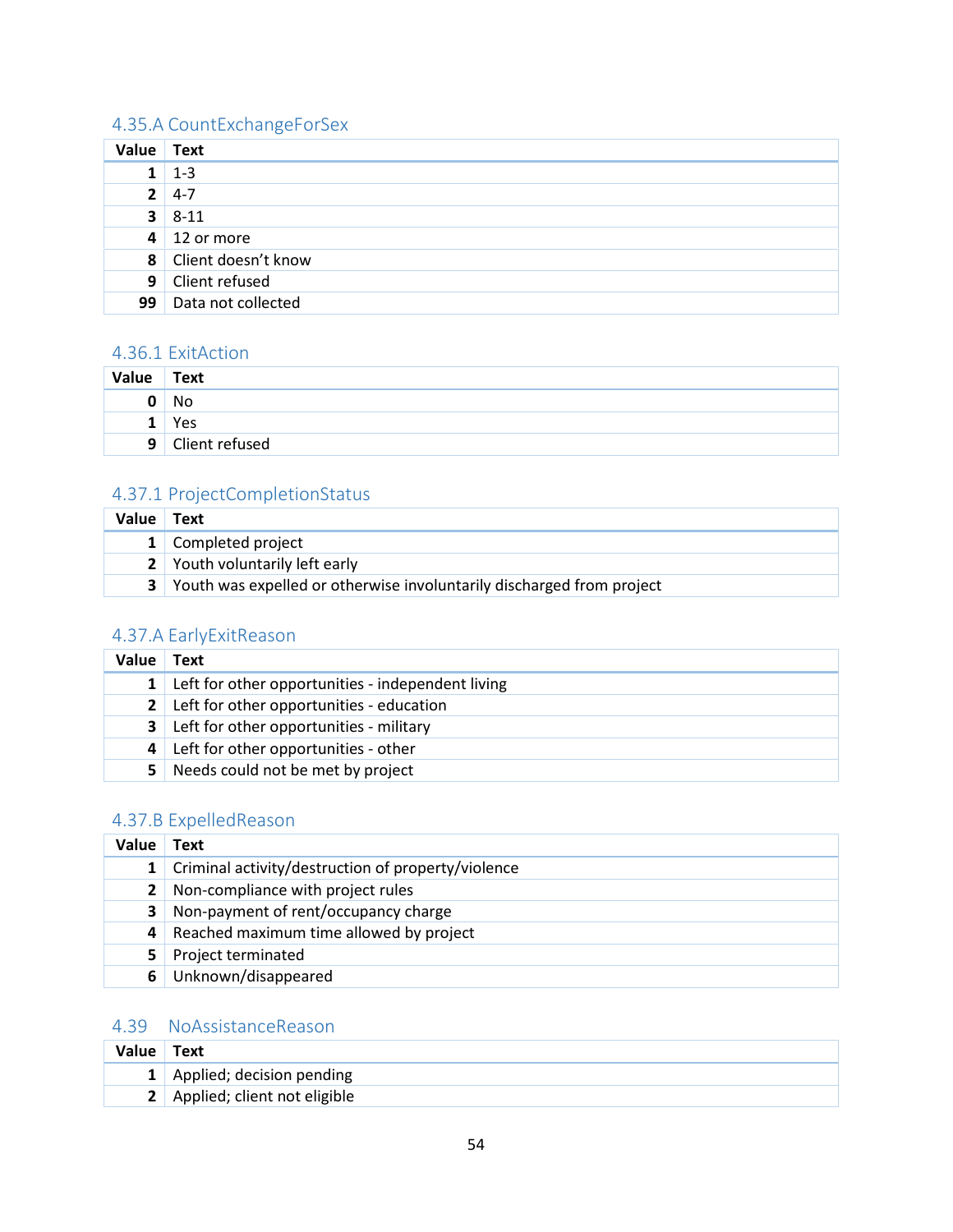### 4.35.A CountExchangeForSex

| Value | Text |
|---:|---|
| 1 | 1-3 |
| 2 | 4-7 |
| 3 | 8-11 |
| 4 | 12 or more |
| 8 | Client doesn't know |
| 9 | Client refused |
| 99 | Data not collected |

### 4.36.1 ExitAction

| Value | Text |
|---:|---|
| 0 | No |
| 1 | Yes |
| 9 | Client refused |

### 4.37.1 ProjectCompletionStatus

| Value | Text |
|---:|---|
| 1 | Completed project |
| 2 | Youth voluntarily left early |
| 3 | Youth was expelled or otherwise involuntarily discharged from project |

### 4.37.A EarlyExitReason

| Value | Text |
|---:|---|
| 1 | Left for other opportunities - independent living |
| 2 | Left for other opportunities - education |
| 3 | Left for other opportunities - military |
| 4 | Left for other opportunities - other |
| 5 | Needs could not be met by project |

### 4.37.B ExpelledReason

| Value | Text |
|---:|---|
| 1 | Criminal activity/destruction of property/violence |
| 2 | Non-compliance with project rules |
| 3 | Non-payment of rent/occupancy charge |
| 4 | Reached maximum time allowed by project |
| 5 | Project terminated |
| 6 | Unknown/disappeared |

### 4.39 NoAssistanceReason

| Value | Text |
|---:|---|
| 1 | Applied; decision pending |
| 2 | Applied; client not eligible |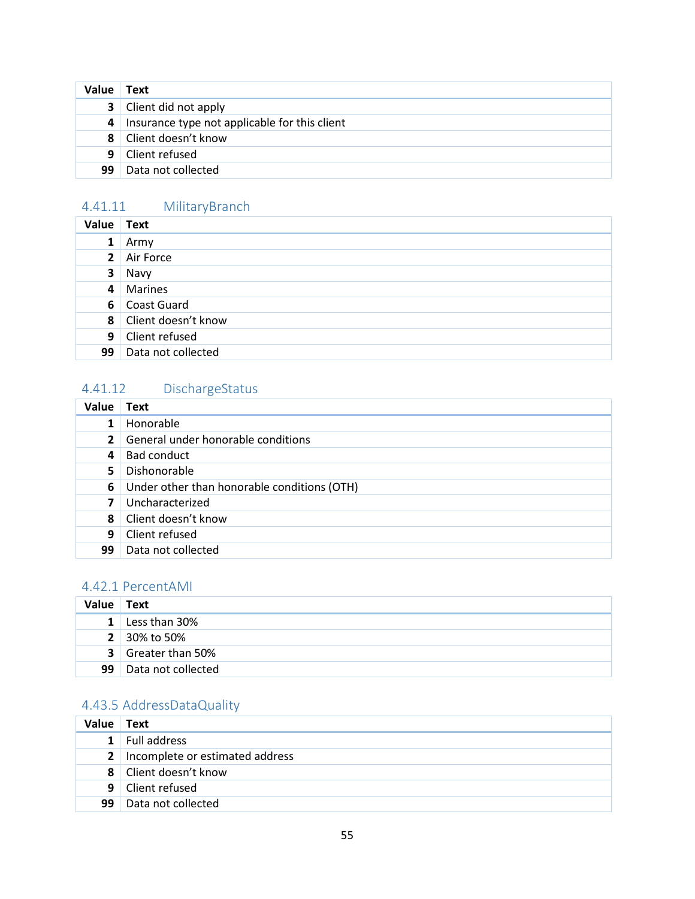| Value | Text |
|---|---|
| 3 | Client did not apply |
| 4 | Insurance type not applicable for this client |
| 8 | Client doesn't know |
| 9 | Client refused |
| 99 | Data not collected |

### 4.41.11 MilitaryBranch

| Value | Text |
|---|---|
| 1 | Army |
| 2 | Air Force |
| 3 | Navy |
| 4 | Marines |
| 6 | Coast Guard |
| 8 | Client doesn't know |
| 9 | Client refused |
| 99 | Data not collected |

### 4.41.12 DischargeStatus

| Value | Text |
|---|---|
| 1 | Honorable |
| 2 | General under honorable conditions |
| 4 | Bad conduct |
| 5 | Dishonorable |
| 6 | Under other than honorable conditions (OTH) |
| 7 | Uncharacterized |
| 8 | Client doesn't know |
| 9 | Client refused |
| 99 | Data not collected |

### 4.42.1 PercentAMI

| Value | Text |
|---|---|
| 1 | Less than 30% |
| 2 | 30% to 50% |
| 3 | Greater than 50% |
| 99 | Data not collected |

### 4.43.5 AddressDataQuality

| Value | Text |
|---|---|
| 1 | Full address |
| 2 | Incomplete or estimated address |
| 8 | Client doesn't know |
| 9 | Client refused |
| 99 | Data not collected |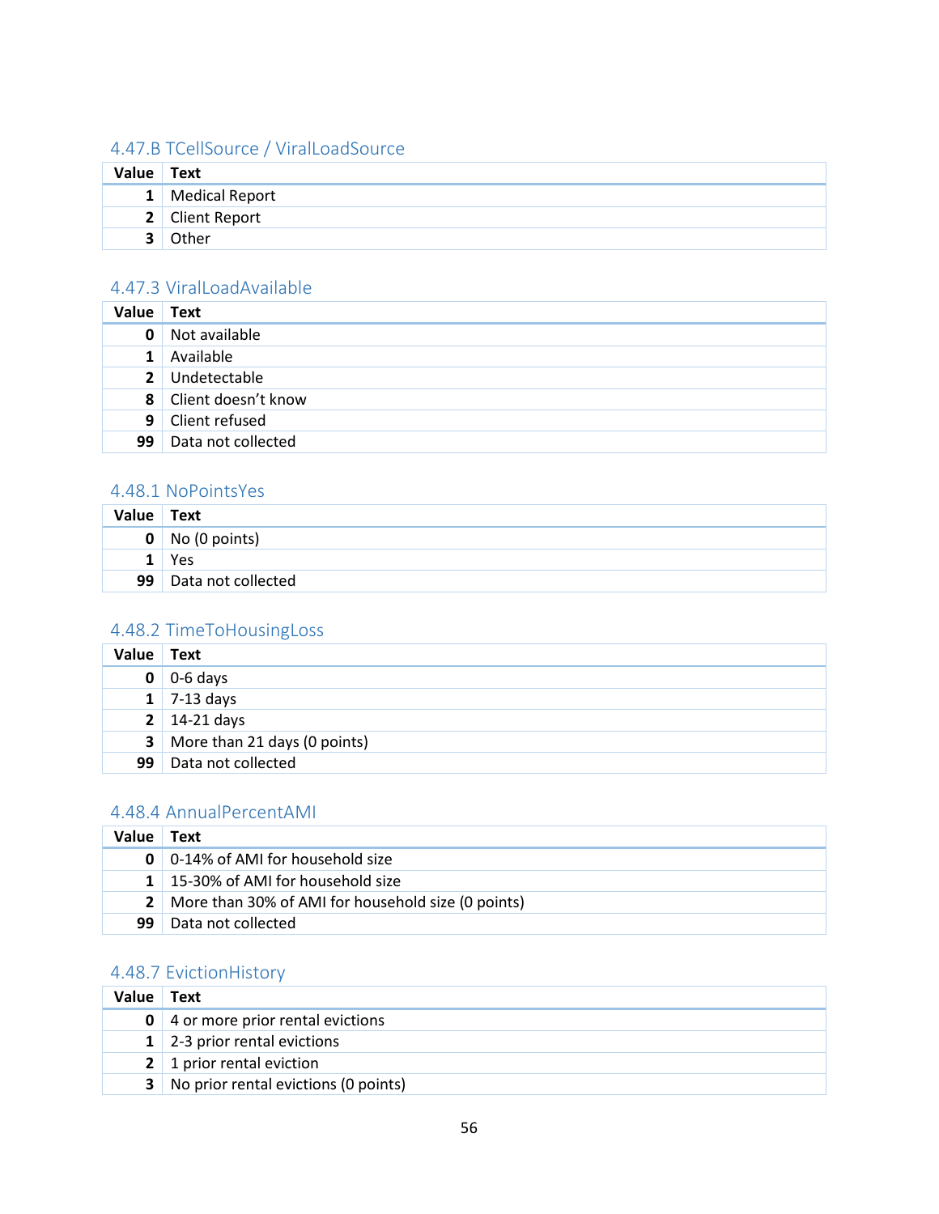### 4.47.B TCellSource / ViralLoadSource

| Value | Text |
|---|---|
| 1 | Medical Report |
| 2 | Client Report |
| 3 | Other |

### 4.47.3 ViralLoadAvailable

| Value | Text |
|---|---|
| 0 | Not available |
| 1 | Available |
| 2 | Undetectable |
| 8 | Client doesn't know |
| 9 | Client refused |
| 99 | Data not collected |

### 4.48.1 NoPointsYes

| Value | Text |
|---|---|
| 0 | No (0 points) |
| 1 | Yes |
| 99 | Data not collected |

### 4.48.2 TimeToHousingLoss

| Value | Text |
|---|---|
| 0 | 0-6 days |
| 1 | 7-13 days |
| 2 | 14-21 days |
| 3 | More than 21 days (0 points) |
| 99 | Data not collected |

### 4.48.4 AnnualPercentAMI

| Value | Text |
|---|---|
| 0 | 0-14% of AMI for household size |
| 1 | 15-30% of AMI for household size |
| 2 | More than 30% of AMI for household size (0 points) |
| 99 | Data not collected |

### 4.48.7 EvictionHistory

| Value | Text |
|---|---|
| 0 | 4 or more prior rental evictions |
| 1 | 2-3 prior rental evictions |
| 2 | 1 prior rental eviction |
| 3 | No prior rental evictions (0 points) |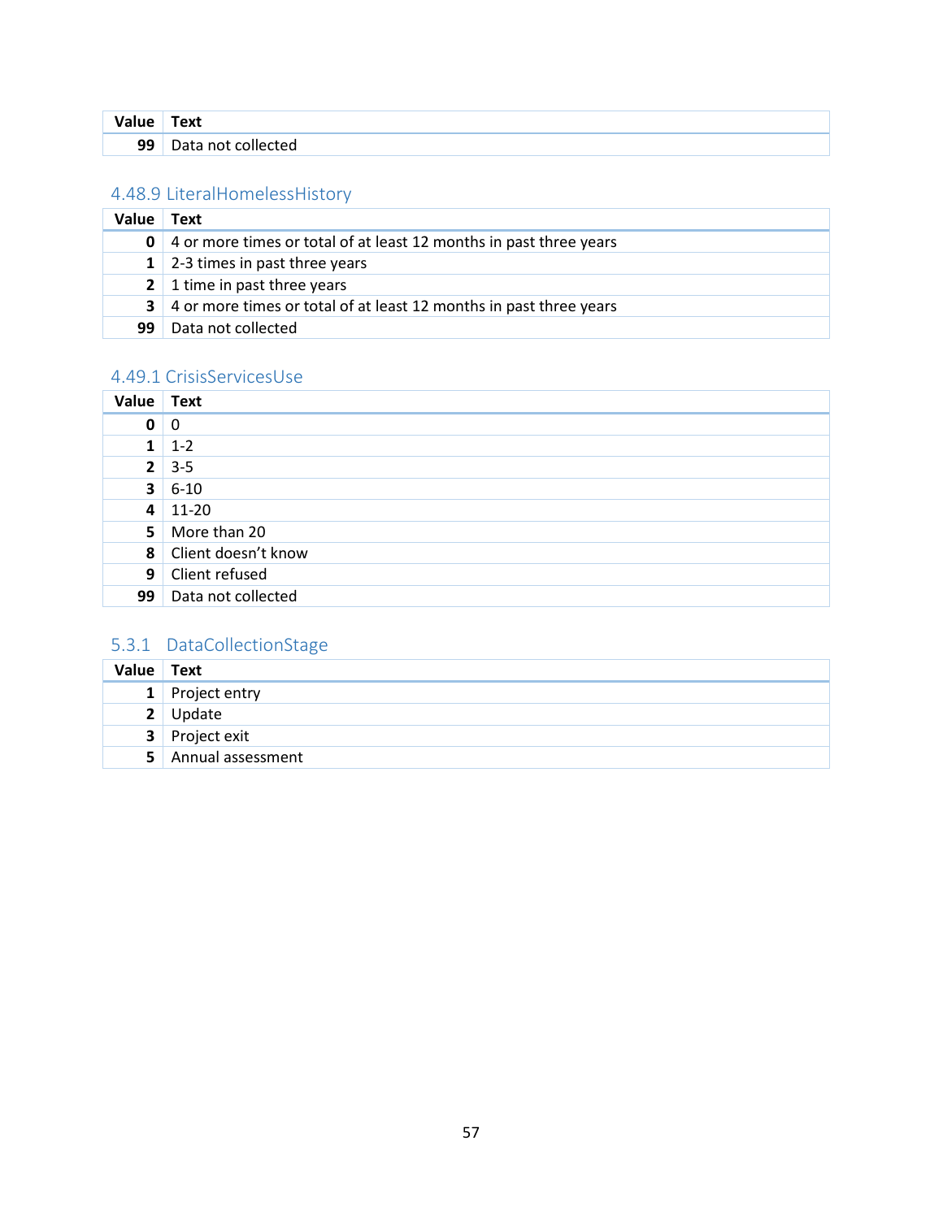| Value | Text |
|---|---|
| 99 | Data not collected |

### 4.48.9 LiteralHomelessHistory

| Value | Text |
|---|---|
| 0 | 4 or more times or total of at least 12 months in past three years |
| 1 | 2-3 times in past three years |
| 2 | 1 time in past three years |
| 3 | 4 or more times or total of at least 12 months in past three years |
| 99 | Data not collected |

### 4.49.1 CrisisServicesUse

| Value | Text |
|---|---|
| 0 | 0 |
| 1 | 1-2 |
| 2 | 3-5 |
| 3 | 6-10 |
| 4 | 11-20 |
| 5 | More than 20 |
| 8 | Client doesn’t know |
| 9 | Client refused |
| 99 | Data not collected |

### 5.3.1 DataCollectionStage

| Value | Text |
|---|---|
| 1 | Project entry |
| 2 | Update |
| 3 | Project exit |
| 5 | Annual assessment |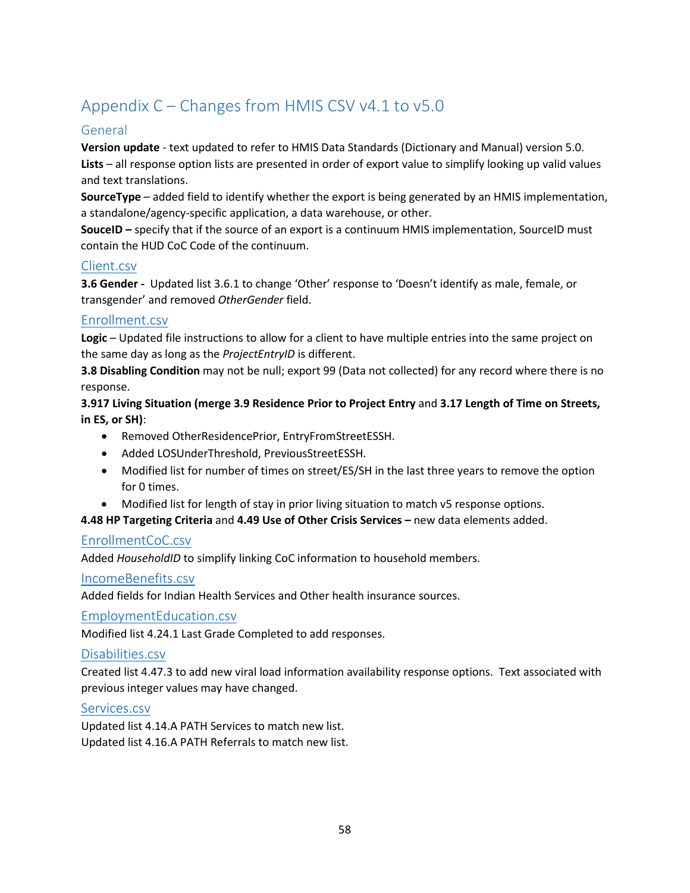# Appendix C – Changes from HMIS CSV v4.1 to v5.0

## General

**Version update** - text updated to refer to HMIS Data Standards (Dictionary and Manual) version 5.0.
**Lists** – all response option lists are presented in order of export value to simplify looking up valid values and text translations.
**SourceType** – added field to identify whether the export is being generated by an HMIS implementation, a standalone/agency-specific application, a data warehouse, or other.
**SouceID –** specify that if the source of an export is a continuum HMIS implementation, SourceID must contain the HUD CoC Code of the continuum.

## Client.csv

**3.6 Gender -** Updated list 3.6.1 to change 'Other' response to 'Doesn't identify as male, female, or transgender' and removed *OtherGender* field.

## Enrollment.csv

**Logic** – Updated file instructions to allow for a client to have multiple entries into the same project on the same day as long as the *ProjectEntryID* is different.
**3.8 Disabling Condition** may not be null; export 99 (Data not collected) for any record where there is no response.
**3.917 Living Situation (merge 3.9 Residence Prior to Project Entry** and **3.17 Length of Time on Streets, in ES, or SH)**:

- Removed OtherResidencePrior, EntryFromStreetESSH.
- Added LOSUnderThreshold, PreviousStreetESSH.
- Modified list for number of times on street/ES/SH in the last three years to remove the option for 0 times.
- Modified list for length of stay in prior living situation to match v5 response options.

**4.48 HP Targeting Criteria** and **4.49 Use of Other Crisis Services –** new data elements added.

## EnrollmentCoC.csv

Added *HouseholdID* to simplify linking CoC information to household members.

## IncomeBenefits.csv

Added fields for Indian Health Services and Other health insurance sources.

## EmploymentEducation.csv

Modified list 4.24.1 Last Grade Completed to add responses.

## Disabilities.csv

Created list 4.47.3 to add new viral load information availability response options. Text associated with previous integer values may have changed.

## Services.csv

Updated list 4.14.A PATH Services to match new list.
Updated list 4.16.A PATH Referrals to match new list.